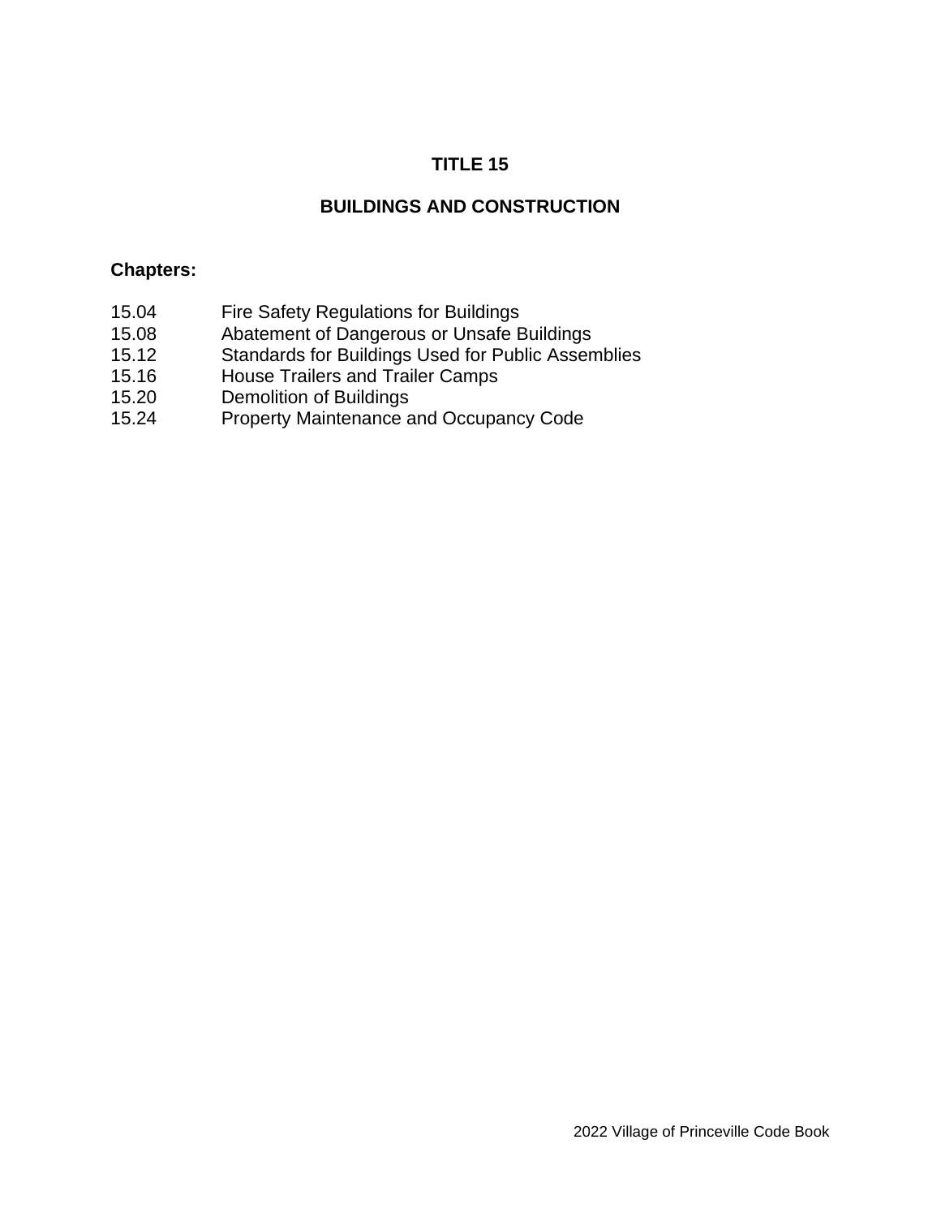# TITLE 15

# BUILDINGS AND CONSTRUCTION

**Chapters:**

| | |
|---|---|
| 15.04 | Fire Safety Regulations for Buildings |
| 15.08 | Abatement of Dangerous or Unsafe Buildings |
| 15.12 | Standards for Buildings Used for Public Assemblies |
| 15.16 | House Trailers and Trailer Camps |
| 15.20 | Demolition of Buildings |
| 15.24 | Property Maintenance and Occupancy Code |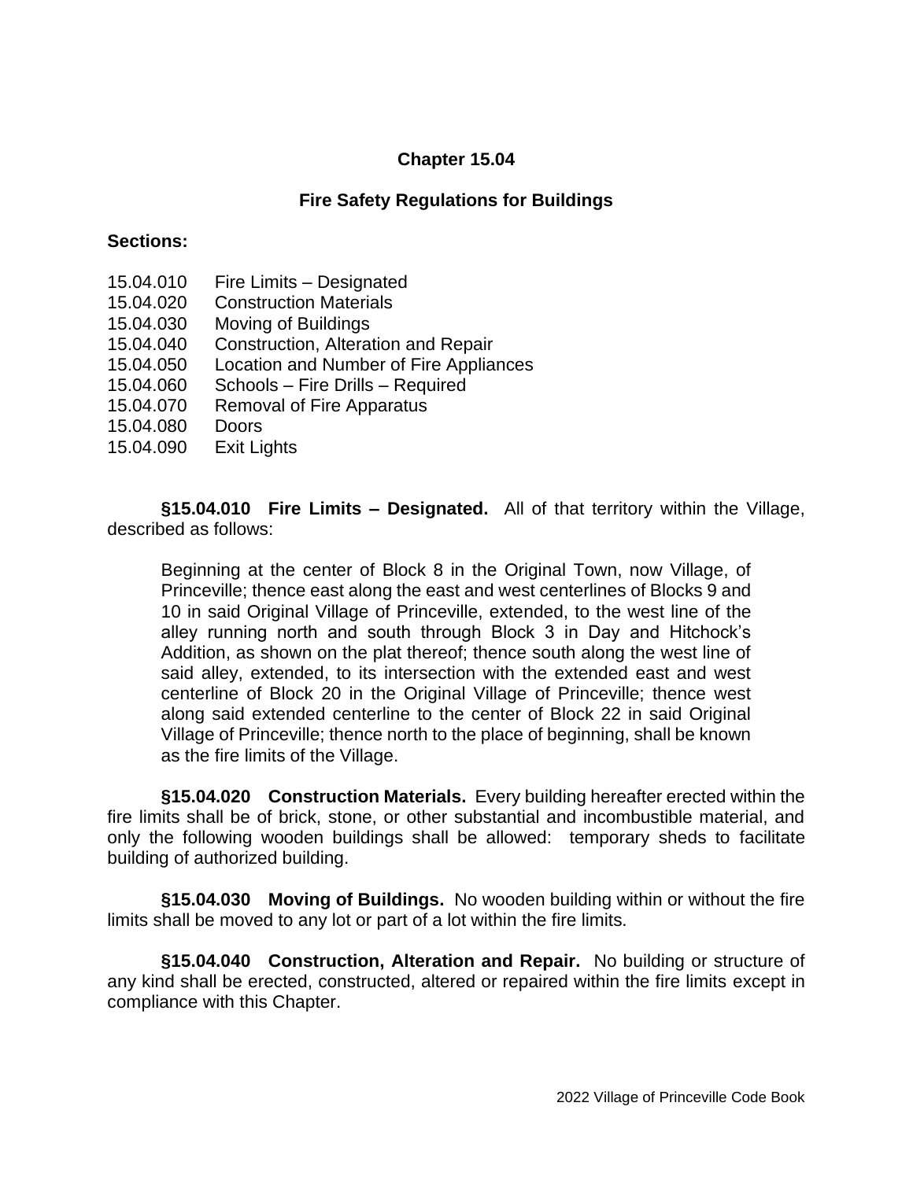# Chapter 15.04

## Fire Safety Regulations for Buildings

**Sections:**

15.04.010 Fire Limits – Designated
15.04.020 Construction Materials
15.04.030 Moving of Buildings
15.04.040 Construction, Alteration and Repair
15.04.050 Location and Number of Fire Appliances
15.04.060 Schools – Fire Drills – Required
15.04.070 Removal of Fire Apparatus
15.04.080 Doors
15.04.090 Exit Lights

**§15.04.010 Fire Limits – Designated.** All of that territory within the Village, described as follows:

> Beginning at the center of Block 8 in the Original Town, now Village, of Princeville; thence east along the east and west centerlines of Blocks 9 and 10 in said Original Village of Princeville, extended, to the west line of the alley running north and south through Block 3 in Day and Hitchock's Addition, as shown on the plat thereof; thence south along the west line of said alley, extended, to its intersection with the extended east and west centerline of Block 20 in the Original Village of Princeville; thence west along said extended centerline to the center of Block 22 in said Original Village of Princeville; thence north to the place of beginning, shall be known as the fire limits of the Village.

**§15.04.020 Construction Materials.** Every building hereafter erected within the fire limits shall be of brick, stone, or other substantial and incombustible material, and only the following wooden buildings shall be allowed: temporary sheds to facilitate building of authorized building.

**§15.04.030 Moving of Buildings.** No wooden building within or without the fire limits shall be moved to any lot or part of a lot within the fire limits.

**§15.04.040 Construction, Alteration and Repair.** No building or structure of any kind shall be erected, constructed, altered or repaired within the fire limits except in compliance with this Chapter.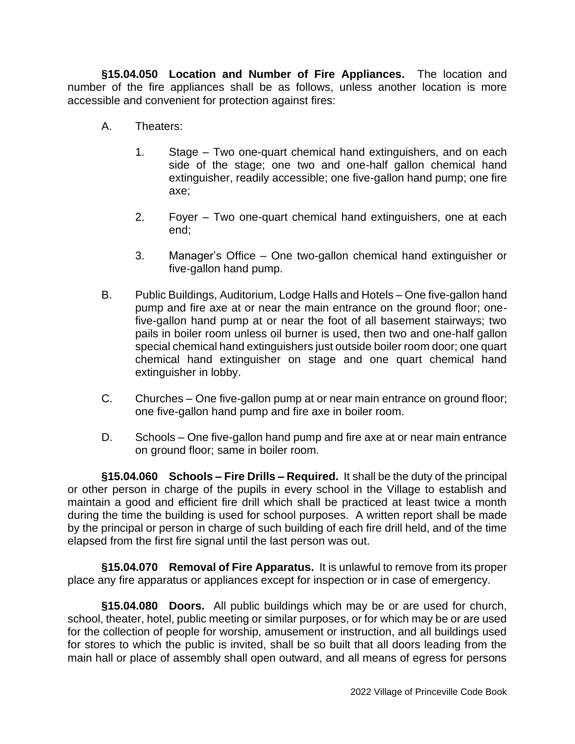**§15.04.050 Location and Number of Fire Appliances.** The location and number of the fire appliances shall be as follows, unless another location is more accessible and convenient for protection against fires:

A. Theaters:

1. Stage – Two one-quart chemical hand extinguishers, and on each side of the stage; one two and one-half gallon chemical hand extinguisher, readily accessible; one five-gallon hand pump; one fire axe;

2. Foyer – Two one-quart chemical hand extinguishers, one at each end;

3. Manager's Office – One two-gallon chemical hand extinguisher or five-gallon hand pump.

B. Public Buildings, Auditorium, Lodge Halls and Hotels – One five-gallon hand pump and fire axe at or near the main entrance on the ground floor; one-five-gallon hand pump at or near the foot of all basement stairways; two pails in boiler room unless oil burner is used, then two and one-half gallon special chemical hand extinguishers just outside boiler room door; one quart chemical hand extinguisher on stage and one quart chemical hand extinguisher in lobby.

C. Churches – One five-gallon pump at or near main entrance on ground floor; one five-gallon hand pump and fire axe in boiler room.

D. Schools – One five-gallon hand pump and fire axe at or near main entrance on ground floor; same in boiler room.

**§15.04.060 Schools – Fire Drills – Required.** It shall be the duty of the principal or other person in charge of the pupils in every school in the Village to establish and maintain a good and efficient fire drill which shall be practiced at least twice a month during the time the building is used for school purposes. A written report shall be made by the principal or person in charge of such building of each fire drill held, and of the time elapsed from the first fire signal until the last person was out.

**§15.04.070 Removal of Fire Apparatus.** It is unlawful to remove from its proper place any fire apparatus or appliances except for inspection or in case of emergency.

**§15.04.080 Doors.** All public buildings which may be or are used for church, school, theater, hotel, public meeting or similar purposes, or for which may be or are used for the collection of people for worship, amusement or instruction, and all buildings used for stores to which the public is invited, shall be so built that all doors leading from the main hall or place of assembly shall open outward, and all means of egress for persons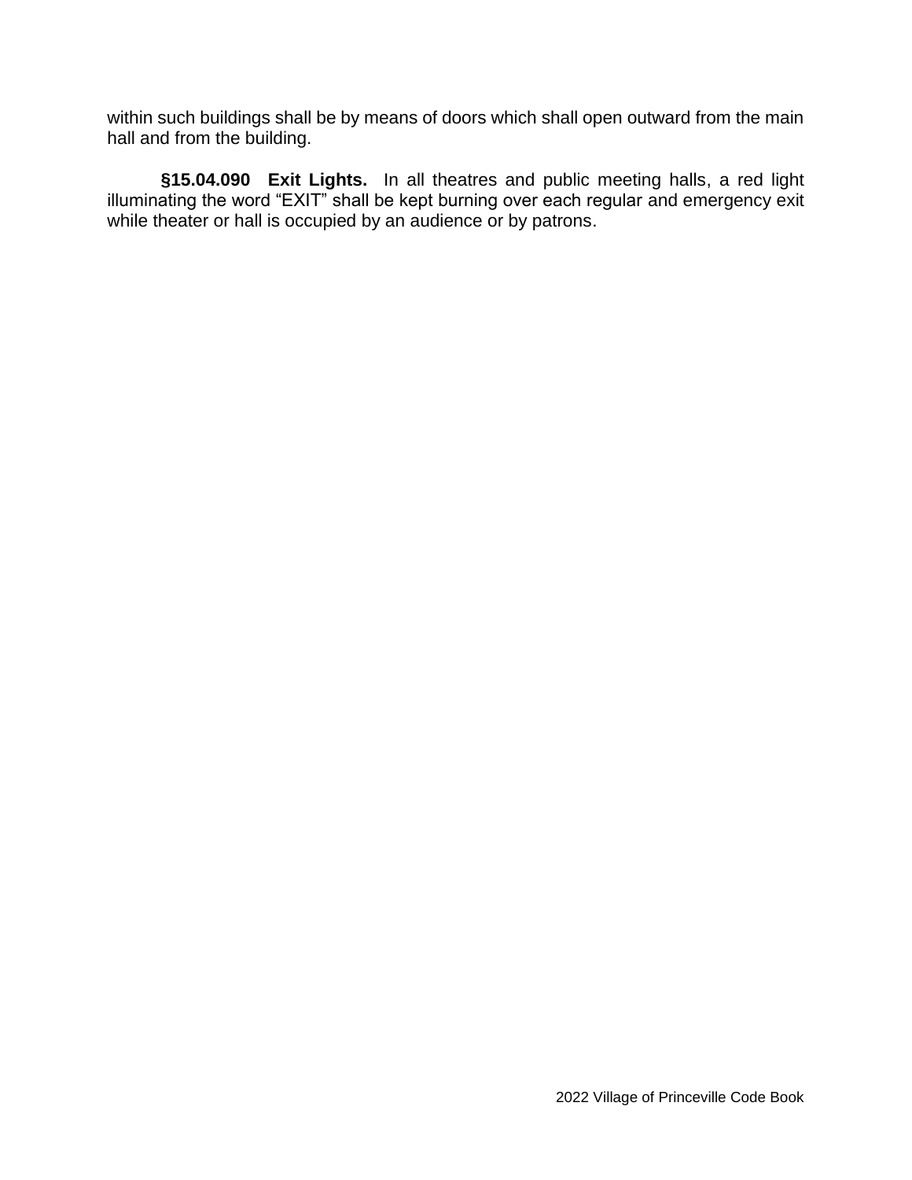within such buildings shall be by means of doors which shall open outward from the main hall and from the building.

**§15.04.090 Exit Lights.** In all theatres and public meeting halls, a red light illuminating the word "EXIT" shall be kept burning over each regular and emergency exit while theater or hall is occupied by an audience or by patrons.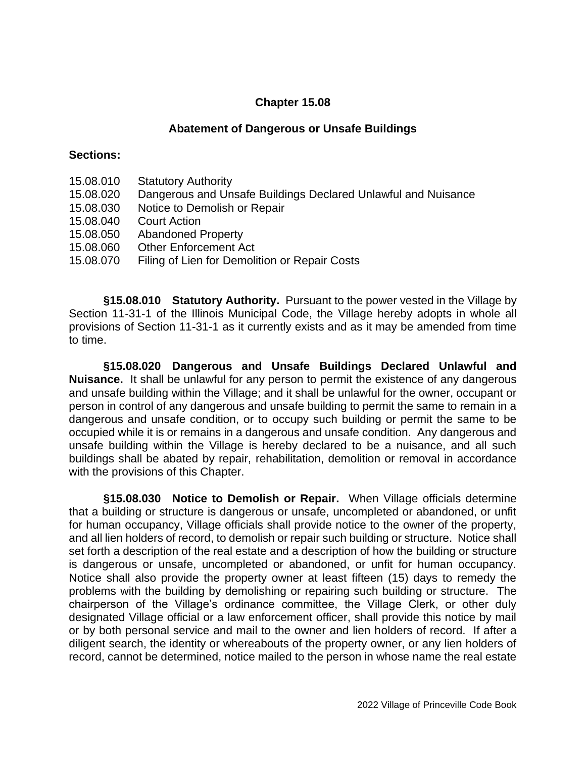# Chapter 15.08

## Abatement of Dangerous or Unsafe Buildings

**Sections:**

15.08.010 Statutory Authority
15.08.020 Dangerous and Unsafe Buildings Declared Unlawful and Nuisance
15.08.030 Notice to Demolish or Repair
15.08.040 Court Action
15.08.050 Abandoned Property
15.08.060 Other Enforcement Act
15.08.070 Filing of Lien for Demolition or Repair Costs

**§15.08.010 Statutory Authority.** Pursuant to the power vested in the Village by Section 11-31-1 of the Illinois Municipal Code, the Village hereby adopts in whole all provisions of Section 11-31-1 as it currently exists and as it may be amended from time to time.

**§15.08.020 Dangerous and Unsafe Buildings Declared Unlawful and Nuisance.** It shall be unlawful for any person to permit the existence of any dangerous and unsafe building within the Village; and it shall be unlawful for the owner, occupant or person in control of any dangerous and unsafe building to permit the same to remain in a dangerous and unsafe condition, or to occupy such building or permit the same to be occupied while it is or remains in a dangerous and unsafe condition. Any dangerous and unsafe building within the Village is hereby declared to be a nuisance, and all such buildings shall be abated by repair, rehabilitation, demolition or removal in accordance with the provisions of this Chapter.

**§15.08.030 Notice to Demolish or Repair.** When Village officials determine that a building or structure is dangerous or unsafe, uncompleted or abandoned, or unfit for human occupancy, Village officials shall provide notice to the owner of the property, and all lien holders of record, to demolish or repair such building or structure. Notice shall set forth a description of the real estate and a description of how the building or structure is dangerous or unsafe, uncompleted or abandoned, or unfit for human occupancy. Notice shall also provide the property owner at least fifteen (15) days to remedy the problems with the building by demolishing or repairing such building or structure. The chairperson of the Village's ordinance committee, the Village Clerk, or other duly designated Village official or a law enforcement officer, shall provide this notice by mail or by both personal service and mail to the owner and lien holders of record. If after a diligent search, the identity or whereabouts of the property owner, or any lien holders of record, cannot be determined, notice mailed to the person in whose name the real estate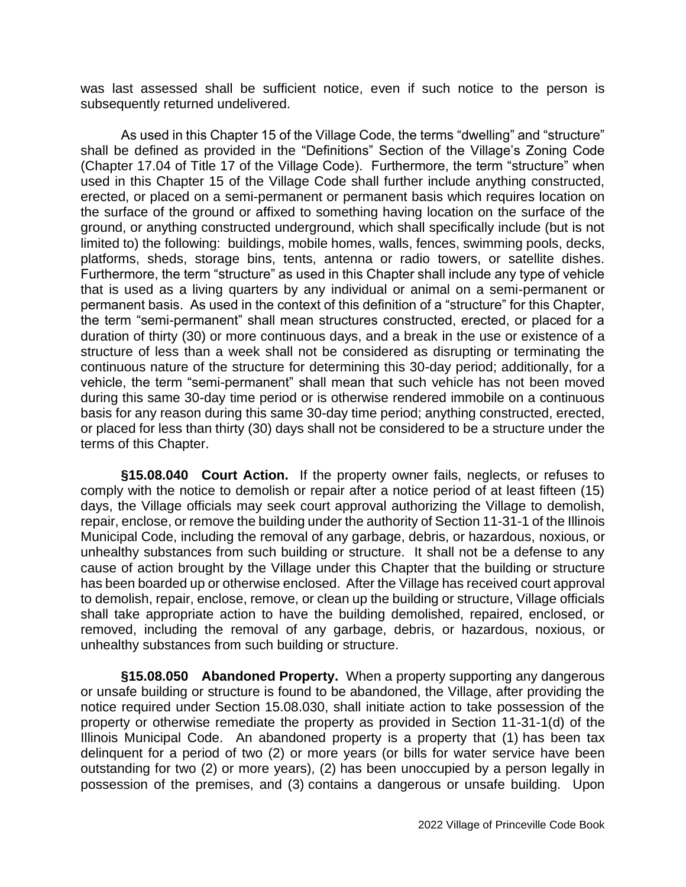was last assessed shall be sufficient notice, even if such notice to the person is subsequently returned undelivered.

As used in this Chapter 15 of the Village Code, the terms "dwelling" and "structure" shall be defined as provided in the "Definitions" Section of the Village's Zoning Code (Chapter 17.04 of Title 17 of the Village Code). Furthermore, the term "structure" when used in this Chapter 15 of the Village Code shall further include anything constructed, erected, or placed on a semi-permanent or permanent basis which requires location on the surface of the ground or affixed to something having location on the surface of the ground, or anything constructed underground, which shall specifically include (but is not limited to) the following: buildings, mobile homes, walls, fences, swimming pools, decks, platforms, sheds, storage bins, tents, antenna or radio towers, or satellite dishes. Furthermore, the term "structure" as used in this Chapter shall include any type of vehicle that is used as a living quarters by any individual or animal on a semi-permanent or permanent basis. As used in the context of this definition of a "structure" for this Chapter, the term "semi-permanent" shall mean structures constructed, erected, or placed for a duration of thirty (30) or more continuous days, and a break in the use or existence of a structure of less than a week shall not be considered as disrupting or terminating the continuous nature of the structure for determining this 30-day period; additionally, for a vehicle, the term "semi-permanent" shall mean that such vehicle has not been moved during this same 30-day time period or is otherwise rendered immobile on a continuous basis for any reason during this same 30-day time period; anything constructed, erected, or placed for less than thirty (30) days shall not be considered to be a structure under the terms of this Chapter.

**§15.08.040 Court Action.** If the property owner fails, neglects, or refuses to comply with the notice to demolish or repair after a notice period of at least fifteen (15) days, the Village officials may seek court approval authorizing the Village to demolish, repair, enclose, or remove the building under the authority of Section 11-31-1 of the Illinois Municipal Code, including the removal of any garbage, debris, or hazardous, noxious, or unhealthy substances from such building or structure. It shall not be a defense to any cause of action brought by the Village under this Chapter that the building or structure has been boarded up or otherwise enclosed. After the Village has received court approval to demolish, repair, enclose, remove, or clean up the building or structure, Village officials shall take appropriate action to have the building demolished, repaired, enclosed, or removed, including the removal of any garbage, debris, or hazardous, noxious, or unhealthy substances from such building or structure.

**§15.08.050 Abandoned Property.** When a property supporting any dangerous or unsafe building or structure is found to be abandoned, the Village, after providing the notice required under Section 15.08.030, shall initiate action to take possession of the property or otherwise remediate the property as provided in Section 11-31-1(d) of the Illinois Municipal Code. An abandoned property is a property that (1) has been tax delinquent for a period of two (2) or more years (or bills for water service have been outstanding for two (2) or more years), (2) has been unoccupied by a person legally in possession of the premises, and (3) contains a dangerous or unsafe building. Upon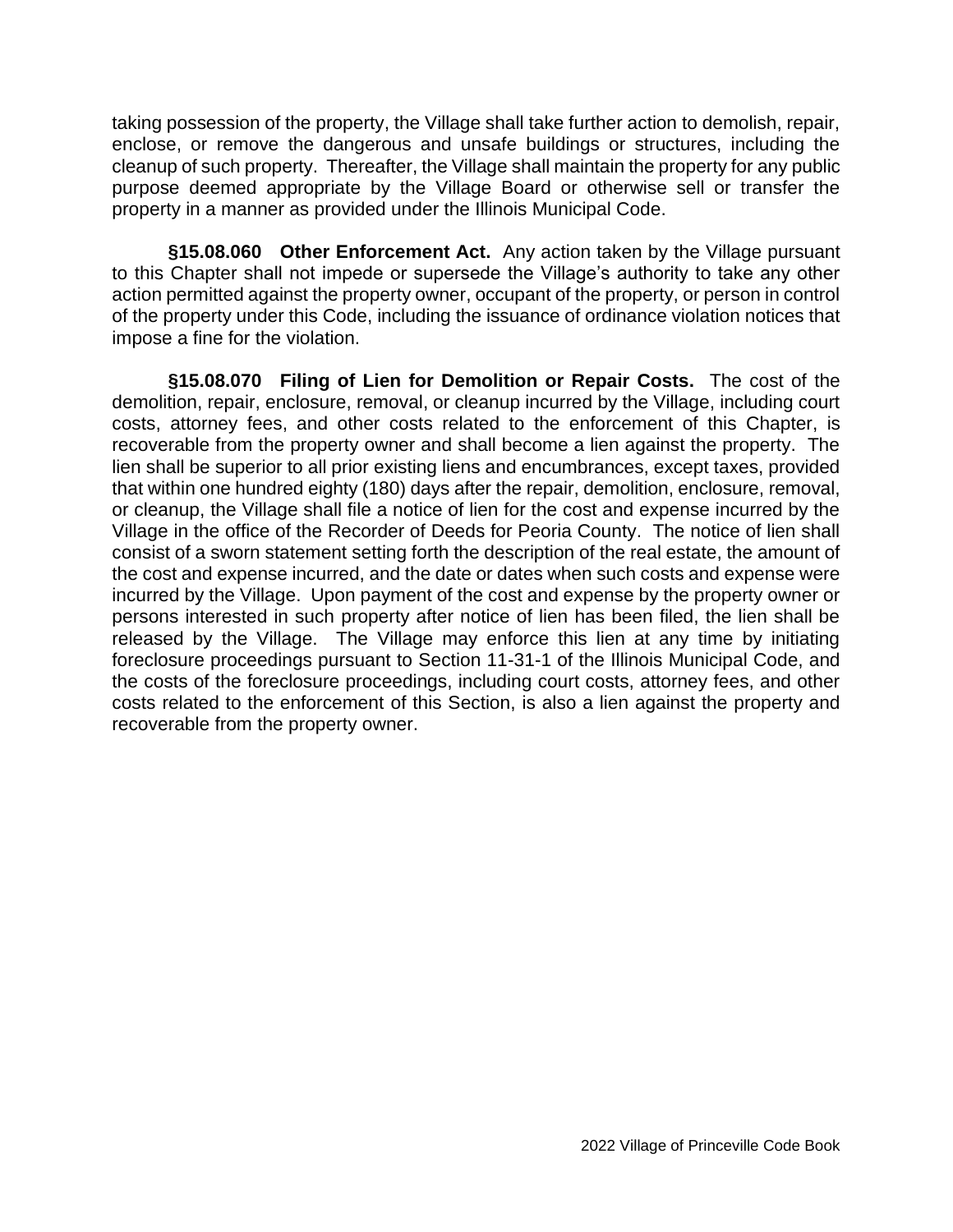taking possession of the property, the Village shall take further action to demolish, repair, enclose, or remove the dangerous and unsafe buildings or structures, including the cleanup of such property. Thereafter, the Village shall maintain the property for any public purpose deemed appropriate by the Village Board or otherwise sell or transfer the property in a manner as provided under the Illinois Municipal Code.

**§15.08.060 Other Enforcement Act.** Any action taken by the Village pursuant to this Chapter shall not impede or supersede the Village's authority to take any other action permitted against the property owner, occupant of the property, or person in control of the property under this Code, including the issuance of ordinance violation notices that impose a fine for the violation.

**§15.08.070 Filing of Lien for Demolition or Repair Costs.** The cost of the demolition, repair, enclosure, removal, or cleanup incurred by the Village, including court costs, attorney fees, and other costs related to the enforcement of this Chapter, is recoverable from the property owner and shall become a lien against the property. The lien shall be superior to all prior existing liens and encumbrances, except taxes, provided that within one hundred eighty (180) days after the repair, demolition, enclosure, removal, or cleanup, the Village shall file a notice of lien for the cost and expense incurred by the Village in the office of the Recorder of Deeds for Peoria County. The notice of lien shall consist of a sworn statement setting forth the description of the real estate, the amount of the cost and expense incurred, and the date or dates when such costs and expense were incurred by the Village. Upon payment of the cost and expense by the property owner or persons interested in such property after notice of lien has been filed, the lien shall be released by the Village. The Village may enforce this lien at any time by initiating foreclosure proceedings pursuant to Section 11-31-1 of the Illinois Municipal Code, and the costs of the foreclosure proceedings, including court costs, attorney fees, and other costs related to the enforcement of this Section, is also a lien against the property and recoverable from the property owner.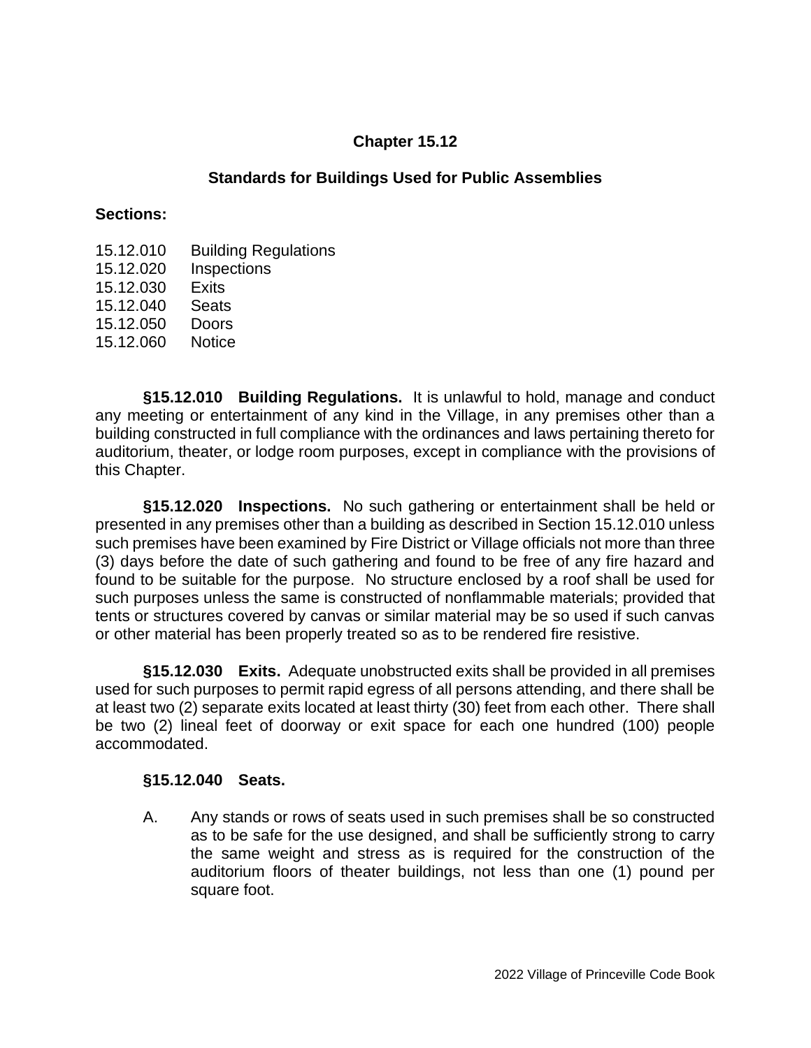# Chapter 15.12

## Standards for Buildings Used for Public Assemblies

**Sections:**

15.12.010 Building Regulations
15.12.020 Inspections
15.12.030 Exits
15.12.040 Seats
15.12.050 Doors
15.12.060 Notice

**§15.12.010 Building Regulations.** It is unlawful to hold, manage and conduct any meeting or entertainment of any kind in the Village, in any premises other than a building constructed in full compliance with the ordinances and laws pertaining thereto for auditorium, theater, or lodge room purposes, except in compliance with the provisions of this Chapter.

**§15.12.020 Inspections.** No such gathering or entertainment shall be held or presented in any premises other than a building as described in Section 15.12.010 unless such premises have been examined by Fire District or Village officials not more than three (3) days before the date of such gathering and found to be free of any fire hazard and found to be suitable for the purpose. No structure enclosed by a roof shall be used for such purposes unless the same is constructed of nonflammable materials; provided that tents or structures covered by canvas or similar material may be so used if such canvas or other material has been properly treated so as to be rendered fire resistive.

**§15.12.030 Exits.** Adequate unobstructed exits shall be provided in all premises used for such purposes to permit rapid egress of all persons attending, and there shall be at least two (2) separate exits located at least thirty (30) feet from each other. There shall be two (2) lineal feet of doorway or exit space for each one hundred (100) people accommodated.

**§15.12.040 Seats.**

A. Any stands or rows of seats used in such premises shall be so constructed as to be safe for the use designed, and shall be sufficiently strong to carry the same weight and stress as is required for the construction of the auditorium floors of theater buildings, not less than one (1) pound per square foot.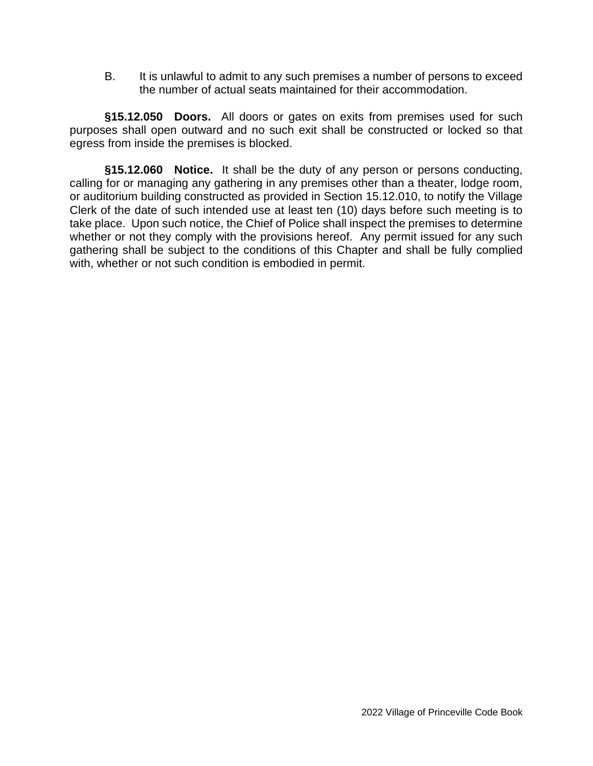B. It is unlawful to admit to any such premises a number of persons to exceed the number of actual seats maintained for their accommodation.

**§15.12.050 Doors.** All doors or gates on exits from premises used for such purposes shall open outward and no such exit shall be constructed or locked so that egress from inside the premises is blocked.

**§15.12.060 Notice.** It shall be the duty of any person or persons conducting, calling for or managing any gathering in any premises other than a theater, lodge room, or auditorium building constructed as provided in Section 15.12.010, to notify the Village Clerk of the date of such intended use at least ten (10) days before such meeting is to take place. Upon such notice, the Chief of Police shall inspect the premises to determine whether or not they comply with the provisions hereof. Any permit issued for any such gathering shall be subject to the conditions of this Chapter and shall be fully complied with, whether or not such condition is embodied in permit.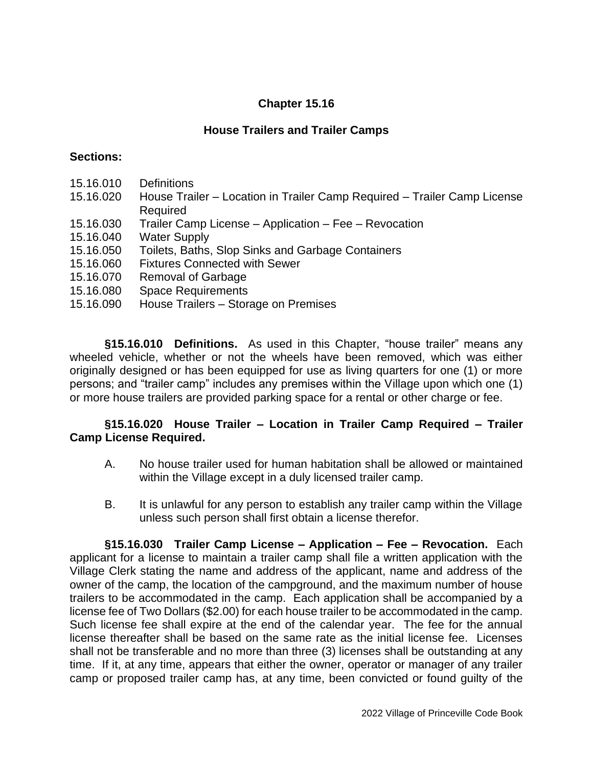# Chapter 15.16

## House Trailers and Trailer Camps

**Sections:**

15.16.010 Definitions
15.16.020 House Trailer – Location in Trailer Camp Required – Trailer Camp License Required
15.16.030 Trailer Camp License – Application – Fee – Revocation
15.16.040 Water Supply
15.16.050 Toilets, Baths, Slop Sinks and Garbage Containers
15.16.060 Fixtures Connected with Sewer
15.16.070 Removal of Garbage
15.16.080 Space Requirements
15.16.090 House Trailers – Storage on Premises

**§15.16.010 Definitions.** As used in this Chapter, "house trailer" means any wheeled vehicle, whether or not the wheels have been removed, which was either originally designed or has been equipped for use as living quarters for one (1) or more persons; and "trailer camp" includes any premises within the Village upon which one (1) or more house trailers are provided parking space for a rental or other charge or fee.

**§15.16.020 House Trailer – Location in Trailer Camp Required – Trailer Camp License Required.**

A. No house trailer used for human habitation shall be allowed or maintained within the Village except in a duly licensed trailer camp.

B. It is unlawful for any person to establish any trailer camp within the Village unless such person shall first obtain a license therefor.

**§15.16.030 Trailer Camp License – Application – Fee – Revocation.** Each applicant for a license to maintain a trailer camp shall file a written application with the Village Clerk stating the name and address of the applicant, name and address of the owner of the camp, the location of the campground, and the maximum number of house trailers to be accommodated in the camp. Each application shall be accompanied by a license fee of Two Dollars ($2.00) for each house trailer to be accommodated in the camp. Such license fee shall expire at the end of the calendar year. The fee for the annual license thereafter shall be based on the same rate as the initial license fee. Licenses shall not be transferable and no more than three (3) licenses shall be outstanding at any time. If it, at any time, appears that either the owner, operator or manager of any trailer camp or proposed trailer camp has, at any time, been convicted or found guilty of the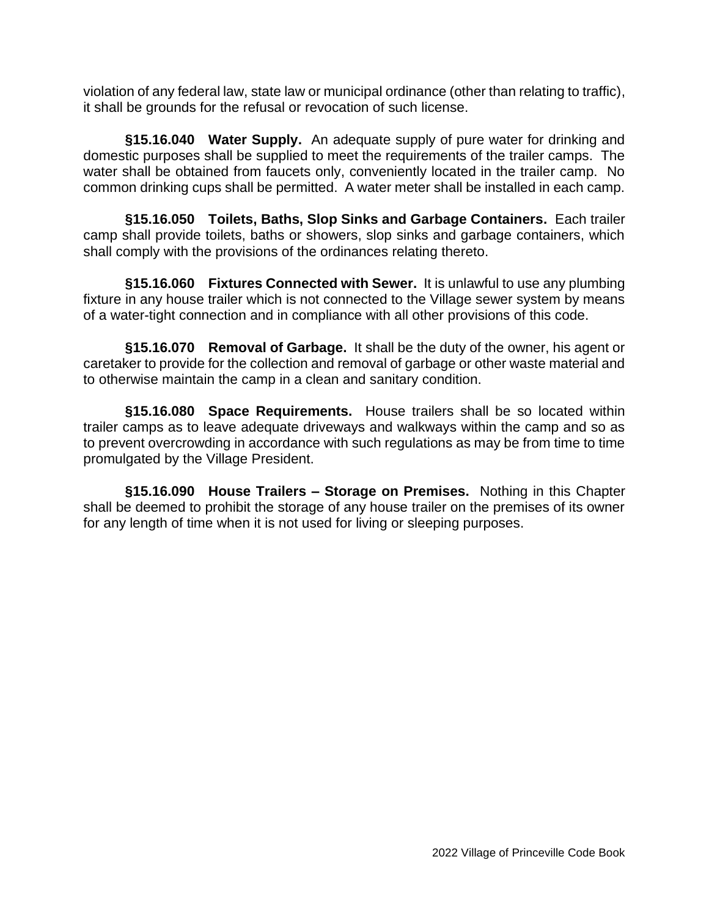violation of any federal law, state law or municipal ordinance (other than relating to traffic), it shall be grounds for the refusal or revocation of such license.

**§15.16.040 Water Supply.** An adequate supply of pure water for drinking and domestic purposes shall be supplied to meet the requirements of the trailer camps. The water shall be obtained from faucets only, conveniently located in the trailer camp. No common drinking cups shall be permitted. A water meter shall be installed in each camp.

**§15.16.050 Toilets, Baths, Slop Sinks and Garbage Containers.** Each trailer camp shall provide toilets, baths or showers, slop sinks and garbage containers, which shall comply with the provisions of the ordinances relating thereto.

**§15.16.060 Fixtures Connected with Sewer.** It is unlawful to use any plumbing fixture in any house trailer which is not connected to the Village sewer system by means of a water-tight connection and in compliance with all other provisions of this code.

**§15.16.070 Removal of Garbage.** It shall be the duty of the owner, his agent or caretaker to provide for the collection and removal of garbage or other waste material and to otherwise maintain the camp in a clean and sanitary condition.

**§15.16.080 Space Requirements.** House trailers shall be so located within trailer camps as to leave adequate driveways and walkways within the camp and so as to prevent overcrowding in accordance with such regulations as may be from time to time promulgated by the Village President.

**§15.16.090 House Trailers – Storage on Premises.** Nothing in this Chapter shall be deemed to prohibit the storage of any house trailer on the premises of its owner for any length of time when it is not used for living or sleeping purposes.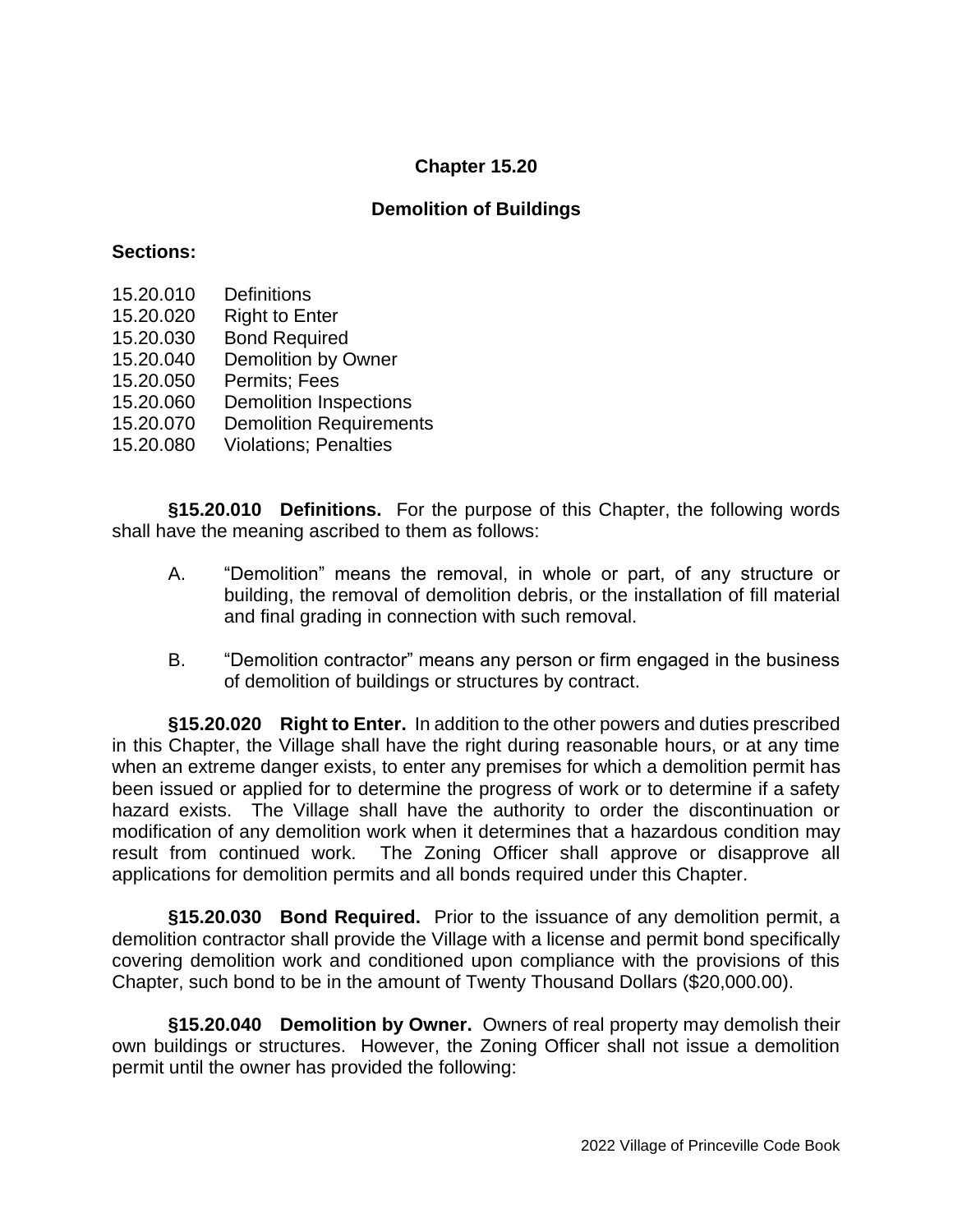# Chapter 15.20

## Demolition of Buildings

**Sections:**

15.20.010 Definitions
15.20.020 Right to Enter
15.20.030 Bond Required
15.20.040 Demolition by Owner
15.20.050 Permits; Fees
15.20.060 Demolition Inspections
15.20.070 Demolition Requirements
15.20.080 Violations; Penalties

**§15.20.010 Definitions.** For the purpose of this Chapter, the following words shall have the meaning ascribed to them as follows:

A. "Demolition" means the removal, in whole or part, of any structure or building, the removal of demolition debris, or the installation of fill material and final grading in connection with such removal.

B. "Demolition contractor" means any person or firm engaged in the business of demolition of buildings or structures by contract.

**§15.20.020 Right to Enter.** In addition to the other powers and duties prescribed in this Chapter, the Village shall have the right during reasonable hours, or at any time when an extreme danger exists, to enter any premises for which a demolition permit has been issued or applied for to determine the progress of work or to determine if a safety hazard exists. The Village shall have the authority to order the discontinuation or modification of any demolition work when it determines that a hazardous condition may result from continued work. The Zoning Officer shall approve or disapprove all applications for demolition permits and all bonds required under this Chapter.

**§15.20.030 Bond Required.** Prior to the issuance of any demolition permit, a demolition contractor shall provide the Village with a license and permit bond specifically covering demolition work and conditioned upon compliance with the provisions of this Chapter, such bond to be in the amount of Twenty Thousand Dollars ($20,000.00).

**§15.20.040 Demolition by Owner.** Owners of real property may demolish their own buildings or structures. However, the Zoning Officer shall not issue a demolition permit until the owner has provided the following: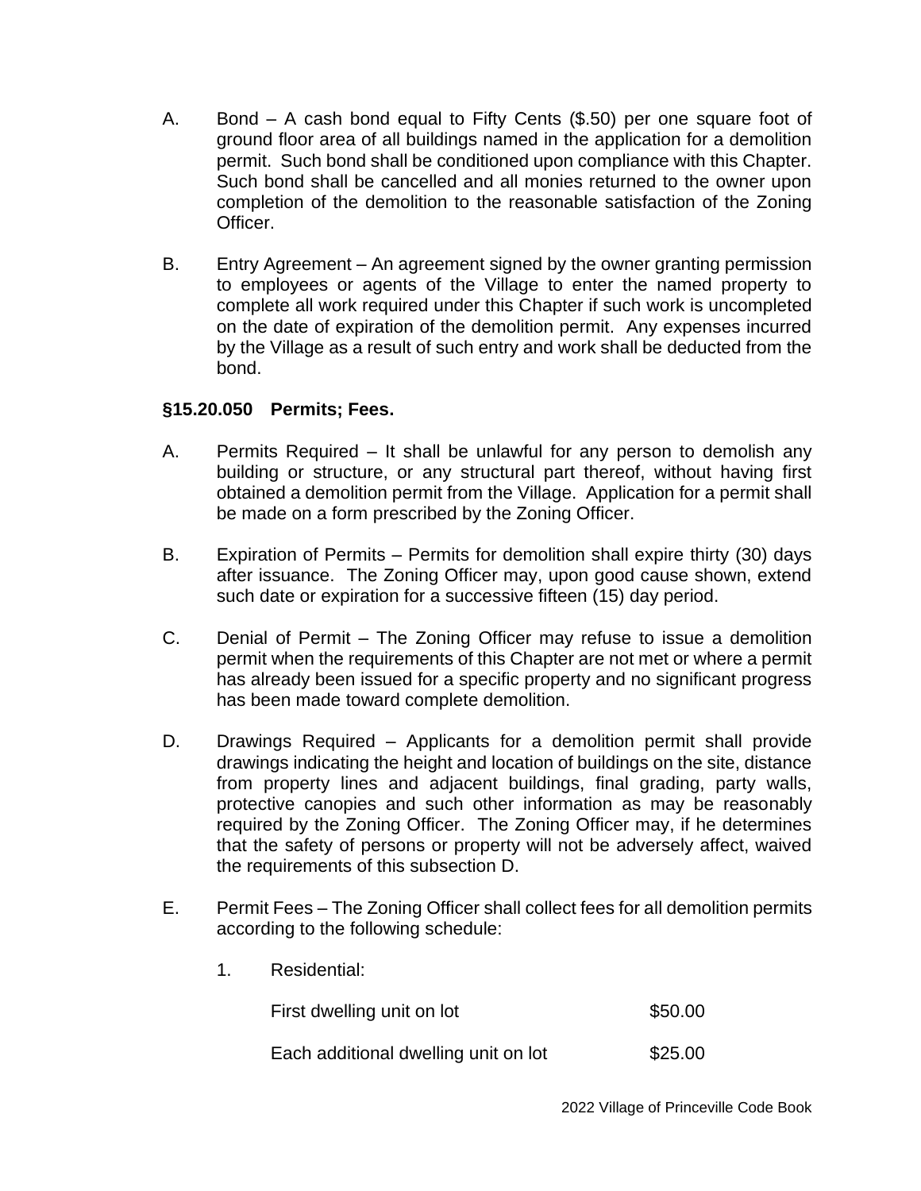A. Bond – A cash bond equal to Fifty Cents ($.50) per one square foot of ground floor area of all buildings named in the application for a demolition permit. Such bond shall be conditioned upon compliance with this Chapter. Such bond shall be cancelled and all monies returned to the owner upon completion of the demolition to the reasonable satisfaction of the Zoning Officer.

B. Entry Agreement – An agreement signed by the owner granting permission to employees or agents of the Village to enter the named property to complete all work required under this Chapter if such work is uncompleted on the date of expiration of the demolition permit. Any expenses incurred by the Village as a result of such entry and work shall be deducted from the bond.

**§15.20.050 Permits; Fees.**

A. Permits Required – It shall be unlawful for any person to demolish any building or structure, or any structural part thereof, without having first obtained a demolition permit from the Village. Application for a permit shall be made on a form prescribed by the Zoning Officer.

B. Expiration of Permits – Permits for demolition shall expire thirty (30) days after issuance. The Zoning Officer may, upon good cause shown, extend such date or expiration for a successive fifteen (15) day period.

C. Denial of Permit – The Zoning Officer may refuse to issue a demolition permit when the requirements of this Chapter are not met or where a permit has already been issued for a specific property and no significant progress has been made toward complete demolition.

D. Drawings Required – Applicants for a demolition permit shall provide drawings indicating the height and location of buildings on the site, distance from property lines and adjacent buildings, final grading, party walls, protective canopies and such other information as may be reasonably required by the Zoning Officer. The Zoning Officer may, if he determines that the safety of persons or property will not be adversely affect, waived the requirements of this subsection D.

E. Permit Fees – The Zoning Officer shall collect fees for all demolition permits according to the following schedule:

1. Residential:

| | |
|---|---|
| First dwelling unit on lot | $50.00 |
| Each additional dwelling unit on lot | $25.00 |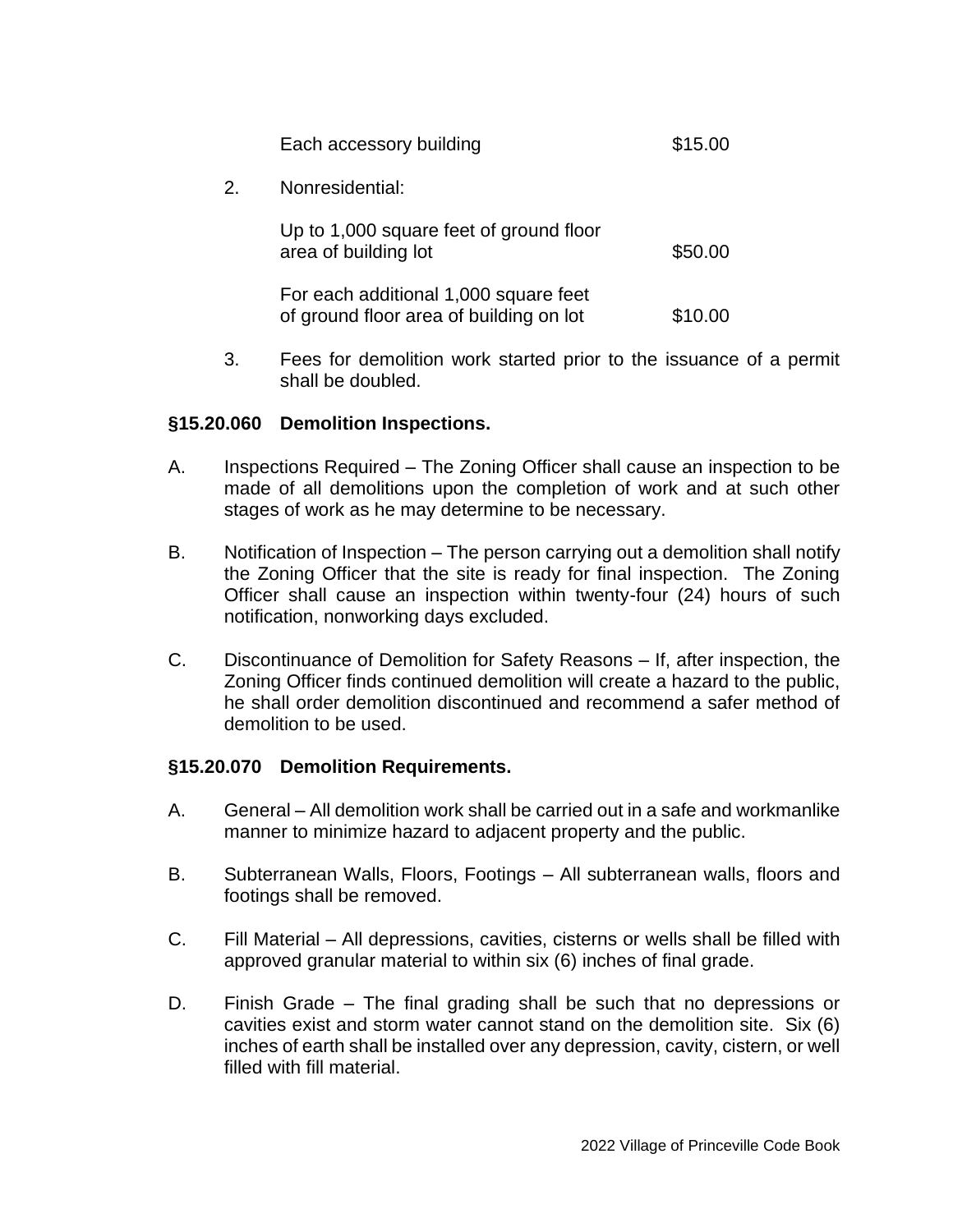| | |
|---|---|
| Each accessory building | $15.00 |

2. Nonresidential:

| | |
|---|---|
| Up to 1,000 square feet of ground floor area of building lot | $50.00 |
| For each additional 1,000 square feet of ground floor area of building on lot | $10.00 |

3. Fees for demolition work started prior to the issuance of a permit shall be doubled.

### §15.20.060 Demolition Inspections.

A. Inspections Required – The Zoning Officer shall cause an inspection to be made of all demolitions upon the completion of work and at such other stages of work as he may determine to be necessary.

B. Notification of Inspection – The person carrying out a demolition shall notify the Zoning Officer that the site is ready for final inspection. The Zoning Officer shall cause an inspection within twenty-four (24) hours of such notification, nonworking days excluded.

C. Discontinuance of Demolition for Safety Reasons – If, after inspection, the Zoning Officer finds continued demolition will create a hazard to the public, he shall order demolition discontinued and recommend a safer method of demolition to be used.

### §15.20.070 Demolition Requirements.

A. General – All demolition work shall be carried out in a safe and workmanlike manner to minimize hazard to adjacent property and the public.

B. Subterranean Walls, Floors, Footings – All subterranean walls, floors and footings shall be removed.

C. Fill Material – All depressions, cavities, cisterns or wells shall be filled with approved granular material to within six (6) inches of final grade.

D. Finish Grade – The final grading shall be such that no depressions or cavities exist and storm water cannot stand on the demolition site. Six (6) inches of earth shall be installed over any depression, cavity, cistern, or well filled with fill material.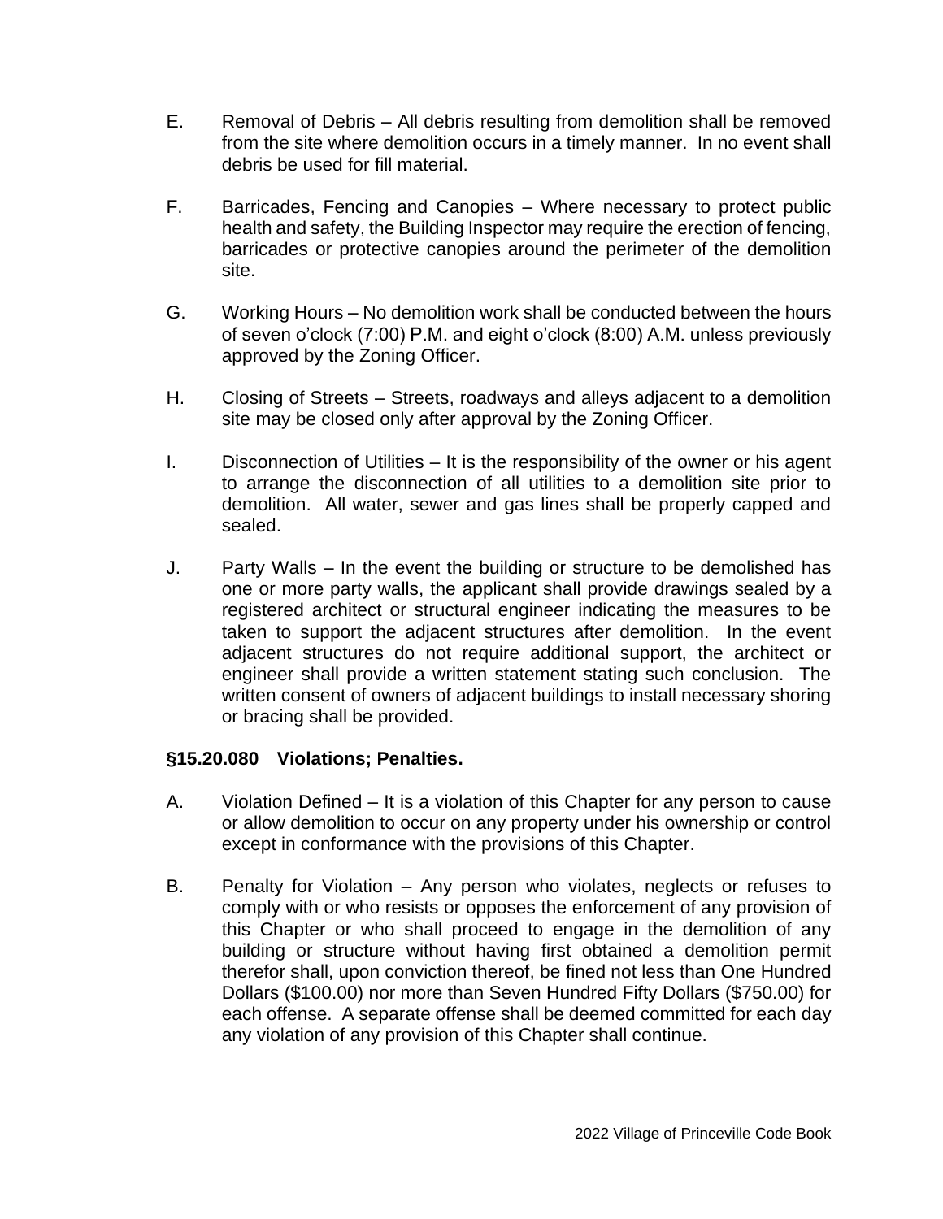E. Removal of Debris – All debris resulting from demolition shall be removed from the site where demolition occurs in a timely manner. In no event shall debris be used for fill material.

F. Barricades, Fencing and Canopies – Where necessary to protect public health and safety, the Building Inspector may require the erection of fencing, barricades or protective canopies around the perimeter of the demolition site.

G. Working Hours – No demolition work shall be conducted between the hours of seven o'clock (7:00) P.M. and eight o'clock (8:00) A.M. unless previously approved by the Zoning Officer.

H. Closing of Streets – Streets, roadways and alleys adjacent to a demolition site may be closed only after approval by the Zoning Officer.

I. Disconnection of Utilities – It is the responsibility of the owner or his agent to arrange the disconnection of all utilities to a demolition site prior to demolition. All water, sewer and gas lines shall be properly capped and sealed.

J. Party Walls – In the event the building or structure to be demolished has one or more party walls, the applicant shall provide drawings sealed by a registered architect or structural engineer indicating the measures to be taken to support the adjacent structures after demolition. In the event adjacent structures do not require additional support, the architect or engineer shall provide a written statement stating such conclusion. The written consent of owners of adjacent buildings to install necessary shoring or bracing shall be provided.

**§15.20.080 Violations; Penalties.**

A. Violation Defined – It is a violation of this Chapter for any person to cause or allow demolition to occur on any property under his ownership or control except in conformance with the provisions of this Chapter.

B. Penalty for Violation – Any person who violates, neglects or refuses to comply with or who resists or opposes the enforcement of any provision of this Chapter or who shall proceed to engage in the demolition of any building or structure without having first obtained a demolition permit therefor shall, upon conviction thereof, be fined not less than One Hundred Dollars ($100.00) nor more than Seven Hundred Fifty Dollars ($750.00) for each offense. A separate offense shall be deemed committed for each day any violation of any provision of this Chapter shall continue.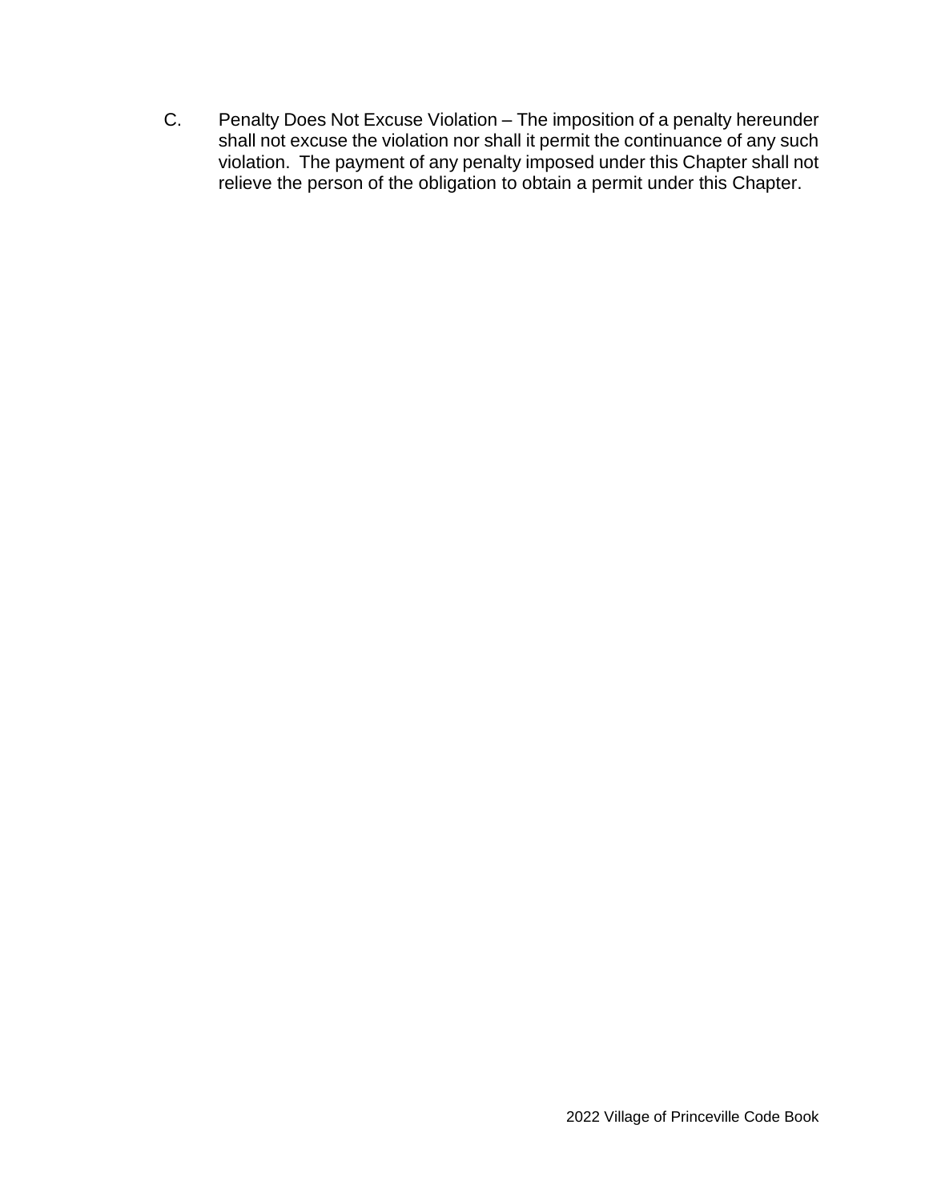C. Penalty Does Not Excuse Violation – The imposition of a penalty hereunder shall not excuse the violation nor shall it permit the continuance of any such violation. The payment of any penalty imposed under this Chapter shall not relieve the person of the obligation to obtain a permit under this Chapter.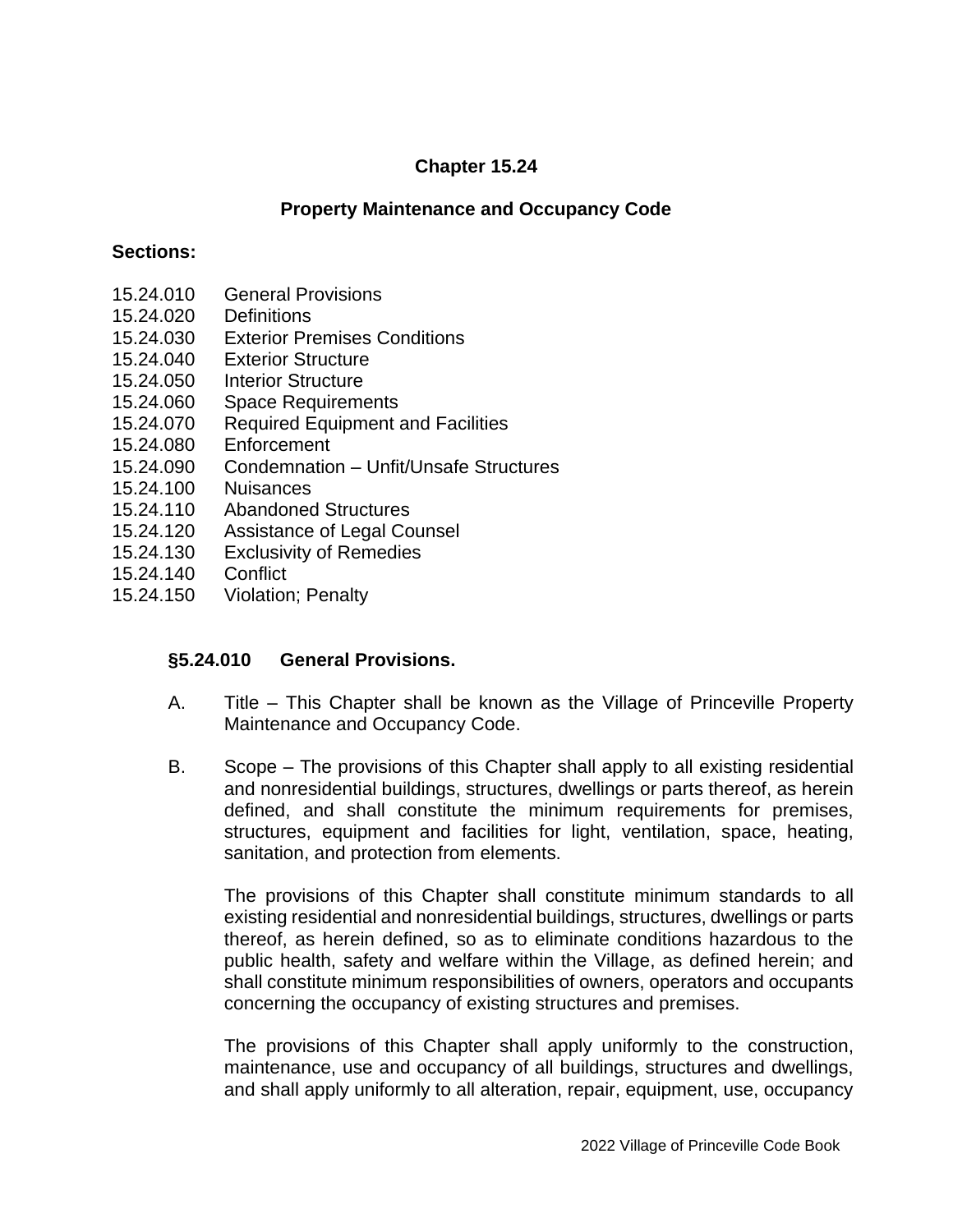## Chapter 15.24

## Property Maintenance and Occupancy Code

**Sections:**

15.24.010 General Provisions
15.24.020 Definitions
15.24.030 Exterior Premises Conditions
15.24.040 Exterior Structure
15.24.050 Interior Structure
15.24.060 Space Requirements
15.24.070 Required Equipment and Facilities
15.24.080 Enforcement
15.24.090 Condemnation – Unfit/Unsafe Structures
15.24.100 Nuisances
15.24.110 Abandoned Structures
15.24.120 Assistance of Legal Counsel
15.24.130 Exclusivity of Remedies
15.24.140 Conflict
15.24.150 Violation; Penalty

### §5.24.010 General Provisions.

A. Title – This Chapter shall be known as the Village of Princeville Property Maintenance and Occupancy Code.

B. Scope – The provisions of this Chapter shall apply to all existing residential and nonresidential buildings, structures, dwellings or parts thereof, as herein defined, and shall constitute the minimum requirements for premises, structures, equipment and facilities for light, ventilation, space, heating, sanitation, and protection from elements.

The provisions of this Chapter shall constitute minimum standards to all existing residential and nonresidential buildings, structures, dwellings or parts thereof, as herein defined, so as to eliminate conditions hazardous to the public health, safety and welfare within the Village, as defined herein; and shall constitute minimum responsibilities of owners, operators and occupants concerning the occupancy of existing structures and premises.

The provisions of this Chapter shall apply uniformly to the construction, maintenance, use and occupancy of all buildings, structures and dwellings, and shall apply uniformly to all alteration, repair, equipment, use, occupancy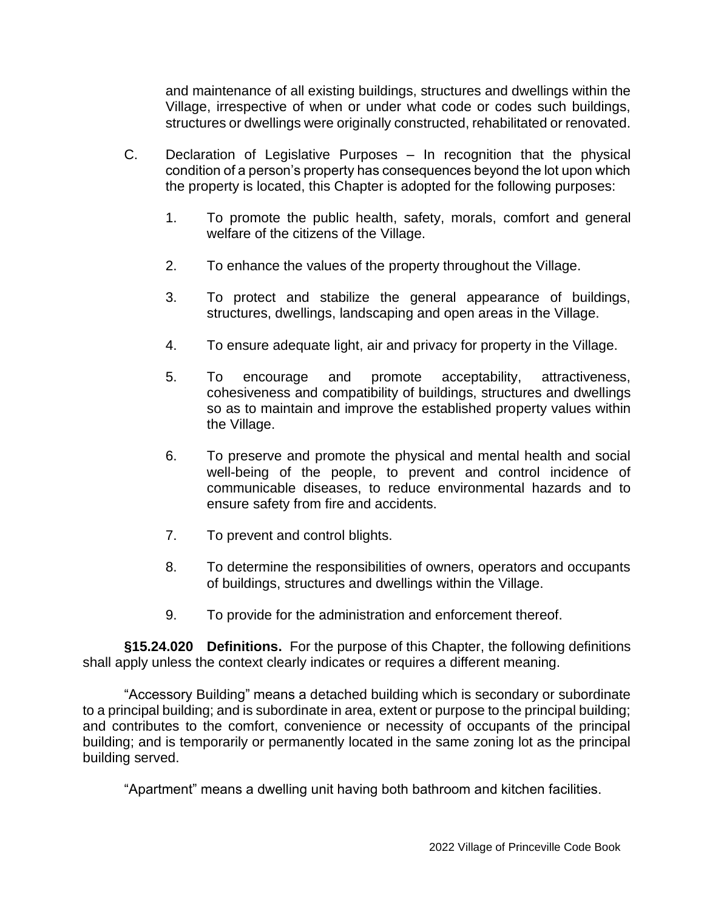and maintenance of all existing buildings, structures and dwellings within the Village, irrespective of when or under what code or codes such buildings, structures or dwellings were originally constructed, rehabilitated or renovated.

C. Declaration of Legislative Purposes – In recognition that the physical condition of a person's property has consequences beyond the lot upon which the property is located, this Chapter is adopted for the following purposes:

1. To promote the public health, safety, morals, comfort and general welfare of the citizens of the Village.

2. To enhance the values of the property throughout the Village.

3. To protect and stabilize the general appearance of buildings, structures, dwellings, landscaping and open areas in the Village.

4. To ensure adequate light, air and privacy for property in the Village.

5. To encourage and promote acceptability, attractiveness, cohesiveness and compatibility of buildings, structures and dwellings so as to maintain and improve the established property values within the Village.

6. To preserve and promote the physical and mental health and social well-being of the people, to prevent and control incidence of communicable diseases, to reduce environmental hazards and to ensure safety from fire and accidents.

7. To prevent and control blights.

8. To determine the responsibilities of owners, operators and occupants of buildings, structures and dwellings within the Village.

9. To provide for the administration and enforcement thereof.

**§15.24.020 Definitions.** For the purpose of this Chapter, the following definitions shall apply unless the context clearly indicates or requires a different meaning.

"Accessory Building" means a detached building which is secondary or subordinate to a principal building; and is subordinate in area, extent or purpose to the principal building; and contributes to the comfort, convenience or necessity of occupants of the principal building; and is temporarily or permanently located in the same zoning lot as the principal building served.

"Apartment" means a dwelling unit having both bathroom and kitchen facilities.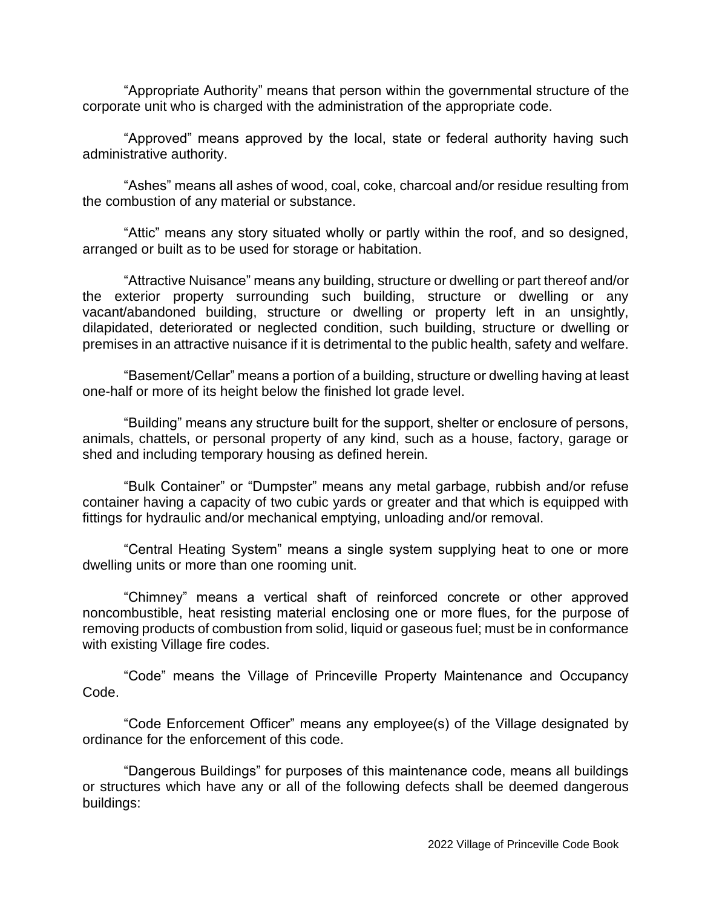"Appropriate Authority" means that person within the governmental structure of the corporate unit who is charged with the administration of the appropriate code.

"Approved" means approved by the local, state or federal authority having such administrative authority.

"Ashes" means all ashes of wood, coal, coke, charcoal and/or residue resulting from the combustion of any material or substance.

"Attic" means any story situated wholly or partly within the roof, and so designed, arranged or built as to be used for storage or habitation.

"Attractive Nuisance" means any building, structure or dwelling or part thereof and/or the exterior property surrounding such building, structure or dwelling or any vacant/abandoned building, structure or dwelling or property left in an unsightly, dilapidated, deteriorated or neglected condition, such building, structure or dwelling or premises in an attractive nuisance if it is detrimental to the public health, safety and welfare.

"Basement/Cellar" means a portion of a building, structure or dwelling having at least one-half or more of its height below the finished lot grade level.

"Building" means any structure built for the support, shelter or enclosure of persons, animals, chattels, or personal property of any kind, such as a house, factory, garage or shed and including temporary housing as defined herein.

"Bulk Container" or "Dumpster" means any metal garbage, rubbish and/or refuse container having a capacity of two cubic yards or greater and that which is equipped with fittings for hydraulic and/or mechanical emptying, unloading and/or removal.

"Central Heating System" means a single system supplying heat to one or more dwelling units or more than one rooming unit.

"Chimney" means a vertical shaft of reinforced concrete or other approved noncombustible, heat resisting material enclosing one or more flues, for the purpose of removing products of combustion from solid, liquid or gaseous fuel; must be in conformance with existing Village fire codes.

"Code" means the Village of Princeville Property Maintenance and Occupancy Code.

"Code Enforcement Officer" means any employee(s) of the Village designated by ordinance for the enforcement of this code.

"Dangerous Buildings" for purposes of this maintenance code, means all buildings or structures which have any or all of the following defects shall be deemed dangerous buildings: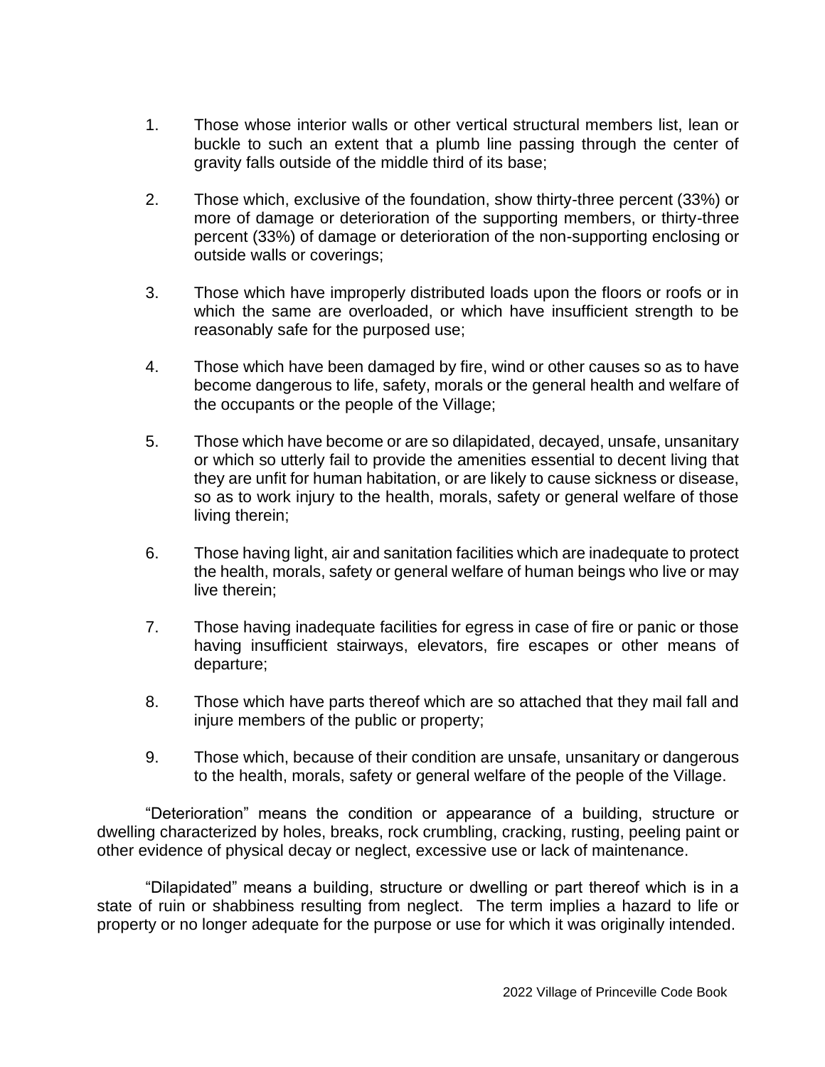1. Those whose interior walls or other vertical structural members list, lean or buckle to such an extent that a plumb line passing through the center of gravity falls outside of the middle third of its base;

2. Those which, exclusive of the foundation, show thirty-three percent (33%) or more of damage or deterioration of the supporting members, or thirty-three percent (33%) of damage or deterioration of the non-supporting enclosing or outside walls or coverings;

3. Those which have improperly distributed loads upon the floors or roofs or in which the same are overloaded, or which have insufficient strength to be reasonably safe for the purposed use;

4. Those which have been damaged by fire, wind or other causes so as to have become dangerous to life, safety, morals or the general health and welfare of the occupants or the people of the Village;

5. Those which have become or are so dilapidated, decayed, unsafe, unsanitary or which so utterly fail to provide the amenities essential to decent living that they are unfit for human habitation, or are likely to cause sickness or disease, so as to work injury to the health, morals, safety or general welfare of those living therein;

6. Those having light, air and sanitation facilities which are inadequate to protect the health, morals, safety or general welfare of human beings who live or may live therein;

7. Those having inadequate facilities for egress in case of fire or panic or those having insufficient stairways, elevators, fire escapes or other means of departure;

8. Those which have parts thereof which are so attached that they mail fall and injure members of the public or property;

9. Those which, because of their condition are unsafe, unsanitary or dangerous to the health, morals, safety or general welfare of the people of the Village.

"Deterioration" means the condition or appearance of a building, structure or dwelling characterized by holes, breaks, rock crumbling, cracking, rusting, peeling paint or other evidence of physical decay or neglect, excessive use or lack of maintenance.

"Dilapidated" means a building, structure or dwelling or part thereof which is in a state of ruin or shabbiness resulting from neglect. The term implies a hazard to life or property or no longer adequate for the purpose or use for which it was originally intended.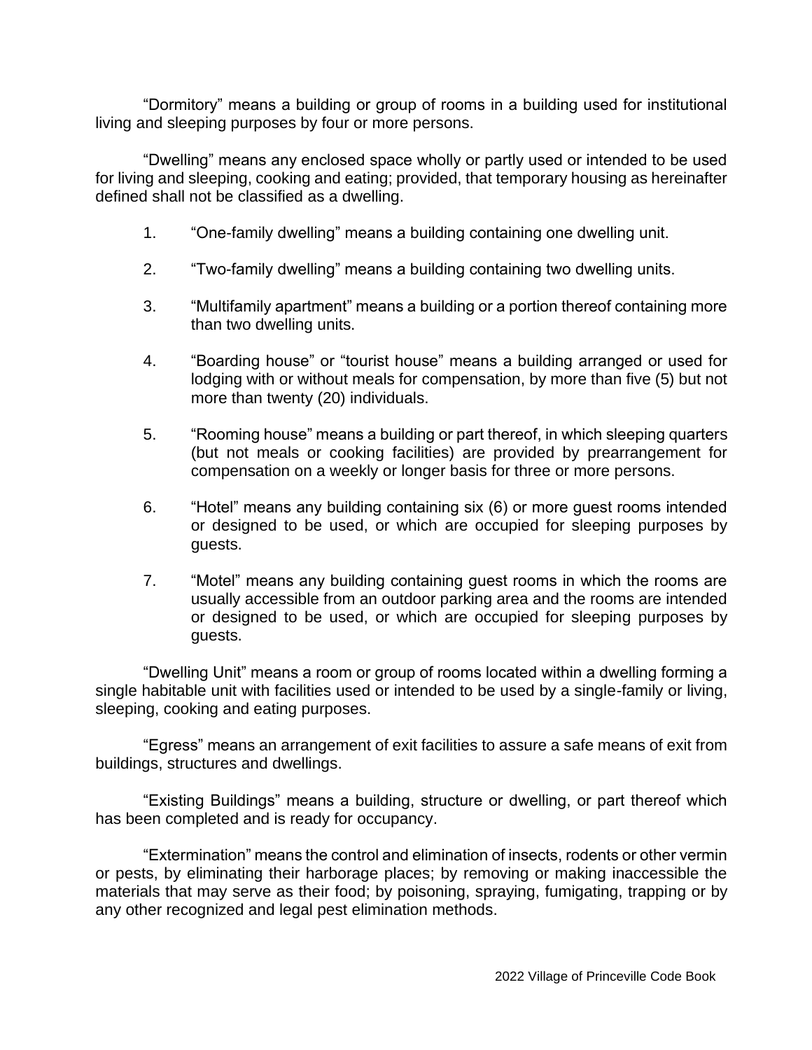"Dormitory" means a building or group of rooms in a building used for institutional living and sleeping purposes by four or more persons.

"Dwelling" means any enclosed space wholly or partly used or intended to be used for living and sleeping, cooking and eating; provided, that temporary housing as hereinafter defined shall not be classified as a dwelling.

1. "One-family dwelling" means a building containing one dwelling unit.

2. "Two-family dwelling" means a building containing two dwelling units.

3. "Multifamily apartment" means a building or a portion thereof containing more than two dwelling units.

4. "Boarding house" or "tourist house" means a building arranged or used for lodging with or without meals for compensation, by more than five (5) but not more than twenty (20) individuals.

5. "Rooming house" means a building or part thereof, in which sleeping quarters (but not meals or cooking facilities) are provided by prearrangement for compensation on a weekly or longer basis for three or more persons.

6. "Hotel" means any building containing six (6) or more guest rooms intended or designed to be used, or which are occupied for sleeping purposes by guests.

7. "Motel" means any building containing guest rooms in which the rooms are usually accessible from an outdoor parking area and the rooms are intended or designed to be used, or which are occupied for sleeping purposes by guests.

"Dwelling Unit" means a room or group of rooms located within a dwelling forming a single habitable unit with facilities used or intended to be used by a single-family or living, sleeping, cooking and eating purposes.

"Egress" means an arrangement of exit facilities to assure a safe means of exit from buildings, structures and dwellings.

"Existing Buildings" means a building, structure or dwelling, or part thereof which has been completed and is ready for occupancy.

"Extermination" means the control and elimination of insects, rodents or other vermin or pests, by eliminating their harborage places; by removing or making inaccessible the materials that may serve as their food; by poisoning, spraying, fumigating, trapping or by any other recognized and legal pest elimination methods.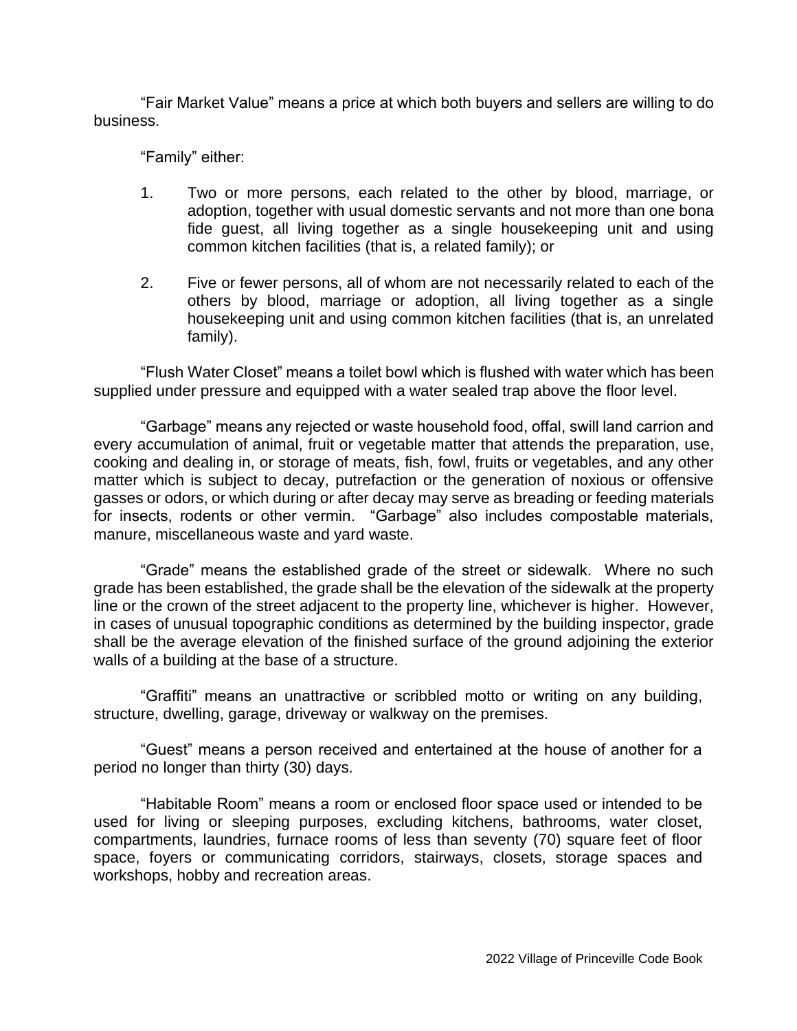"Fair Market Value" means a price at which both buyers and sellers are willing to do business.

"Family" either:

1. Two or more persons, each related to the other by blood, marriage, or adoption, together with usual domestic servants and not more than one bona fide guest, all living together as a single housekeeping unit and using common kitchen facilities (that is, a related family); or

2. Five or fewer persons, all of whom are not necessarily related to each of the others by blood, marriage or adoption, all living together as a single housekeeping unit and using common kitchen facilities (that is, an unrelated family).

"Flush Water Closet" means a toilet bowl which is flushed with water which has been supplied under pressure and equipped with a water sealed trap above the floor level.

"Garbage" means any rejected or waste household food, offal, swill land carrion and every accumulation of animal, fruit or vegetable matter that attends the preparation, use, cooking and dealing in, or storage of meats, fish, fowl, fruits or vegetables, and any other matter which is subject to decay, putrefaction or the generation of noxious or offensive gasses or odors, or which during or after decay may serve as breading or feeding materials for insects, rodents or other vermin. "Garbage" also includes compostable materials, manure, miscellaneous waste and yard waste.

"Grade" means the established grade of the street or sidewalk. Where no such grade has been established, the grade shall be the elevation of the sidewalk at the property line or the crown of the street adjacent to the property line, whichever is higher. However, in cases of unusual topographic conditions as determined by the building inspector, grade shall be the average elevation of the finished surface of the ground adjoining the exterior walls of a building at the base of a structure.

"Graffiti" means an unattractive or scribbled motto or writing on any building, structure, dwelling, garage, driveway or walkway on the premises.

"Guest" means a person received and entertained at the house of another for a period no longer than thirty (30) days.

"Habitable Room" means a room or enclosed floor space used or intended to be used for living or sleeping purposes, excluding kitchens, bathrooms, water closet, compartments, laundries, furnace rooms of less than seventy (70) square feet of floor space, foyers or communicating corridors, stairways, closets, storage spaces and workshops, hobby and recreation areas.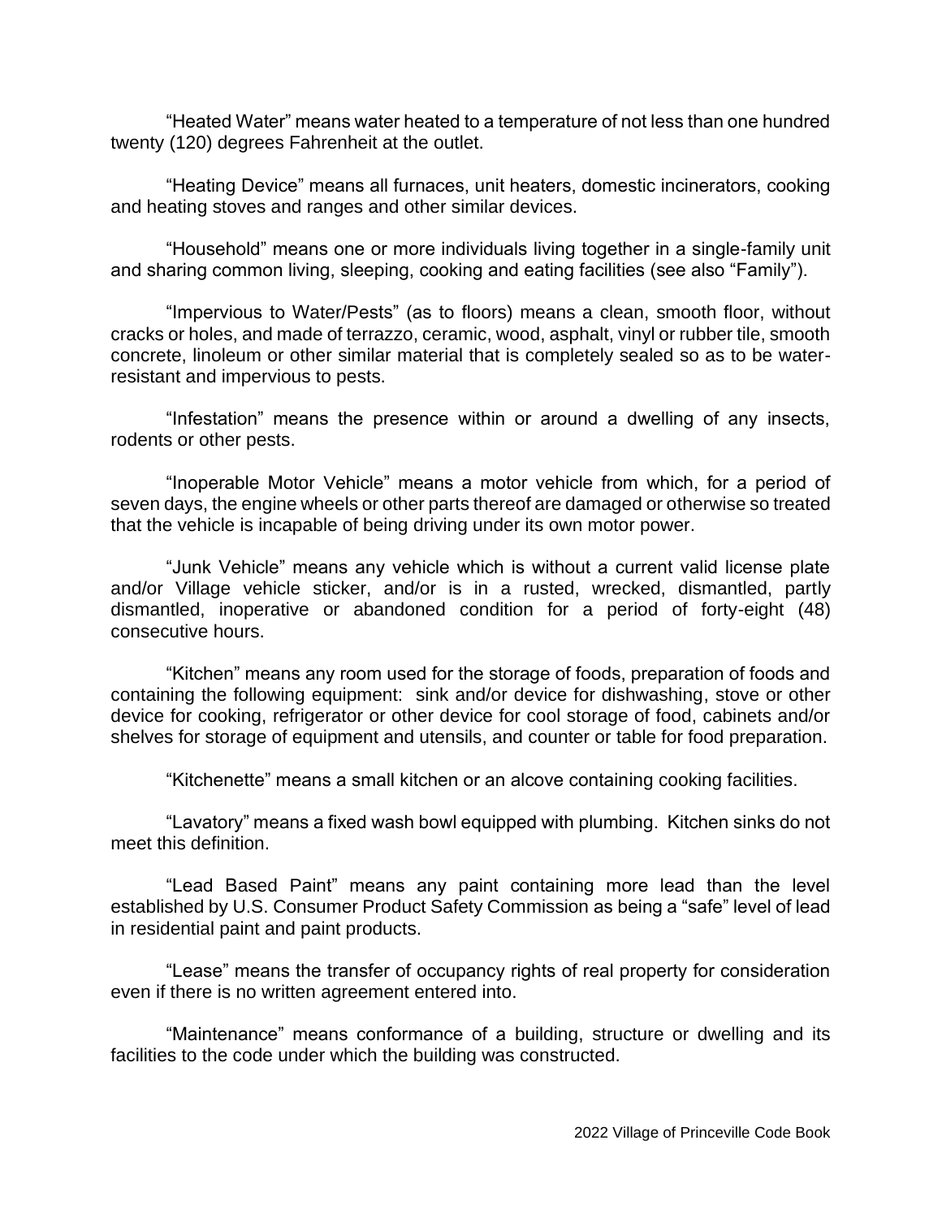"Heated Water" means water heated to a temperature of not less than one hundred twenty (120) degrees Fahrenheit at the outlet.

"Heating Device" means all furnaces, unit heaters, domestic incinerators, cooking and heating stoves and ranges and other similar devices.

"Household" means one or more individuals living together in a single-family unit and sharing common living, sleeping, cooking and eating facilities (see also "Family").

"Impervious to Water/Pests" (as to floors) means a clean, smooth floor, without cracks or holes, and made of terrazzo, ceramic, wood, asphalt, vinyl or rubber tile, smooth concrete, linoleum or other similar material that is completely sealed so as to be water-resistant and impervious to pests.

"Infestation" means the presence within or around a dwelling of any insects, rodents or other pests.

"Inoperable Motor Vehicle" means a motor vehicle from which, for a period of seven days, the engine wheels or other parts thereof are damaged or otherwise so treated that the vehicle is incapable of being driving under its own motor power.

"Junk Vehicle" means any vehicle which is without a current valid license plate and/or Village vehicle sticker, and/or is in a rusted, wrecked, dismantled, partly dismantled, inoperative or abandoned condition for a period of forty-eight (48) consecutive hours.

"Kitchen" means any room used for the storage of foods, preparation of foods and containing the following equipment: sink and/or device for dishwashing, stove or other device for cooking, refrigerator or other device for cool storage of food, cabinets and/or shelves for storage of equipment and utensils, and counter or table for food preparation.

"Kitchenette" means a small kitchen or an alcove containing cooking facilities.

"Lavatory" means a fixed wash bowl equipped with plumbing. Kitchen sinks do not meet this definition.

"Lead Based Paint" means any paint containing more lead than the level established by U.S. Consumer Product Safety Commission as being a "safe" level of lead in residential paint and paint products.

"Lease" means the transfer of occupancy rights of real property for consideration even if there is no written agreement entered into.

"Maintenance" means conformance of a building, structure or dwelling and its facilities to the code under which the building was constructed.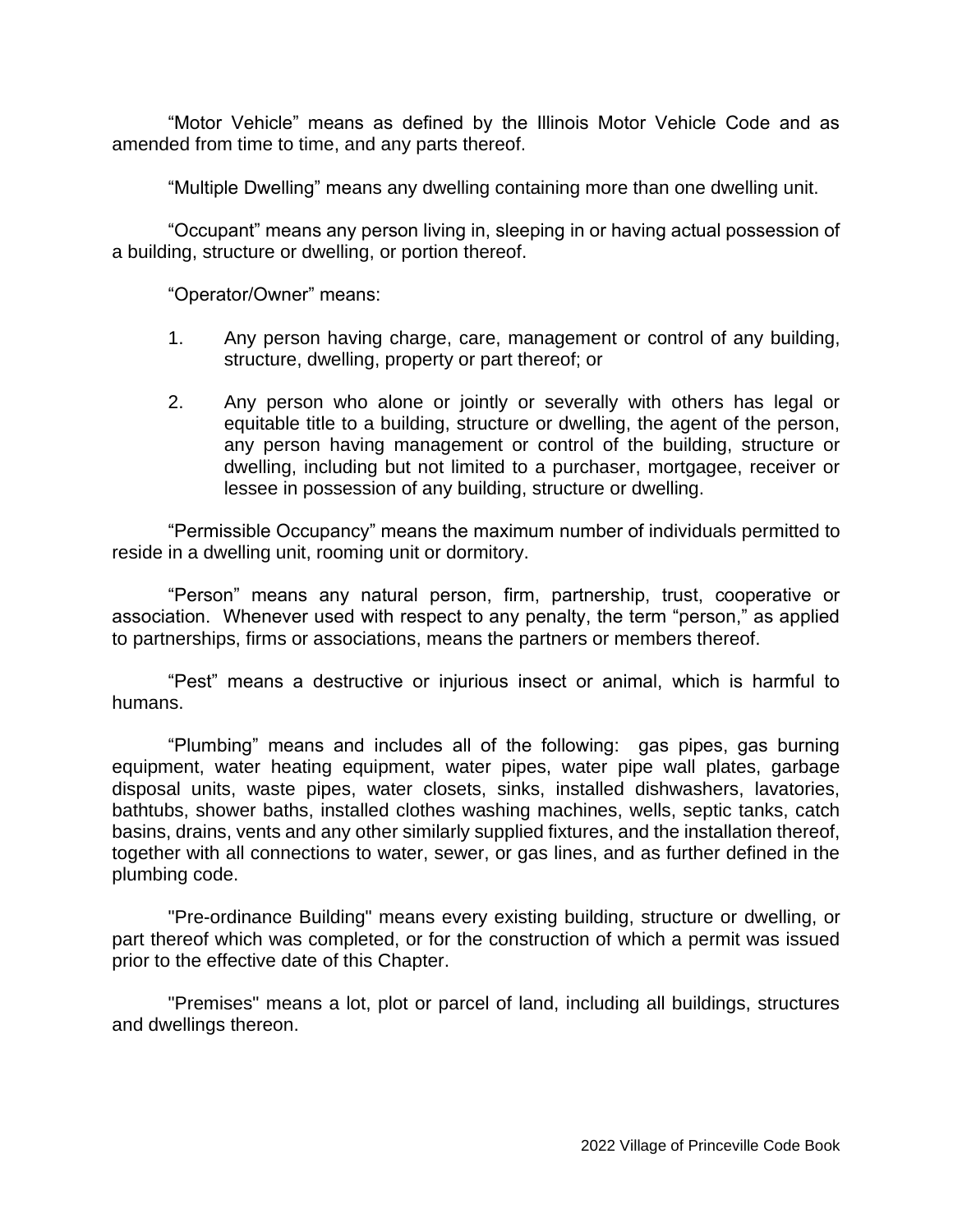“Motor Vehicle” means as defined by the Illinois Motor Vehicle Code and as amended from time to time, and any parts thereof.

“Multiple Dwelling” means any dwelling containing more than one dwelling unit.

“Occupant” means any person living in, sleeping in or having actual possession of a building, structure or dwelling, or portion thereof.

“Operator/Owner” means:

1. Any person having charge, care, management or control of any building, structure, dwelling, property or part thereof; or

2. Any person who alone or jointly or severally with others has legal or equitable title to a building, structure or dwelling, the agent of the person, any person having management or control of the building, structure or dwelling, including but not limited to a purchaser, mortgagee, receiver or lessee in possession of any building, structure or dwelling.

“Permissible Occupancy” means the maximum number of individuals permitted to reside in a dwelling unit, rooming unit or dormitory.

“Person” means any natural person, firm, partnership, trust, cooperative or association. Whenever used with respect to any penalty, the term “person,” as applied to partnerships, firms or associations, means the partners or members thereof.

“Pest” means a destructive or injurious insect or animal, which is harmful to humans.

“Plumbing” means and includes all of the following: gas pipes, gas burning equipment, water heating equipment, water pipes, water pipe wall plates, garbage disposal units, waste pipes, water closets, sinks, installed dishwashers, lavatories, bathtubs, shower baths, installed clothes washing machines, wells, septic tanks, catch basins, drains, vents and any other similarly supplied fixtures, and the installation thereof, together with all connections to water, sewer, or gas lines, and as further defined in the plumbing code.

"Pre-ordinance Building" means every existing building, structure or dwelling, or part thereof which was completed, or for the construction of which a permit was issued prior to the effective date of this Chapter.

"Premises" means a lot, plot or parcel of land, including all buildings, structures and dwellings thereon.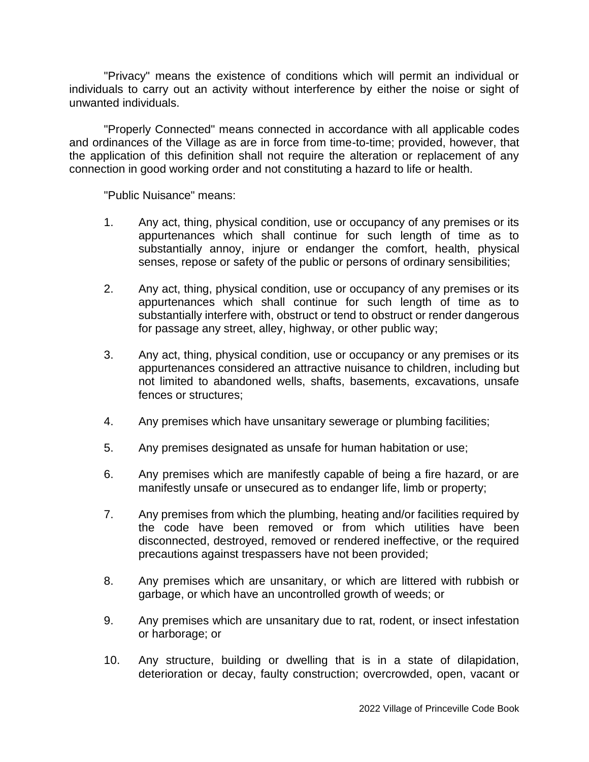"Privacy" means the existence of conditions which will permit an individual or individuals to carry out an activity without interference by either the noise or sight of unwanted individuals.

"Properly Connected" means connected in accordance with all applicable codes and ordinances of the Village as are in force from time-to-time; provided, however, that the application of this definition shall not require the alteration or replacement of any connection in good working order and not constituting a hazard to life or health.

"Public Nuisance" means:

1. Any act, thing, physical condition, use or occupancy of any premises or its appurtenances which shall continue for such length of time as to substantially annoy, injure or endanger the comfort, health, physical senses, repose or safety of the public or persons of ordinary sensibilities;

2. Any act, thing, physical condition, use or occupancy of any premises or its appurtenances which shall continue for such length of time as to substantially interfere with, obstruct or tend to obstruct or render dangerous for passage any street, alley, highway, or other public way;

3. Any act, thing, physical condition, use or occupancy or any premises or its appurtenances considered an attractive nuisance to children, including but not limited to abandoned wells, shafts, basements, excavations, unsafe fences or structures;

4. Any premises which have unsanitary sewerage or plumbing facilities;

5. Any premises designated as unsafe for human habitation or use;

6. Any premises which are manifestly capable of being a fire hazard, or are manifestly unsafe or unsecured as to endanger life, limb or property;

7. Any premises from which the plumbing, heating and/or facilities required by the code have been removed or from which utilities have been disconnected, destroyed, removed or rendered ineffective, or the required precautions against trespassers have not been provided;

8. Any premises which are unsanitary, or which are littered with rubbish or garbage, or which have an uncontrolled growth of weeds; or

9. Any premises which are unsanitary due to rat, rodent, or insect infestation or harborage; or

10. Any structure, building or dwelling that is in a state of dilapidation, deterioration or decay, faulty construction; overcrowded, open, vacant or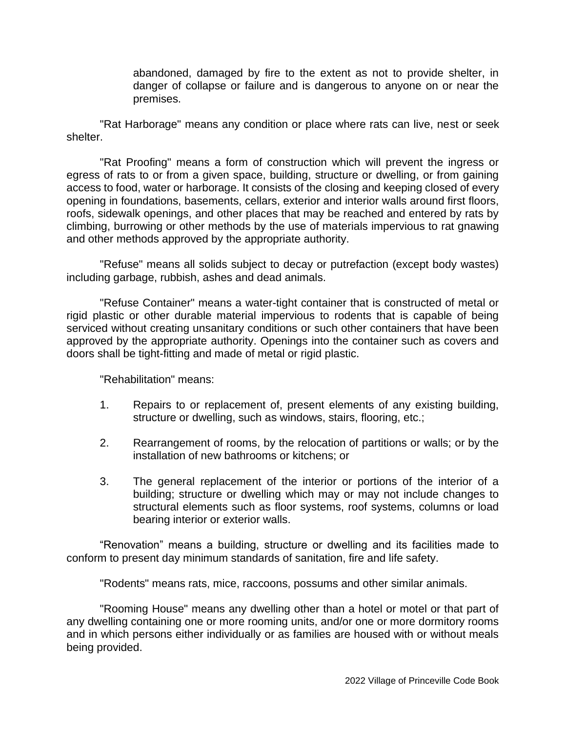abandoned, damaged by fire to the extent as not to provide shelter, in danger of collapse or failure and is dangerous to anyone on or near the premises.

"Rat Harborage" means any condition or place where rats can live, nest or seek shelter.

"Rat Proofing" means a form of construction which will prevent the ingress or egress of rats to or from a given space, building, structure or dwelling, or from gaining access to food, water or harborage. It consists of the closing and keeping closed of every opening in foundations, basements, cellars, exterior and interior walls around first floors, roofs, sidewalk openings, and other places that may be reached and entered by rats by climbing, burrowing or other methods by the use of materials impervious to rat gnawing and other methods approved by the appropriate authority.

"Refuse" means all solids subject to decay or putrefaction (except body wastes) including garbage, rubbish, ashes and dead animals.

"Refuse Container" means a water-tight container that is constructed of metal or rigid plastic or other durable material impervious to rodents that is capable of being serviced without creating unsanitary conditions or such other containers that have been approved by the appropriate authority. Openings into the container such as covers and doors shall be tight-fitting and made of metal or rigid plastic.

"Rehabilitation" means:

1. Repairs to or replacement of, present elements of any existing building, structure or dwelling, such as windows, stairs, flooring, etc.;

2. Rearrangement of rooms, by the relocation of partitions or walls; or by the installation of new bathrooms or kitchens; or

3. The general replacement of the interior or portions of the interior of a building; structure or dwelling which may or may not include changes to structural elements such as floor systems, roof systems, columns or load bearing interior or exterior walls.

“Renovation” means a building, structure or dwelling and its facilities made to conform to present day minimum standards of sanitation, fire and life safety.

"Rodents" means rats, mice, raccoons, possums and other similar animals.

"Rooming House" means any dwelling other than a hotel or motel or that part of any dwelling containing one or more rooming units, and/or one or more dormitory rooms and in which persons either individually or as families are housed with or without meals being provided.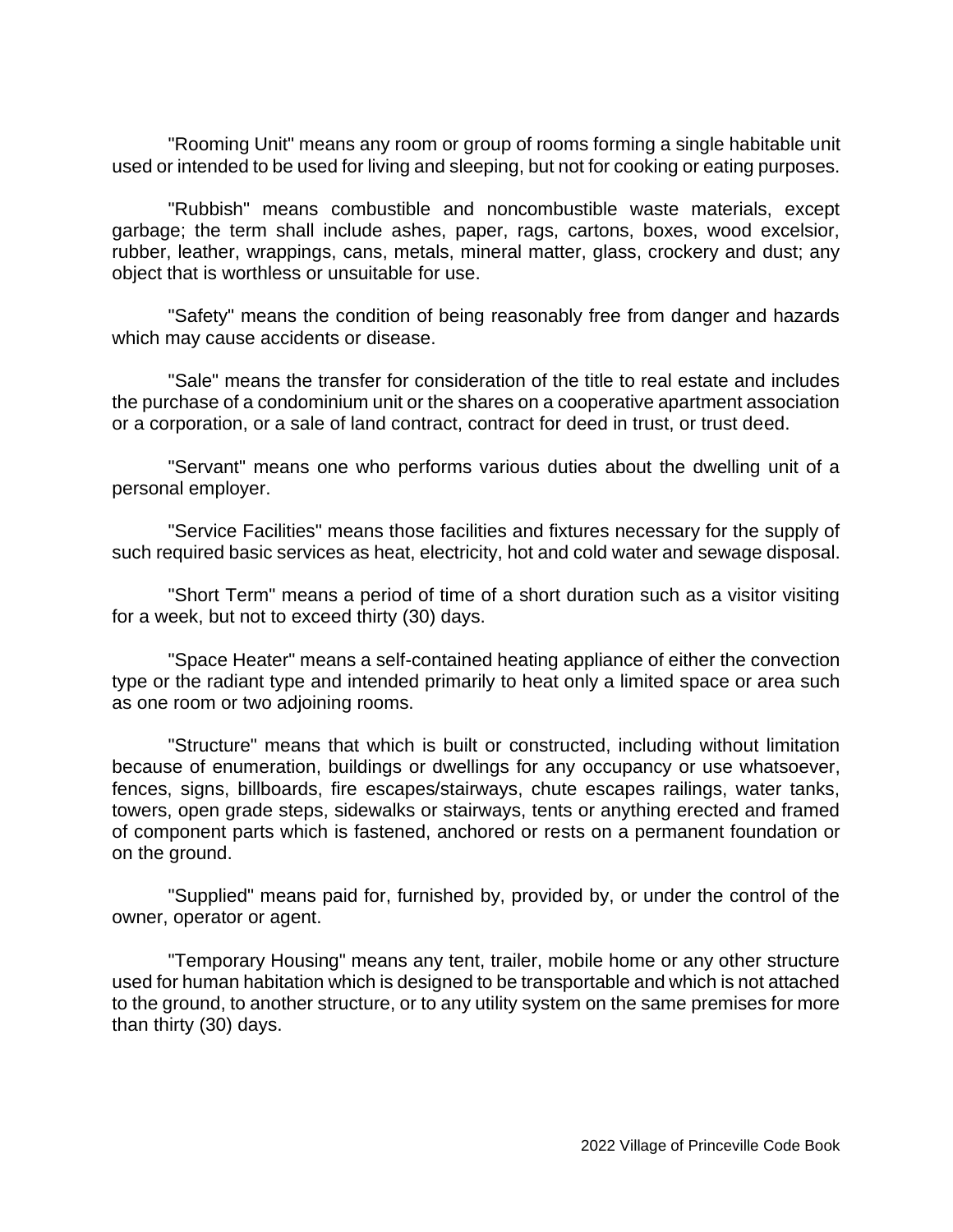"Rooming Unit" means any room or group of rooms forming a single habitable unit used or intended to be used for living and sleeping, but not for cooking or eating purposes.

"Rubbish" means combustible and noncombustible waste materials, except garbage; the term shall include ashes, paper, rags, cartons, boxes, wood excelsior, rubber, leather, wrappings, cans, metals, mineral matter, glass, crockery and dust; any object that is worthless or unsuitable for use.

"Safety" means the condition of being reasonably free from danger and hazards which may cause accidents or disease.

"Sale" means the transfer for consideration of the title to real estate and includes the purchase of a condominium unit or the shares on a cooperative apartment association or a corporation, or a sale of land contract, contract for deed in trust, or trust deed.

"Servant" means one who performs various duties about the dwelling unit of a personal employer.

"Service Facilities" means those facilities and fixtures necessary for the supply of such required basic services as heat, electricity, hot and cold water and sewage disposal.

"Short Term" means a period of time of a short duration such as a visitor visiting for a week, but not to exceed thirty (30) days.

"Space Heater" means a self-contained heating appliance of either the convection type or the radiant type and intended primarily to heat only a limited space or area such as one room or two adjoining rooms.

"Structure" means that which is built or constructed, including without limitation because of enumeration, buildings or dwellings for any occupancy or use whatsoever, fences, signs, billboards, fire escapes/stairways, chute escapes railings, water tanks, towers, open grade steps, sidewalks or stairways, tents or anything erected and framed of component parts which is fastened, anchored or rests on a permanent foundation or on the ground.

"Supplied" means paid for, furnished by, provided by, or under the control of the owner, operator or agent.

"Temporary Housing" means any tent, trailer, mobile home or any other structure used for human habitation which is designed to be transportable and which is not attached to the ground, to another structure, or to any utility system on the same premises for more than thirty (30) days.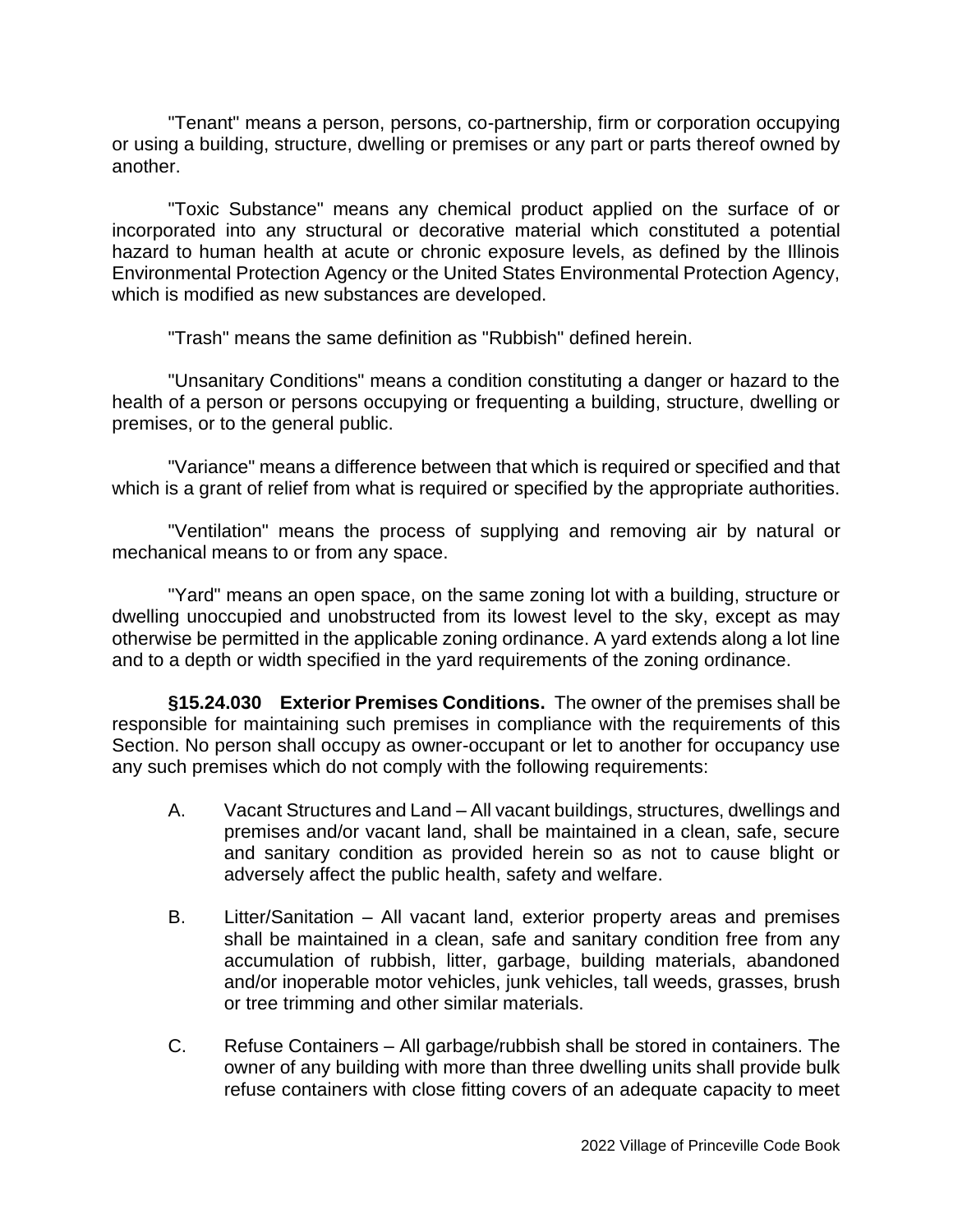"Tenant" means a person, persons, co-partnership, firm or corporation occupying or using a building, structure, dwelling or premises or any part or parts thereof owned by another.

"Toxic Substance" means any chemical product applied on the surface of or incorporated into any structural or decorative material which constituted a potential hazard to human health at acute or chronic exposure levels, as defined by the Illinois Environmental Protection Agency or the United States Environmental Protection Agency, which is modified as new substances are developed.

"Trash" means the same definition as "Rubbish" defined herein.

"Unsanitary Conditions" means a condition constituting a danger or hazard to the health of a person or persons occupying or frequenting a building, structure, dwelling or premises, or to the general public.

"Variance" means a difference between that which is required or specified and that which is a grant of relief from what is required or specified by the appropriate authorities.

"Ventilation" means the process of supplying and removing air by natural or mechanical means to or from any space.

"Yard" means an open space, on the same zoning lot with a building, structure or dwelling unoccupied and unobstructed from its lowest level to the sky, except as may otherwise be permitted in the applicable zoning ordinance. A yard extends along a lot line and to a depth or width specified in the yard requirements of the zoning ordinance.

**§15.24.030 Exterior Premises Conditions.** The owner of the premises shall be responsible for maintaining such premises in compliance with the requirements of this Section. No person shall occupy as owner-occupant or let to another for occupancy use any such premises which do not comply with the following requirements:

A. Vacant Structures and Land – All vacant buildings, structures, dwellings and premises and/or vacant land, shall be maintained in a clean, safe, secure and sanitary condition as provided herein so as not to cause blight or adversely affect the public health, safety and welfare.

B. Litter/Sanitation – All vacant land, exterior property areas and premises shall be maintained in a clean, safe and sanitary condition free from any accumulation of rubbish, litter, garbage, building materials, abandoned and/or inoperable motor vehicles, junk vehicles, tall weeds, grasses, brush or tree trimming and other similar materials.

C. Refuse Containers – All garbage/rubbish shall be stored in containers. The owner of any building with more than three dwelling units shall provide bulk refuse containers with close fitting covers of an adequate capacity to meet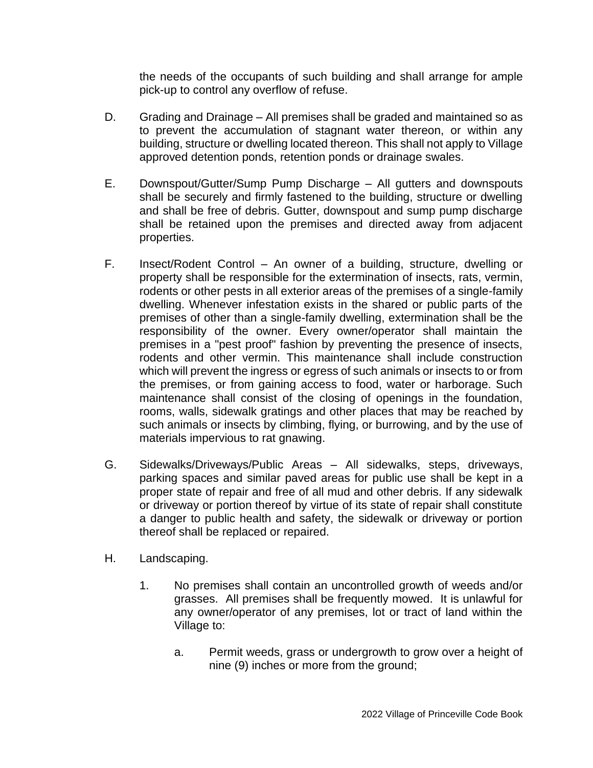the needs of the occupants of such building and shall arrange for ample pick-up to control any overflow of refuse.

D. Grading and Drainage – All premises shall be graded and maintained so as to prevent the accumulation of stagnant water thereon, or within any building, structure or dwelling located thereon. This shall not apply to Village approved detention ponds, retention ponds or drainage swales.

E. Downspout/Gutter/Sump Pump Discharge – All gutters and downspouts shall be securely and firmly fastened to the building, structure or dwelling and shall be free of debris. Gutter, downspout and sump pump discharge shall be retained upon the premises and directed away from adjacent properties.

F. Insect/Rodent Control – An owner of a building, structure, dwelling or property shall be responsible for the extermination of insects, rats, vermin, rodents or other pests in all exterior areas of the premises of a single-family dwelling. Whenever infestation exists in the shared or public parts of the premises of other than a single-family dwelling, extermination shall be the responsibility of the owner. Every owner/operator shall maintain the premises in a "pest proof" fashion by preventing the presence of insects, rodents and other vermin. This maintenance shall include construction which will prevent the ingress or egress of such animals or insects to or from the premises, or from gaining access to food, water or harborage. Such maintenance shall consist of the closing of openings in the foundation, rooms, walls, sidewalk gratings and other places that may be reached by such animals or insects by climbing, flying, or burrowing, and by the use of materials impervious to rat gnawing.

G. Sidewalks/Driveways/Public Areas – All sidewalks, steps, driveways, parking spaces and similar paved areas for public use shall be kept in a proper state of repair and free of all mud and other debris. If any sidewalk or driveway or portion thereof by virtue of its state of repair shall constitute a danger to public health and safety, the sidewalk or driveway or portion thereof shall be replaced or repaired.

H. Landscaping.

   1. No premises shall contain an uncontrolled growth of weeds and/or grasses. All premises shall be frequently mowed. It is unlawful for any owner/operator of any premises, lot or tract of land within the Village to:

      a. Permit weeds, grass or undergrowth to grow over a height of nine (9) inches or more from the ground;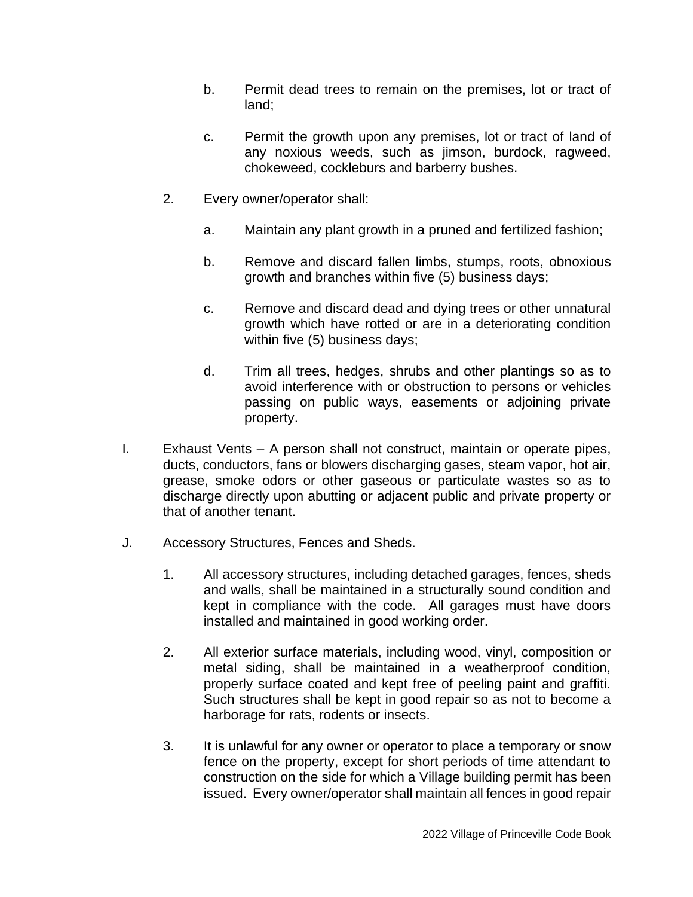b. Permit dead trees to remain on the premises, lot or tract of land;

c. Permit the growth upon any premises, lot or tract of land of any noxious weeds, such as jimson, burdock, ragweed, chokeweed, cockleburs and barberry bushes.

2. Every owner/operator shall:

a. Maintain any plant growth in a pruned and fertilized fashion;

b. Remove and discard fallen limbs, stumps, roots, obnoxious growth and branches within five (5) business days;

c. Remove and discard dead and dying trees or other unnatural growth which have rotted or are in a deteriorating condition within five (5) business days;

d. Trim all trees, hedges, shrubs and other plantings so as to avoid interference with or obstruction to persons or vehicles passing on public ways, easements or adjoining private property.

I. Exhaust Vents – A person shall not construct, maintain or operate pipes, ducts, conductors, fans or blowers discharging gases, steam vapor, hot air, grease, smoke odors or other gaseous or particulate wastes so as to discharge directly upon abutting or adjacent public and private property or that of another tenant.

J. Accessory Structures, Fences and Sheds.

1. All accessory structures, including detached garages, fences, sheds and walls, shall be maintained in a structurally sound condition and kept in compliance with the code. All garages must have doors installed and maintained in good working order.

2. All exterior surface materials, including wood, vinyl, composition or metal siding, shall be maintained in a weatherproof condition, properly surface coated and kept free of peeling paint and graffiti. Such structures shall be kept in good repair so as not to become a harborage for rats, rodents or insects.

3. It is unlawful for any owner or operator to place a temporary or snow fence on the property, except for short periods of time attendant to construction on the side for which a Village building permit has been issued. Every owner/operator shall maintain all fences in good repair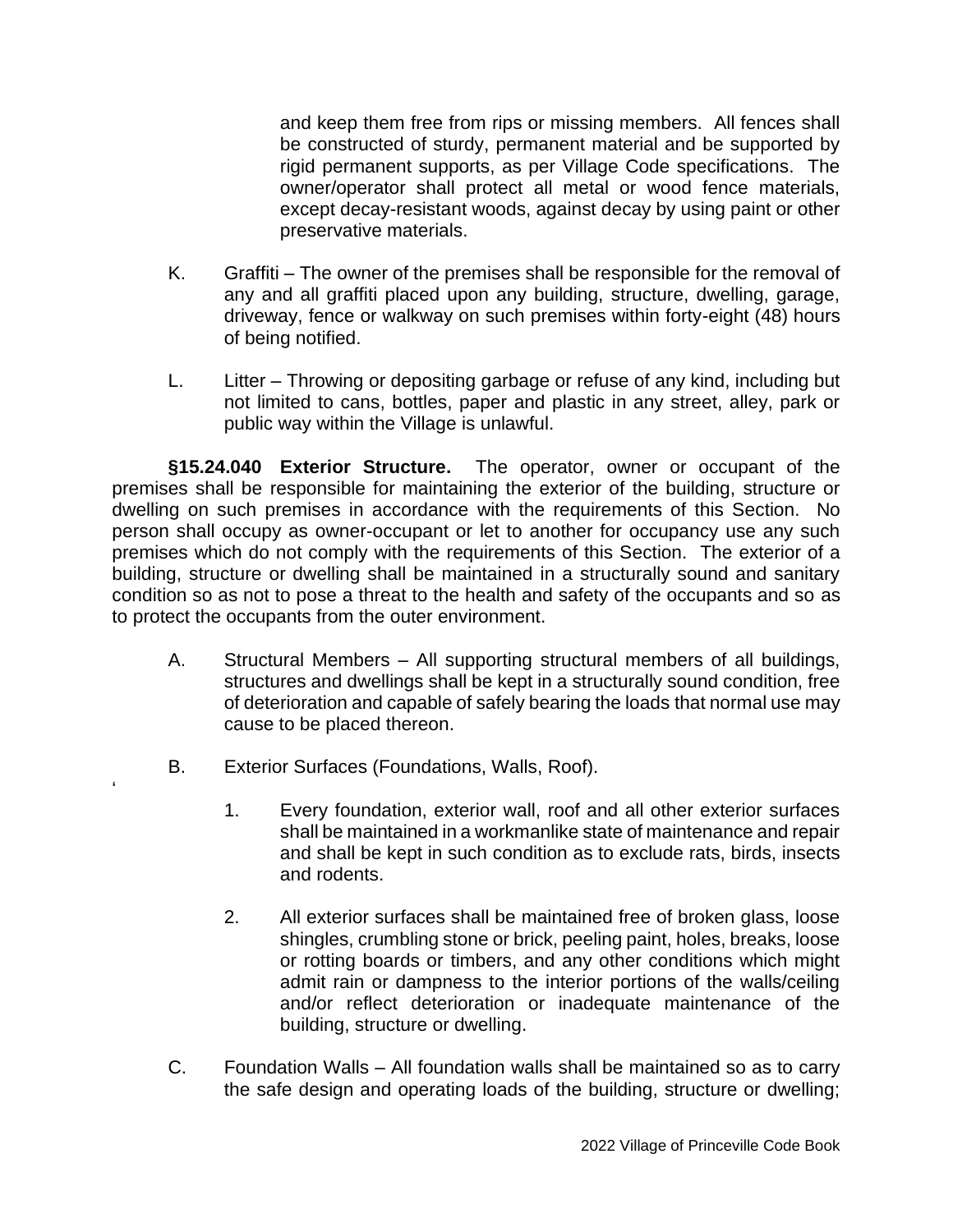and keep them free from rips or missing members. All fences shall be constructed of sturdy, permanent material and be supported by rigid permanent supports, as per Village Code specifications. The owner/operator shall protect all metal or wood fence materials, except decay-resistant woods, against decay by using paint or other preservative materials.

K. Graffiti – The owner of the premises shall be responsible for the removal of any and all graffiti placed upon any building, structure, dwelling, garage, driveway, fence or walkway on such premises within forty-eight (48) hours of being notified.

L. Litter – Throwing or depositing garbage or refuse of any kind, including but not limited to cans, bottles, paper and plastic in any street, alley, park or public way within the Village is unlawful.

**§15.24.040 Exterior Structure.** The operator, owner or occupant of the premises shall be responsible for maintaining the exterior of the building, structure or dwelling on such premises in accordance with the requirements of this Section. No person shall occupy as owner-occupant or let to another for occupancy use any such premises which do not comply with the requirements of this Section. The exterior of a building, structure or dwelling shall be maintained in a structurally sound and sanitary condition so as not to pose a threat to the health and safety of the occupants and so as to protect the occupants from the outer environment.

A. Structural Members – All supporting structural members of all buildings, structures and dwellings shall be kept in a structurally sound condition, free of deterioration and capable of safely bearing the loads that normal use may cause to be placed thereon.

B. Exterior Surfaces (Foundations, Walls, Roof).

1. Every foundation, exterior wall, roof and all other exterior surfaces shall be maintained in a workmanlike state of maintenance and repair and shall be kept in such condition as to exclude rats, birds, insects and rodents.

2. All exterior surfaces shall be maintained free of broken glass, loose shingles, crumbling stone or brick, peeling paint, holes, breaks, loose or rotting boards or timbers, and any other conditions which might admit rain or dampness to the interior portions of the walls/ceiling and/or reflect deterioration or inadequate maintenance of the building, structure or dwelling.

C. Foundation Walls – All foundation walls shall be maintained so as to carry the safe design and operating loads of the building, structure or dwelling;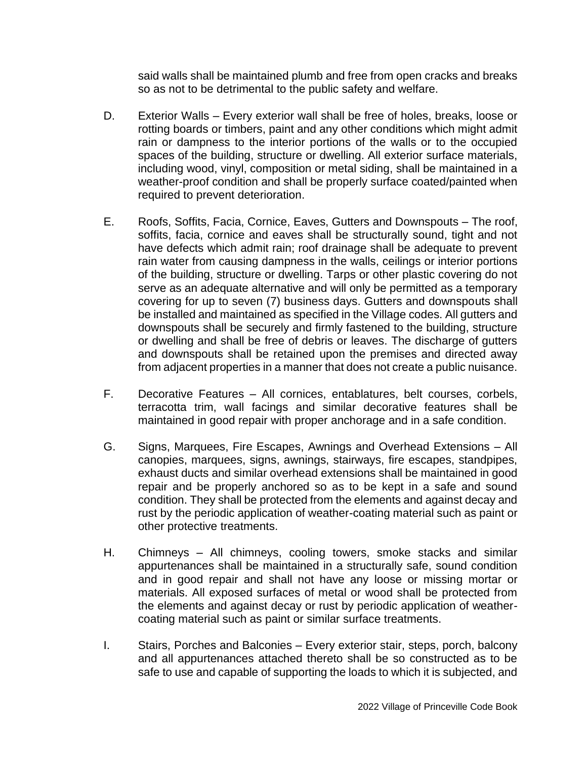said walls shall be maintained plumb and free from open cracks and breaks so as not to be detrimental to the public safety and welfare.

D. Exterior Walls – Every exterior wall shall be free of holes, breaks, loose or rotting boards or timbers, paint and any other conditions which might admit rain or dampness to the interior portions of the walls or to the occupied spaces of the building, structure or dwelling. All exterior surface materials, including wood, vinyl, composition or metal siding, shall be maintained in a weather-proof condition and shall be properly surface coated/painted when required to prevent deterioration.

E. Roofs, Soffits, Facia, Cornice, Eaves, Gutters and Downspouts – The roof, soffits, facia, cornice and eaves shall be structurally sound, tight and not have defects which admit rain; roof drainage shall be adequate to prevent rain water from causing dampness in the walls, ceilings or interior portions of the building, structure or dwelling. Tarps or other plastic covering do not serve as an adequate alternative and will only be permitted as a temporary covering for up to seven (7) business days. Gutters and downspouts shall be installed and maintained as specified in the Village codes. All gutters and downspouts shall be securely and firmly fastened to the building, structure or dwelling and shall be free of debris or leaves. The discharge of gutters and downspouts shall be retained upon the premises and directed away from adjacent properties in a manner that does not create a public nuisance.

F. Decorative Features – All cornices, entablatures, belt courses, corbels, terracotta trim, wall facings and similar decorative features shall be maintained in good repair with proper anchorage and in a safe condition.

G. Signs, Marquees, Fire Escapes, Awnings and Overhead Extensions – All canopies, marquees, signs, awnings, stairways, fire escapes, standpipes, exhaust ducts and similar overhead extensions shall be maintained in good repair and be properly anchored so as to be kept in a safe and sound condition. They shall be protected from the elements and against decay and rust by the periodic application of weather-coating material such as paint or other protective treatments.

H. Chimneys – All chimneys, cooling towers, smoke stacks and similar appurtenances shall be maintained in a structurally safe, sound condition and in good repair and shall not have any loose or missing mortar or materials. All exposed surfaces of metal or wood shall be protected from the elements and against decay or rust by periodic application of weather-coating material such as paint or similar surface treatments.

I. Stairs, Porches and Balconies – Every exterior stair, steps, porch, balcony and all appurtenances attached thereto shall be so constructed as to be safe to use and capable of supporting the loads to which it is subjected, and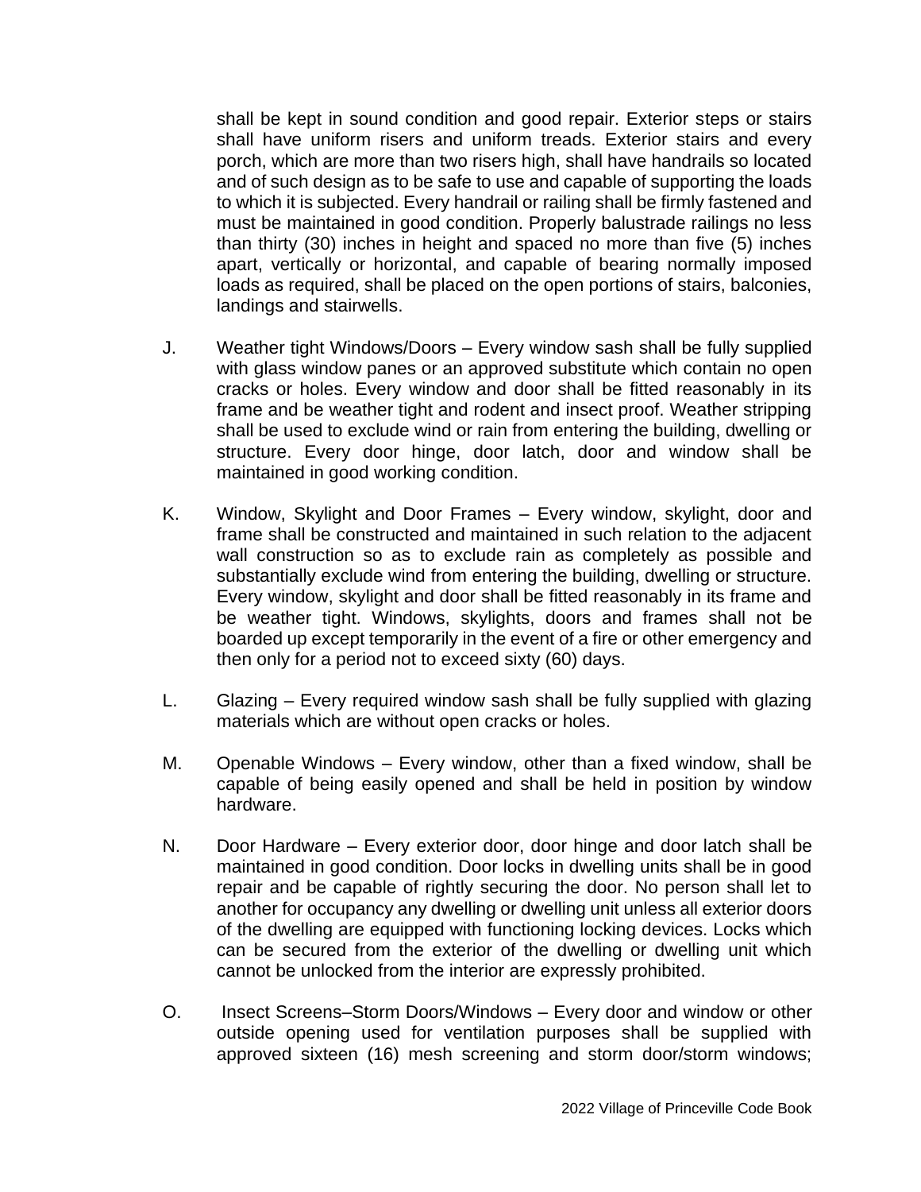shall be kept in sound condition and good repair. Exterior steps or stairs shall have uniform risers and uniform treads. Exterior stairs and every porch, which are more than two risers high, shall have handrails so located and of such design as to be safe to use and capable of supporting the loads to which it is subjected. Every handrail or railing shall be firmly fastened and must be maintained in good condition. Properly balustrade railings no less than thirty (30) inches in height and spaced no more than five (5) inches apart, vertically or horizontal, and capable of bearing normally imposed loads as required, shall be placed on the open portions of stairs, balconies, landings and stairwells.

J. Weather tight Windows/Doors – Every window sash shall be fully supplied with glass window panes or an approved substitute which contain no open cracks or holes. Every window and door shall be fitted reasonably in its frame and be weather tight and rodent and insect proof. Weather stripping shall be used to exclude wind or rain from entering the building, dwelling or structure. Every door hinge, door latch, door and window shall be maintained in good working condition.

K. Window, Skylight and Door Frames – Every window, skylight, door and frame shall be constructed and maintained in such relation to the adjacent wall construction so as to exclude rain as completely as possible and substantially exclude wind from entering the building, dwelling or structure. Every window, skylight and door shall be fitted reasonably in its frame and be weather tight. Windows, skylights, doors and frames shall not be boarded up except temporarily in the event of a fire or other emergency and then only for a period not to exceed sixty (60) days.

L. Glazing – Every required window sash shall be fully supplied with glazing materials which are without open cracks or holes.

M. Openable Windows – Every window, other than a fixed window, shall be capable of being easily opened and shall be held in position by window hardware.

N. Door Hardware – Every exterior door, door hinge and door latch shall be maintained in good condition. Door locks in dwelling units shall be in good repair and be capable of rightly securing the door. No person shall let to another for occupancy any dwelling or dwelling unit unless all exterior doors of the dwelling are equipped with functioning locking devices. Locks which can be secured from the exterior of the dwelling or dwelling unit which cannot be unlocked from the interior are expressly prohibited.

O. Insect Screens–Storm Doors/Windows – Every door and window or other outside opening used for ventilation purposes shall be supplied with approved sixteen (16) mesh screening and storm door/storm windows;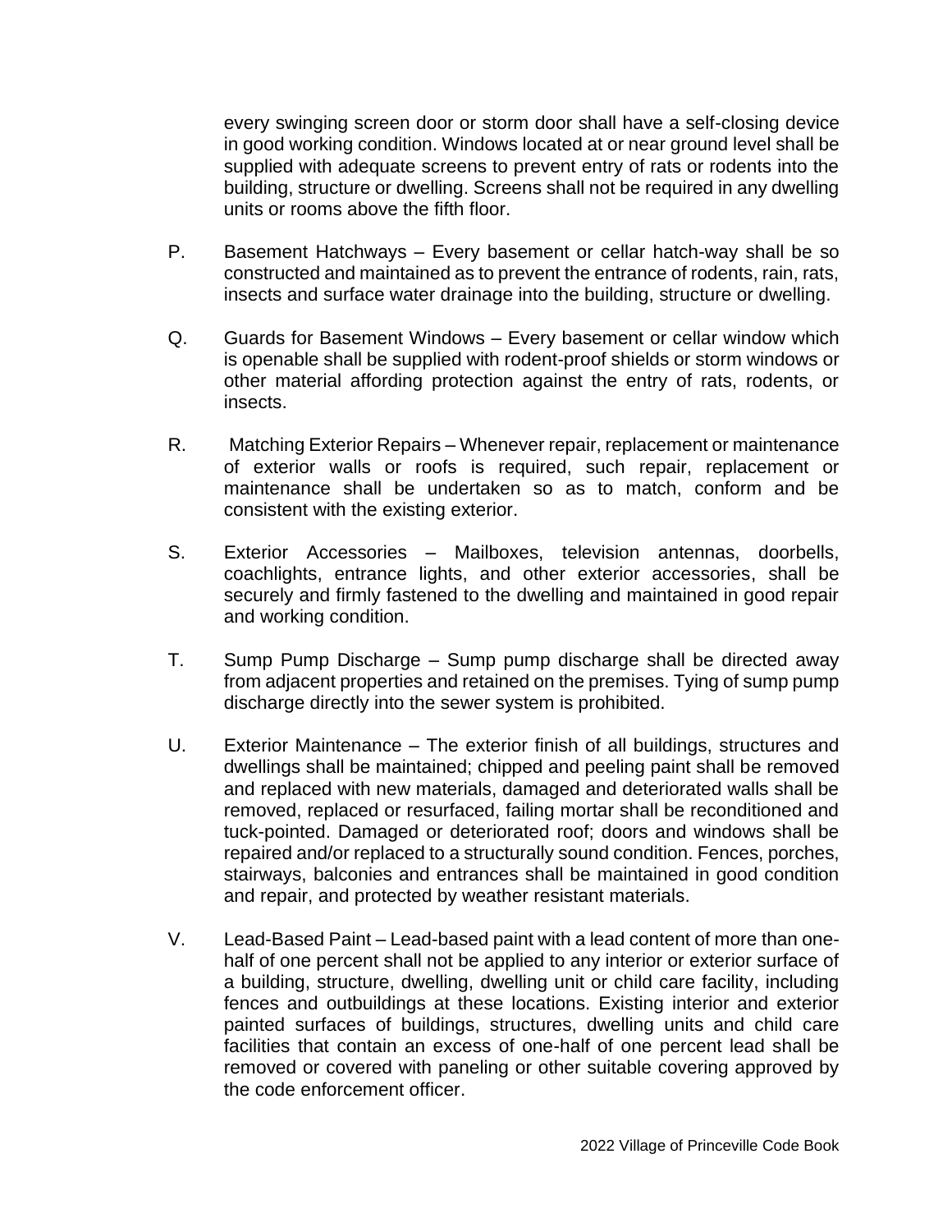every swinging screen door or storm door shall have a self-closing device in good working condition. Windows located at or near ground level shall be supplied with adequate screens to prevent entry of rats or rodents into the building, structure or dwelling. Screens shall not be required in any dwelling units or rooms above the fifth floor.

P. Basement Hatchways – Every basement or cellar hatch-way shall be so constructed and maintained as to prevent the entrance of rodents, rain, rats, insects and surface water drainage into the building, structure or dwelling.

Q. Guards for Basement Windows – Every basement or cellar window which is openable shall be supplied with rodent-proof shields or storm windows or other material affording protection against the entry of rats, rodents, or insects.

R. Matching Exterior Repairs – Whenever repair, replacement or maintenance of exterior walls or roofs is required, such repair, replacement or maintenance shall be undertaken so as to match, conform and be consistent with the existing exterior.

S. Exterior Accessories – Mailboxes, television antennas, doorbells, coachlights, entrance lights, and other exterior accessories, shall be securely and firmly fastened to the dwelling and maintained in good repair and working condition.

T. Sump Pump Discharge – Sump pump discharge shall be directed away from adjacent properties and retained on the premises. Tying of sump pump discharge directly into the sewer system is prohibited.

U. Exterior Maintenance – The exterior finish of all buildings, structures and dwellings shall be maintained; chipped and peeling paint shall be removed and replaced with new materials, damaged and deteriorated walls shall be removed, replaced or resurfaced, failing mortar shall be reconditioned and tuck-pointed. Damaged or deteriorated roof; doors and windows shall be repaired and/or replaced to a structurally sound condition. Fences, porches, stairways, balconies and entrances shall be maintained in good condition and repair, and protected by weather resistant materials.

V. Lead-Based Paint – Lead-based paint with a lead content of more than one-half of one percent shall not be applied to any interior or exterior surface of a building, structure, dwelling, dwelling unit or child care facility, including fences and outbuildings at these locations. Existing interior and exterior painted surfaces of buildings, structures, dwelling units and child care facilities that contain an excess of one-half of one percent lead shall be removed or covered with paneling or other suitable covering approved by the code enforcement officer.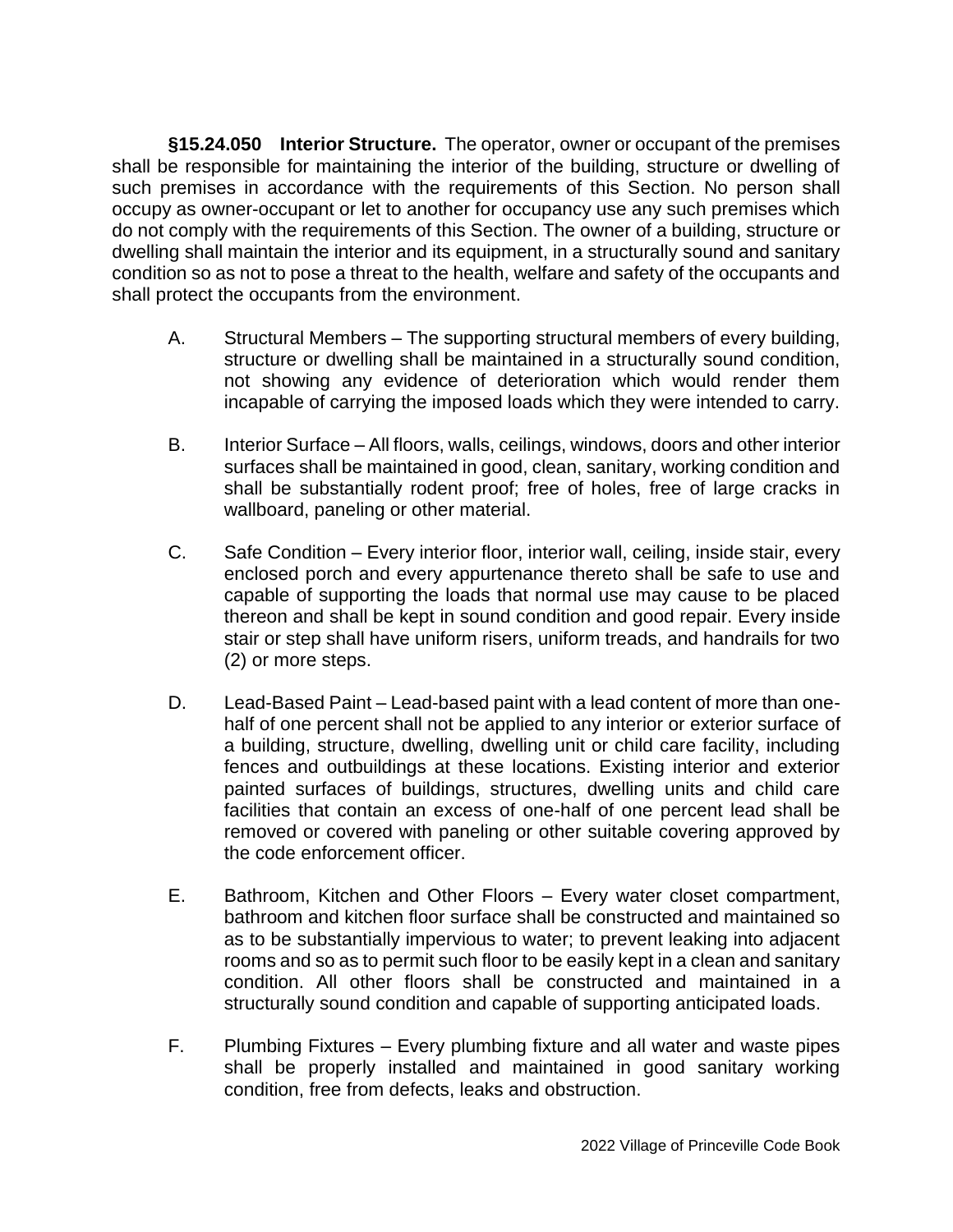**§15.24.050 Interior Structure.** The operator, owner or occupant of the premises shall be responsible for maintaining the interior of the building, structure or dwelling of such premises in accordance with the requirements of this Section. No person shall occupy as owner-occupant or let to another for occupancy use any such premises which do not comply with the requirements of this Section. The owner of a building, structure or dwelling shall maintain the interior and its equipment, in a structurally sound and sanitary condition so as not to pose a threat to the health, welfare and safety of the occupants and shall protect the occupants from the environment.

A. Structural Members – The supporting structural members of every building, structure or dwelling shall be maintained in a structurally sound condition, not showing any evidence of deterioration which would render them incapable of carrying the imposed loads which they were intended to carry.

B. Interior Surface – All floors, walls, ceilings, windows, doors and other interior surfaces shall be maintained in good, clean, sanitary, working condition and shall be substantially rodent proof; free of holes, free of large cracks in wallboard, paneling or other material.

C. Safe Condition – Every interior floor, interior wall, ceiling, inside stair, every enclosed porch and every appurtenance thereto shall be safe to use and capable of supporting the loads that normal use may cause to be placed thereon and shall be kept in sound condition and good repair. Every inside stair or step shall have uniform risers, uniform treads, and handrails for two (2) or more steps.

D. Lead-Based Paint – Lead-based paint with a lead content of more than one-half of one percent shall not be applied to any interior or exterior surface of a building, structure, dwelling, dwelling unit or child care facility, including fences and outbuildings at these locations. Existing interior and exterior painted surfaces of buildings, structures, dwelling units and child care facilities that contain an excess of one-half of one percent lead shall be removed or covered with paneling or other suitable covering approved by the code enforcement officer.

E. Bathroom, Kitchen and Other Floors – Every water closet compartment, bathroom and kitchen floor surface shall be constructed and maintained so as to be substantially impervious to water; to prevent leaking into adjacent rooms and so as to permit such floor to be easily kept in a clean and sanitary condition. All other floors shall be constructed and maintained in a structurally sound condition and capable of supporting anticipated loads.

F. Plumbing Fixtures – Every plumbing fixture and all water and waste pipes shall be properly installed and maintained in good sanitary working condition, free from defects, leaks and obstruction.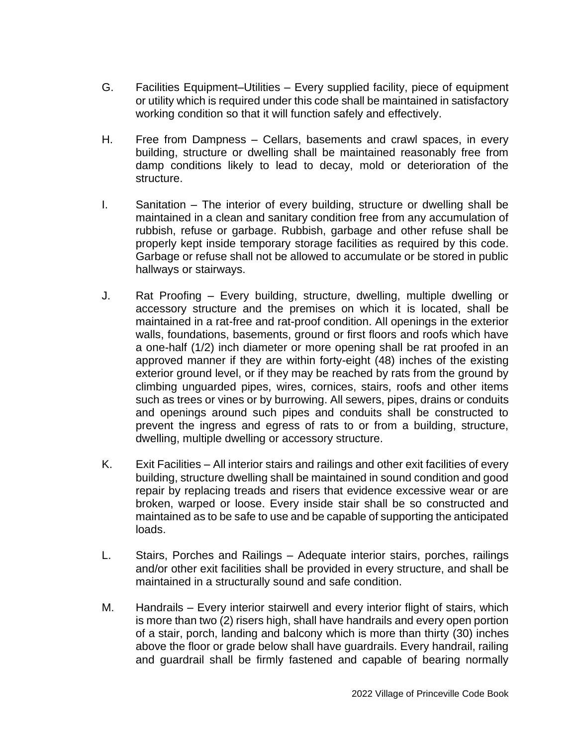G. Facilities Equipment–Utilities – Every supplied facility, piece of equipment or utility which is required under this code shall be maintained in satisfactory working condition so that it will function safely and effectively.

H. Free from Dampness – Cellars, basements and crawl spaces, in every building, structure or dwelling shall be maintained reasonably free from damp conditions likely to lead to decay, mold or deterioration of the structure.

I. Sanitation – The interior of every building, structure or dwelling shall be maintained in a clean and sanitary condition free from any accumulation of rubbish, refuse or garbage. Rubbish, garbage and other refuse shall be properly kept inside temporary storage facilities as required by this code. Garbage or refuse shall not be allowed to accumulate or be stored in public hallways or stairways.

J. Rat Proofing – Every building, structure, dwelling, multiple dwelling or accessory structure and the premises on which it is located, shall be maintained in a rat-free and rat-proof condition. All openings in the exterior walls, foundations, basements, ground or first floors and roofs which have a one-half (1/2) inch diameter or more opening shall be rat proofed in an approved manner if they are within forty-eight (48) inches of the existing exterior ground level, or if they may be reached by rats from the ground by climbing unguarded pipes, wires, cornices, stairs, roofs and other items such as trees or vines or by burrowing. All sewers, pipes, drains or conduits and openings around such pipes and conduits shall be constructed to prevent the ingress and egress of rats to or from a building, structure, dwelling, multiple dwelling or accessory structure.

K. Exit Facilities – All interior stairs and railings and other exit facilities of every building, structure dwelling shall be maintained in sound condition and good repair by replacing treads and risers that evidence excessive wear or are broken, warped or loose. Every inside stair shall be so constructed and maintained as to be safe to use and be capable of supporting the anticipated loads.

L. Stairs, Porches and Railings – Adequate interior stairs, porches, railings and/or other exit facilities shall be provided in every structure, and shall be maintained in a structurally sound and safe condition.

M. Handrails – Every interior stairwell and every interior flight of stairs, which is more than two (2) risers high, shall have handrails and every open portion of a stair, porch, landing and balcony which is more than thirty (30) inches above the floor or grade below shall have guardrails. Every handrail, railing and guardrail shall be firmly fastened and capable of bearing normally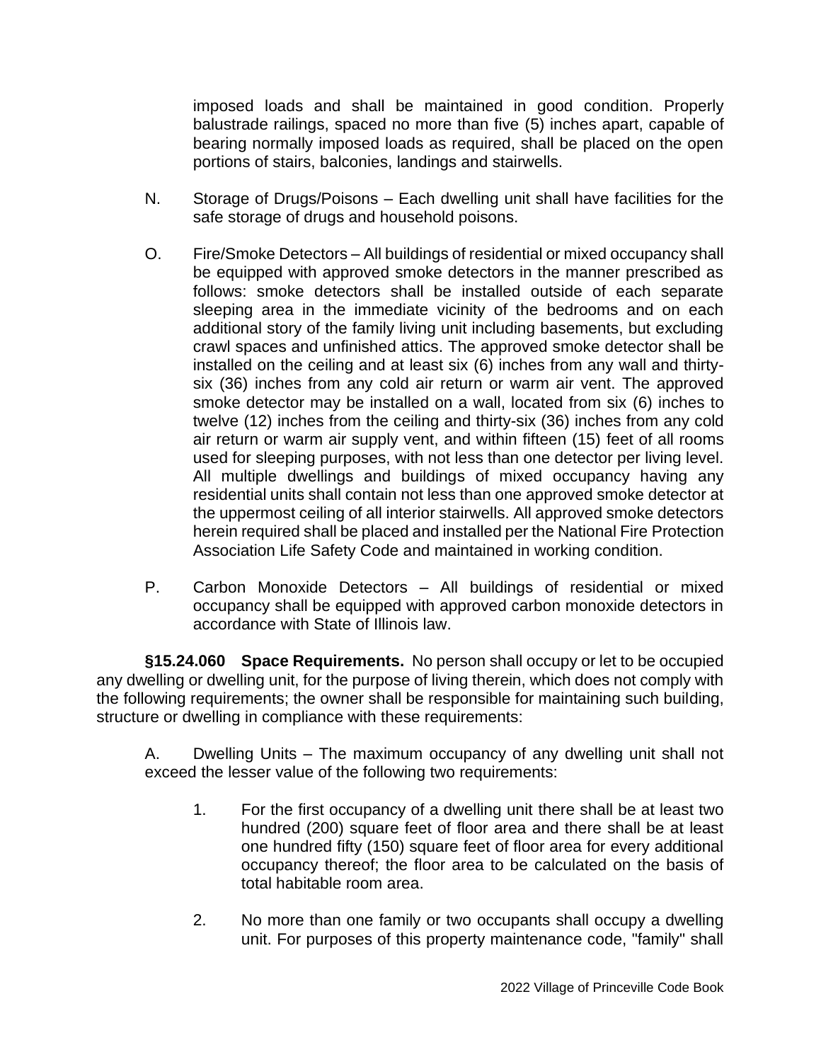imposed loads and shall be maintained in good condition. Properly balustrade railings, spaced no more than five (5) inches apart, capable of bearing normally imposed loads as required, shall be placed on the open portions of stairs, balconies, landings and stairwells.

N. Storage of Drugs/Poisons – Each dwelling unit shall have facilities for the safe storage of drugs and household poisons.

O. Fire/Smoke Detectors – All buildings of residential or mixed occupancy shall be equipped with approved smoke detectors in the manner prescribed as follows: smoke detectors shall be installed outside of each separate sleeping area in the immediate vicinity of the bedrooms and on each additional story of the family living unit including basements, but excluding crawl spaces and unfinished attics. The approved smoke detector shall be installed on the ceiling and at least six (6) inches from any wall and thirty-six (36) inches from any cold air return or warm air vent. The approved smoke detector may be installed on a wall, located from six (6) inches to twelve (12) inches from the ceiling and thirty-six (36) inches from any cold air return or warm air supply vent, and within fifteen (15) feet of all rooms used for sleeping purposes, with not less than one detector per living level. All multiple dwellings and buildings of mixed occupancy having any residential units shall contain not less than one approved smoke detector at the uppermost ceiling of all interior stairwells. All approved smoke detectors herein required shall be placed and installed per the National Fire Protection Association Life Safety Code and maintained in working condition.

P. Carbon Monoxide Detectors – All buildings of residential or mixed occupancy shall be equipped with approved carbon monoxide detectors in accordance with State of Illinois law.

**§15.24.060 Space Requirements.** No person shall occupy or let to be occupied any dwelling or dwelling unit, for the purpose of living therein, which does not comply with the following requirements; the owner shall be responsible for maintaining such building, structure or dwelling in compliance with these requirements:

A. Dwelling Units – The maximum occupancy of any dwelling unit shall not exceed the lesser value of the following two requirements:

1. For the first occupancy of a dwelling unit there shall be at least two hundred (200) square feet of floor area and there shall be at least one hundred fifty (150) square feet of floor area for every additional occupancy thereof; the floor area to be calculated on the basis of total habitable room area.

2. No more than one family or two occupants shall occupy a dwelling unit. For purposes of this property maintenance code, "family" shall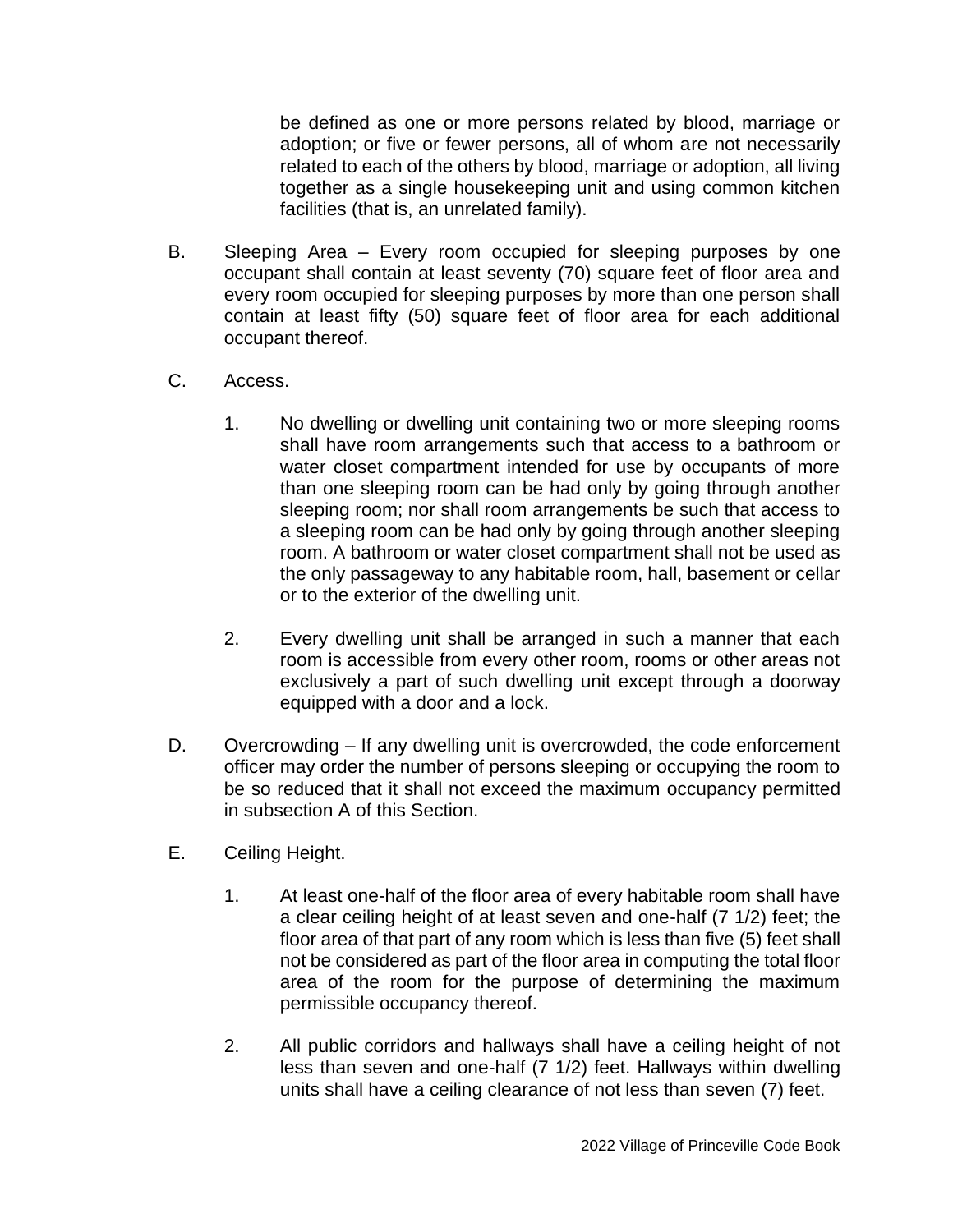be defined as one or more persons related by blood, marriage or adoption; or five or fewer persons, all of whom are not necessarily related to each of the others by blood, marriage or adoption, all living together as a single housekeeping unit and using common kitchen facilities (that is, an unrelated family).

B. Sleeping Area – Every room occupied for sleeping purposes by one occupant shall contain at least seventy (70) square feet of floor area and every room occupied for sleeping purposes by more than one person shall contain at least fifty (50) square feet of floor area for each additional occupant thereof.

C. Access.

1. No dwelling or dwelling unit containing two or more sleeping rooms shall have room arrangements such that access to a bathroom or water closet compartment intended for use by occupants of more than one sleeping room can be had only by going through another sleeping room; nor shall room arrangements be such that access to a sleeping room can be had only by going through another sleeping room. A bathroom or water closet compartment shall not be used as the only passageway to any habitable room, hall, basement or cellar or to the exterior of the dwelling unit.

2. Every dwelling unit shall be arranged in such a manner that each room is accessible from every other room, rooms or other areas not exclusively a part of such dwelling unit except through a doorway equipped with a door and a lock.

D. Overcrowding – If any dwelling unit is overcrowded, the code enforcement officer may order the number of persons sleeping or occupying the room to be so reduced that it shall not exceed the maximum occupancy permitted in subsection A of this Section.

E. Ceiling Height.

1. At least one-half of the floor area of every habitable room shall have a clear ceiling height of at least seven and one-half (7 1/2) feet; the floor area of that part of any room which is less than five (5) feet shall not be considered as part of the floor area in computing the total floor area of the room for the purpose of determining the maximum permissible occupancy thereof.

2. All public corridors and hallways shall have a ceiling height of not less than seven and one-half (7 1/2) feet. Hallways within dwelling units shall have a ceiling clearance of not less than seven (7) feet.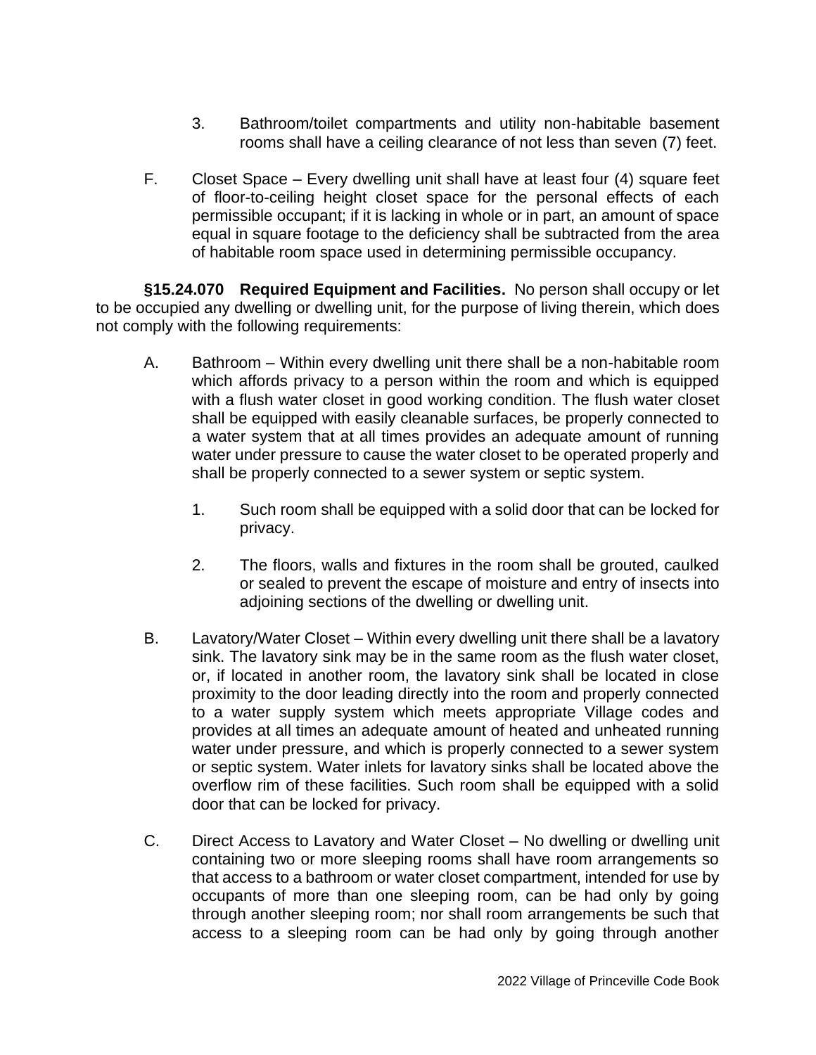3. Bathroom/toilet compartments and utility non-habitable basement rooms shall have a ceiling clearance of not less than seven (7) feet.

F. Closet Space – Every dwelling unit shall have at least four (4) square feet of floor-to-ceiling height closet space for the personal effects of each permissible occupant; if it is lacking in whole or in part, an amount of space equal in square footage to the deficiency shall be subtracted from the area of habitable room space used in determining permissible occupancy.

**§15.24.070 Required Equipment and Facilities.** No person shall occupy or let to be occupied any dwelling or dwelling unit, for the purpose of living therein, which does not comply with the following requirements:

A. Bathroom – Within every dwelling unit there shall be a non-habitable room which affords privacy to a person within the room and which is equipped with a flush water closet in good working condition. The flush water closet shall be equipped with easily cleanable surfaces, be properly connected to a water system that at all times provides an adequate amount of running water under pressure to cause the water closet to be operated properly and shall be properly connected to a sewer system or septic system.

   1. Such room shall be equipped with a solid door that can be locked for privacy.

   2. The floors, walls and fixtures in the room shall be grouted, caulked or sealed to prevent the escape of moisture and entry of insects into adjoining sections of the dwelling or dwelling unit.

B. Lavatory/Water Closet – Within every dwelling unit there shall be a lavatory sink. The lavatory sink may be in the same room as the flush water closet, or, if located in another room, the lavatory sink shall be located in close proximity to the door leading directly into the room and properly connected to a water supply system which meets appropriate Village codes and provides at all times an adequate amount of heated and unheated running water under pressure, and which is properly connected to a sewer system or septic system. Water inlets for lavatory sinks shall be located above the overflow rim of these facilities. Such room shall be equipped with a solid door that can be locked for privacy.

C. Direct Access to Lavatory and Water Closet – No dwelling or dwelling unit containing two or more sleeping rooms shall have room arrangements so that access to a bathroom or water closet compartment, intended for use by occupants of more than one sleeping room, can be had only by going through another sleeping room; nor shall room arrangements be such that access to a sleeping room can be had only by going through another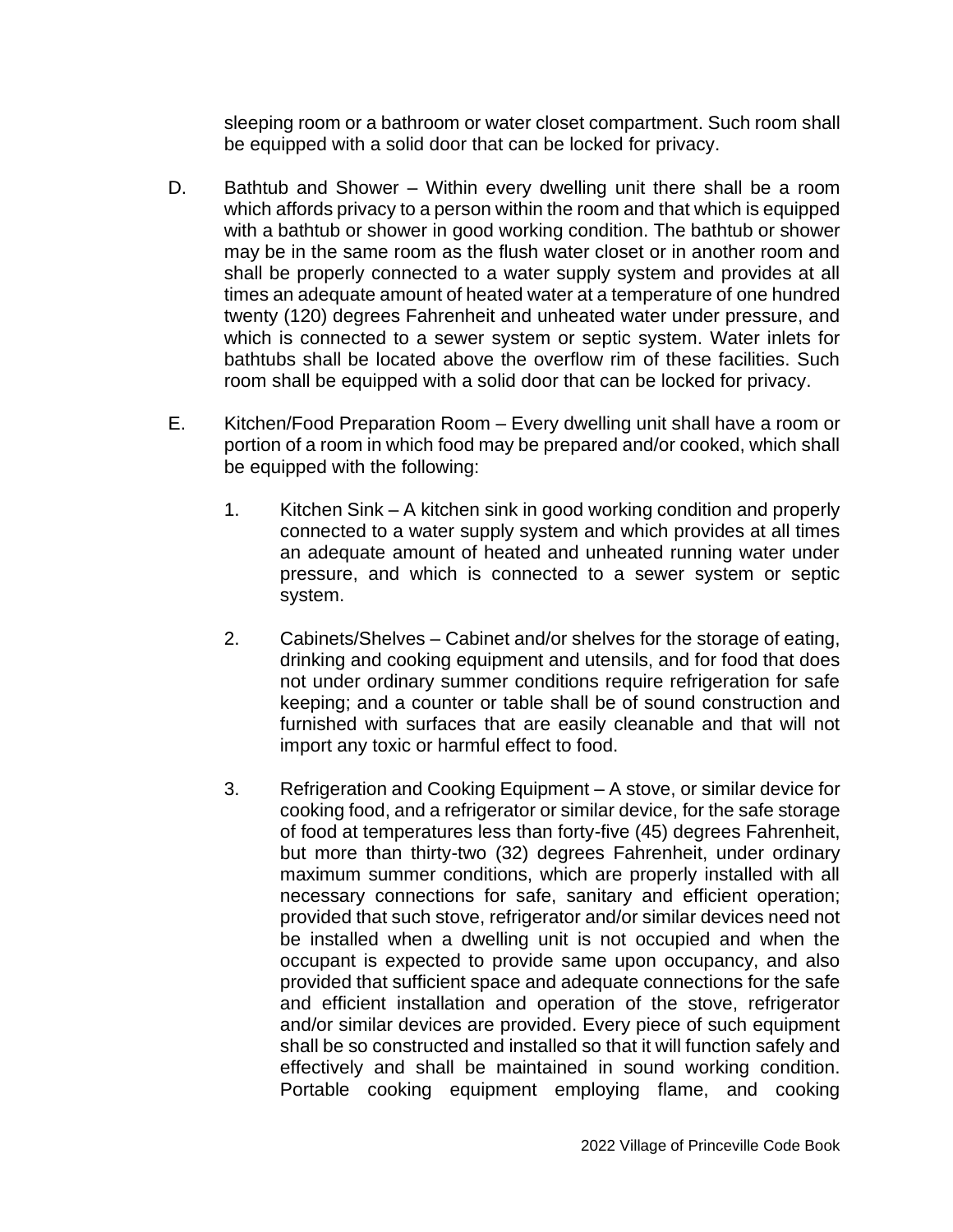sleeping room or a bathroom or water closet compartment. Such room shall be equipped with a solid door that can be locked for privacy.

D. Bathtub and Shower – Within every dwelling unit there shall be a room which affords privacy to a person within the room and that which is equipped with a bathtub or shower in good working condition. The bathtub or shower may be in the same room as the flush water closet or in another room and shall be properly connected to a water supply system and provides at all times an adequate amount of heated water at a temperature of one hundred twenty (120) degrees Fahrenheit and unheated water under pressure, and which is connected to a sewer system or septic system. Water inlets for bathtubs shall be located above the overflow rim of these facilities. Such room shall be equipped with a solid door that can be locked for privacy.

E. Kitchen/Food Preparation Room – Every dwelling unit shall have a room or portion of a room in which food may be prepared and/or cooked, which shall be equipped with the following:

   1. Kitchen Sink – A kitchen sink in good working condition and properly connected to a water supply system and which provides at all times an adequate amount of heated and unheated running water under pressure, and which is connected to a sewer system or septic system.

   2. Cabinets/Shelves – Cabinet and/or shelves for the storage of eating, drinking and cooking equipment and utensils, and for food that does not under ordinary summer conditions require refrigeration for safe keeping; and a counter or table shall be of sound construction and furnished with surfaces that are easily cleanable and that will not import any toxic or harmful effect to food.

   3. Refrigeration and Cooking Equipment – A stove, or similar device for cooking food, and a refrigerator or similar device, for the safe storage of food at temperatures less than forty-five (45) degrees Fahrenheit, but more than thirty-two (32) degrees Fahrenheit, under ordinary maximum summer conditions, which are properly installed with all necessary connections for safe, sanitary and efficient operation; provided that such stove, refrigerator and/or similar devices need not be installed when a dwelling unit is not occupied and when the occupant is expected to provide same upon occupancy, and also provided that sufficient space and adequate connections for the safe and efficient installation and operation of the stove, refrigerator and/or similar devices are provided. Every piece of such equipment shall be so constructed and installed so that it will function safely and effectively and shall be maintained in sound working condition. Portable cooking equipment employing flame, and cooking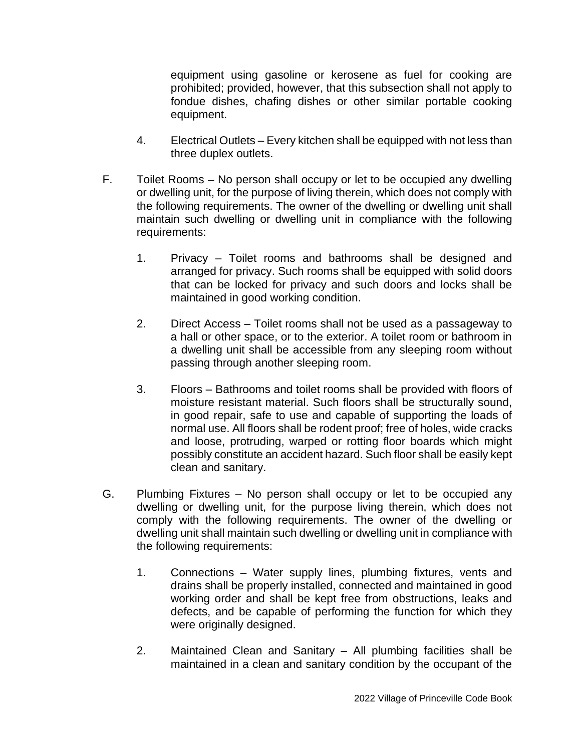equipment using gasoline or kerosene as fuel for cooking are prohibited; provided, however, that this subsection shall not apply to fondue dishes, chafing dishes or other similar portable cooking equipment.

4. Electrical Outlets – Every kitchen shall be equipped with not less than three duplex outlets.

F. Toilet Rooms – No person shall occupy or let to be occupied any dwelling or dwelling unit, for the purpose of living therein, which does not comply with the following requirements. The owner of the dwelling or dwelling unit shall maintain such dwelling or dwelling unit in compliance with the following requirements:

   1. Privacy – Toilet rooms and bathrooms shall be designed and arranged for privacy. Such rooms shall be equipped with solid doors that can be locked for privacy and such doors and locks shall be maintained in good working condition.

   2. Direct Access – Toilet rooms shall not be used as a passageway to a hall or other space, or to the exterior. A toilet room or bathroom in a dwelling unit shall be accessible from any sleeping room without passing through another sleeping room.

   3. Floors – Bathrooms and toilet rooms shall be provided with floors of moisture resistant material. Such floors shall be structurally sound, in good repair, safe to use and capable of supporting the loads of normal use. All floors shall be rodent proof; free of holes, wide cracks and loose, protruding, warped or rotting floor boards which might possibly constitute an accident hazard. Such floor shall be easily kept clean and sanitary.

G. Plumbing Fixtures – No person shall occupy or let to be occupied any dwelling or dwelling unit, for the purpose living therein, which does not comply with the following requirements. The owner of the dwelling or dwelling unit shall maintain such dwelling or dwelling unit in compliance with the following requirements:

   1. Connections – Water supply lines, plumbing fixtures, vents and drains shall be properly installed, connected and maintained in good working order and shall be kept free from obstructions, leaks and defects, and be capable of performing the function for which they were originally designed.

   2. Maintained Clean and Sanitary – All plumbing facilities shall be maintained in a clean and sanitary condition by the occupant of the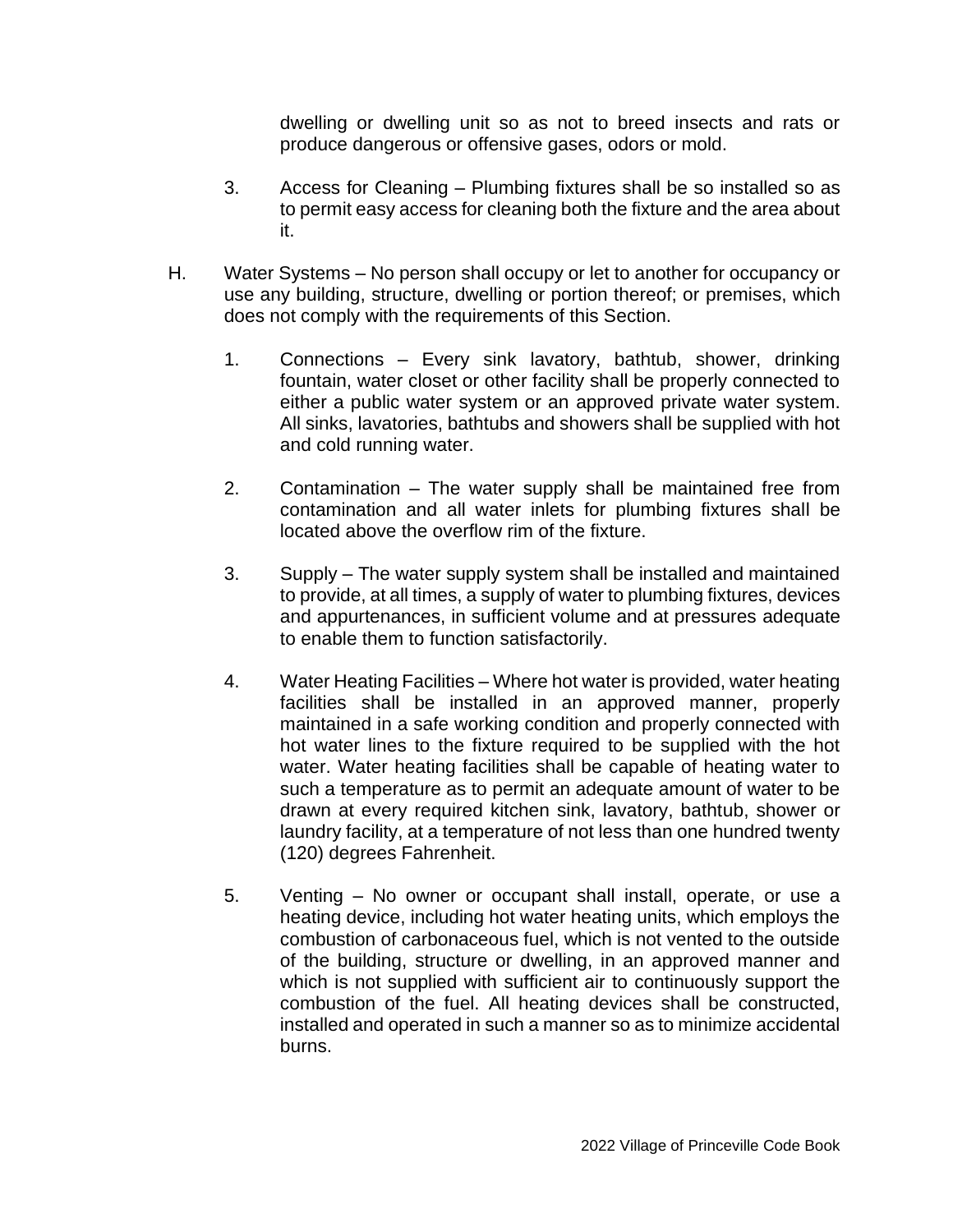dwelling or dwelling unit so as not to breed insects and rats or produce dangerous or offensive gases, odors or mold.

3. Access for Cleaning – Plumbing fixtures shall be so installed so as to permit easy access for cleaning both the fixture and the area about it.

H. Water Systems – No person shall occupy or let to another for occupancy or use any building, structure, dwelling or portion thereof; or premises, which does not comply with the requirements of this Section.

1. Connections – Every sink lavatory, bathtub, shower, drinking fountain, water closet or other facility shall be properly connected to either a public water system or an approved private water system. All sinks, lavatories, bathtubs and showers shall be supplied with hot and cold running water.

2. Contamination – The water supply shall be maintained free from contamination and all water inlets for plumbing fixtures shall be located above the overflow rim of the fixture.

3. Supply – The water supply system shall be installed and maintained to provide, at all times, a supply of water to plumbing fixtures, devices and appurtenances, in sufficient volume and at pressures adequate to enable them to function satisfactorily.

4. Water Heating Facilities – Where hot water is provided, water heating facilities shall be installed in an approved manner, properly maintained in a safe working condition and properly connected with hot water lines to the fixture required to be supplied with the hot water. Water heating facilities shall be capable of heating water to such a temperature as to permit an adequate amount of water to be drawn at every required kitchen sink, lavatory, bathtub, shower or laundry facility, at a temperature of not less than one hundred twenty (120) degrees Fahrenheit.

5. Venting – No owner or occupant shall install, operate, or use a heating device, including hot water heating units, which employs the combustion of carbonaceous fuel, which is not vented to the outside of the building, structure or dwelling, in an approved manner and which is not supplied with sufficient air to continuously support the combustion of the fuel. All heating devices shall be constructed, installed and operated in such a manner so as to minimize accidental burns.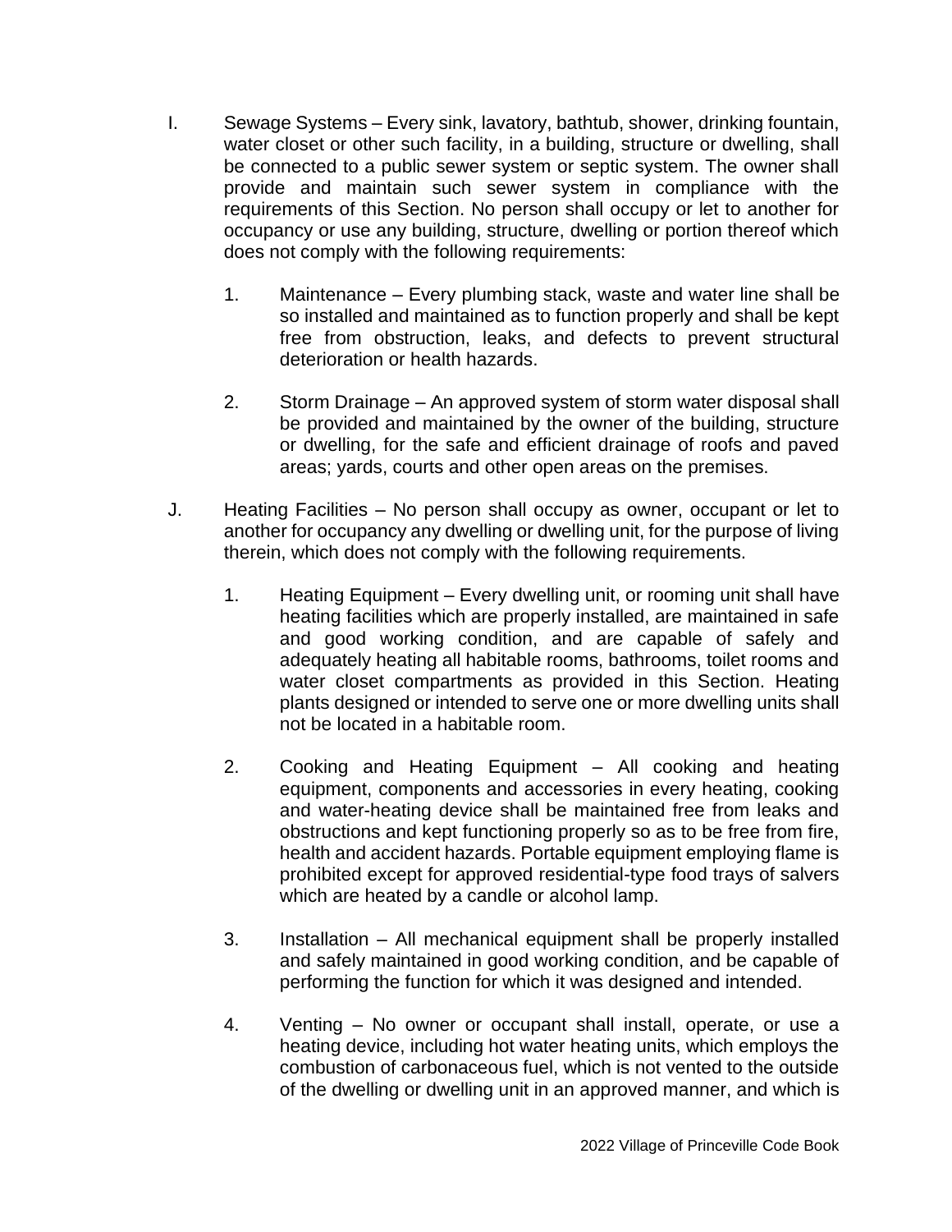I. Sewage Systems – Every sink, lavatory, bathtub, shower, drinking fountain, water closet or other such facility, in a building, structure or dwelling, shall be connected to a public sewer system or septic system. The owner shall provide and maintain such sewer system in compliance with the requirements of this Section. No person shall occupy or let to another for occupancy or use any building, structure, dwelling or portion thereof which does not comply with the following requirements:

   1. Maintenance – Every plumbing stack, waste and water line shall be so installed and maintained as to function properly and shall be kept free from obstruction, leaks, and defects to prevent structural deterioration or health hazards.

   2. Storm Drainage – An approved system of storm water disposal shall be provided and maintained by the owner of the building, structure or dwelling, for the safe and efficient drainage of roofs and paved areas; yards, courts and other open areas on the premises.

J. Heating Facilities – No person shall occupy as owner, occupant or let to another for occupancy any dwelling or dwelling unit, for the purpose of living therein, which does not comply with the following requirements.

   1. Heating Equipment – Every dwelling unit, or rooming unit shall have heating facilities which are properly installed, are maintained in safe and good working condition, and are capable of safely and adequately heating all habitable rooms, bathrooms, toilet rooms and water closet compartments as provided in this Section. Heating plants designed or intended to serve one or more dwelling units shall not be located in a habitable room.

   2. Cooking and Heating Equipment – All cooking and heating equipment, components and accessories in every heating, cooking and water-heating device shall be maintained free from leaks and obstructions and kept functioning properly so as to be free from fire, health and accident hazards. Portable equipment employing flame is prohibited except for approved residential-type food trays of salvers which are heated by a candle or alcohol lamp.

   3. Installation – All mechanical equipment shall be properly installed and safely maintained in good working condition, and be capable of performing the function for which it was designed and intended.

   4. Venting – No owner or occupant shall install, operate, or use a heating device, including hot water heating units, which employs the combustion of carbonaceous fuel, which is not vented to the outside of the dwelling or dwelling unit in an approved manner, and which is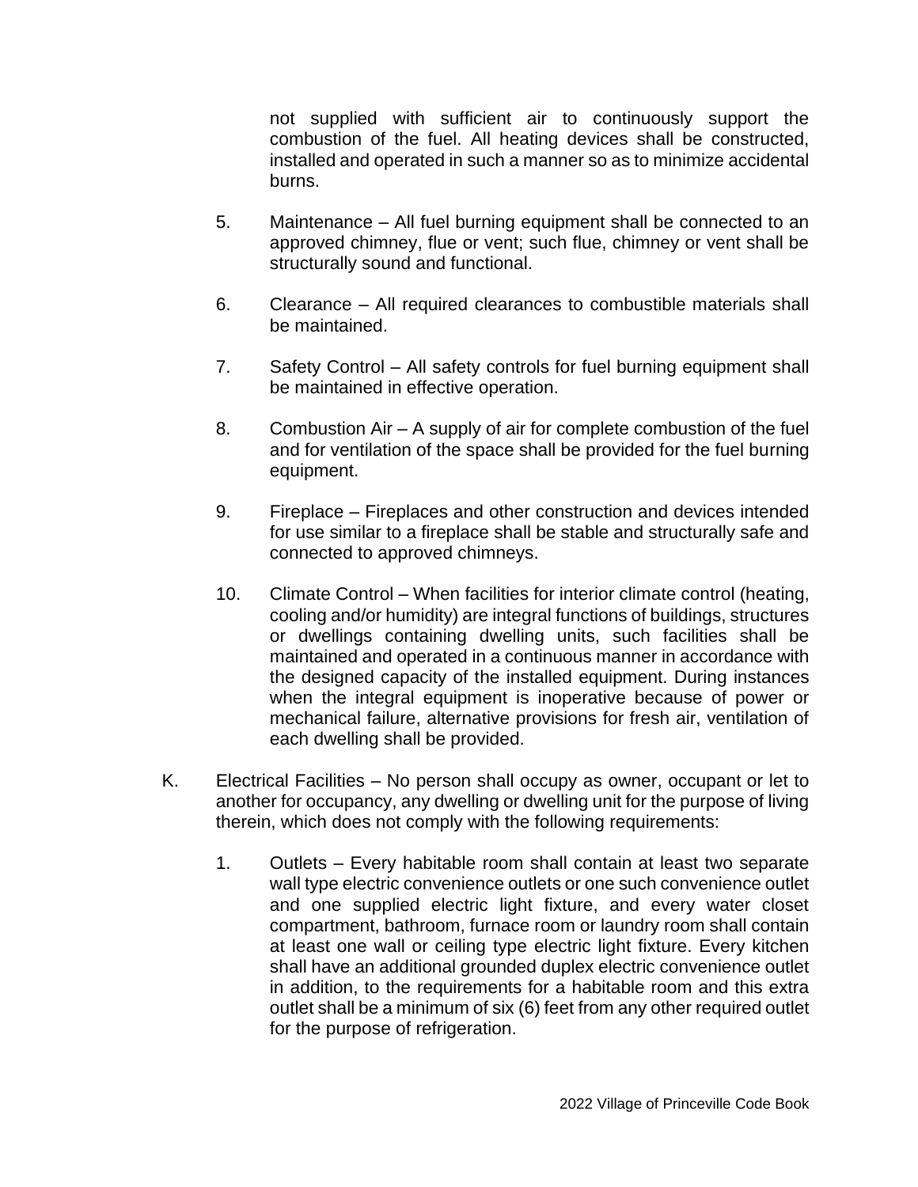not supplied with sufficient air to continuously support the combustion of the fuel. All heating devices shall be constructed, installed and operated in such a manner so as to minimize accidental burns.

5. Maintenance – All fuel burning equipment shall be connected to an approved chimney, flue or vent; such flue, chimney or vent shall be structurally sound and functional.

6. Clearance – All required clearances to combustible materials shall be maintained.

7. Safety Control – All safety controls for fuel burning equipment shall be maintained in effective operation.

8. Combustion Air – A supply of air for complete combustion of the fuel and for ventilation of the space shall be provided for the fuel burning equipment.

9. Fireplace – Fireplaces and other construction and devices intended for use similar to a fireplace shall be stable and structurally safe and connected to approved chimneys.

10. Climate Control – When facilities for interior climate control (heating, cooling and/or humidity) are integral functions of buildings, structures or dwellings containing dwelling units, such facilities shall be maintained and operated in a continuous manner in accordance with the designed capacity of the installed equipment. During instances when the integral equipment is inoperative because of power or mechanical failure, alternative provisions for fresh air, ventilation of each dwelling shall be provided.

K. Electrical Facilities – No person shall occupy as owner, occupant or let to another for occupancy, any dwelling or dwelling unit for the purpose of living therein, which does not comply with the following requirements:

1. Outlets – Every habitable room shall contain at least two separate wall type electric convenience outlets or one such convenience outlet and one supplied electric light fixture, and every water closet compartment, bathroom, furnace room or laundry room shall contain at least one wall or ceiling type electric light fixture. Every kitchen shall have an additional grounded duplex electric convenience outlet in addition, to the requirements for a habitable room and this extra outlet shall be a minimum of six (6) feet from any other required outlet for the purpose of refrigeration.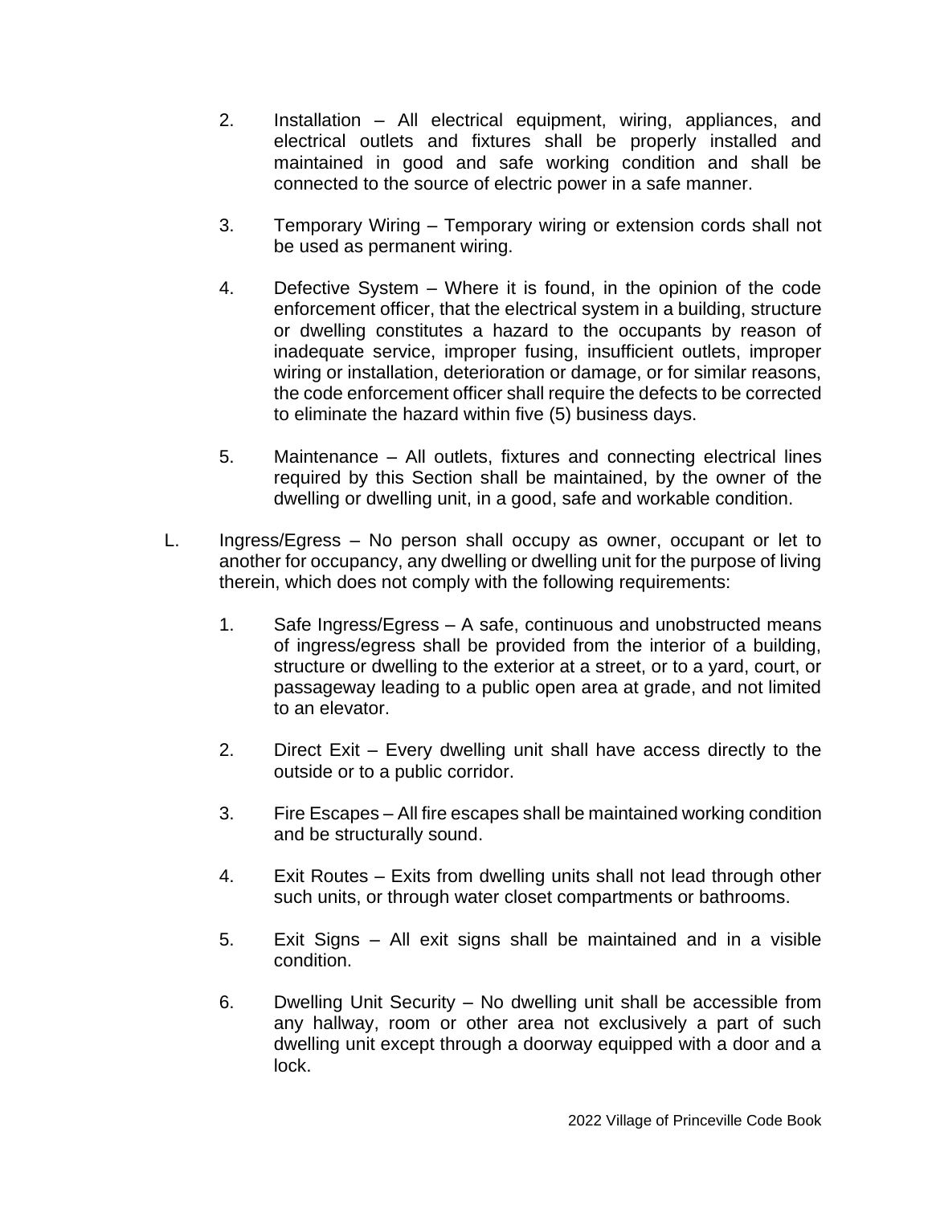2. Installation – All electrical equipment, wiring, appliances, and electrical outlets and fixtures shall be properly installed and maintained in good and safe working condition and shall be connected to the source of electric power in a safe manner.

3. Temporary Wiring – Temporary wiring or extension cords shall not be used as permanent wiring.

4. Defective System – Where it is found, in the opinion of the code enforcement officer, that the electrical system in a building, structure or dwelling constitutes a hazard to the occupants by reason of inadequate service, improper fusing, insufficient outlets, improper wiring or installation, deterioration or damage, or for similar reasons, the code enforcement officer shall require the defects to be corrected to eliminate the hazard within five (5) business days.

5. Maintenance – All outlets, fixtures and connecting electrical lines required by this Section shall be maintained, by the owner of the dwelling or dwelling unit, in a good, safe and workable condition.

L. Ingress/Egress – No person shall occupy as owner, occupant or let to another for occupancy, any dwelling or dwelling unit for the purpose of living therein, which does not comply with the following requirements:

1. Safe Ingress/Egress – A safe, continuous and unobstructed means of ingress/egress shall be provided from the interior of a building, structure or dwelling to the exterior at a street, or to a yard, court, or passageway leading to a public open area at grade, and not limited to an elevator.

2. Direct Exit – Every dwelling unit shall have access directly to the outside or to a public corridor.

3. Fire Escapes – All fire escapes shall be maintained working condition and be structurally sound.

4. Exit Routes – Exits from dwelling units shall not lead through other such units, or through water closet compartments or bathrooms.

5. Exit Signs – All exit signs shall be maintained and in a visible condition.

6. Dwelling Unit Security – No dwelling unit shall be accessible from any hallway, room or other area not exclusively a part of such dwelling unit except through a doorway equipped with a door and a lock.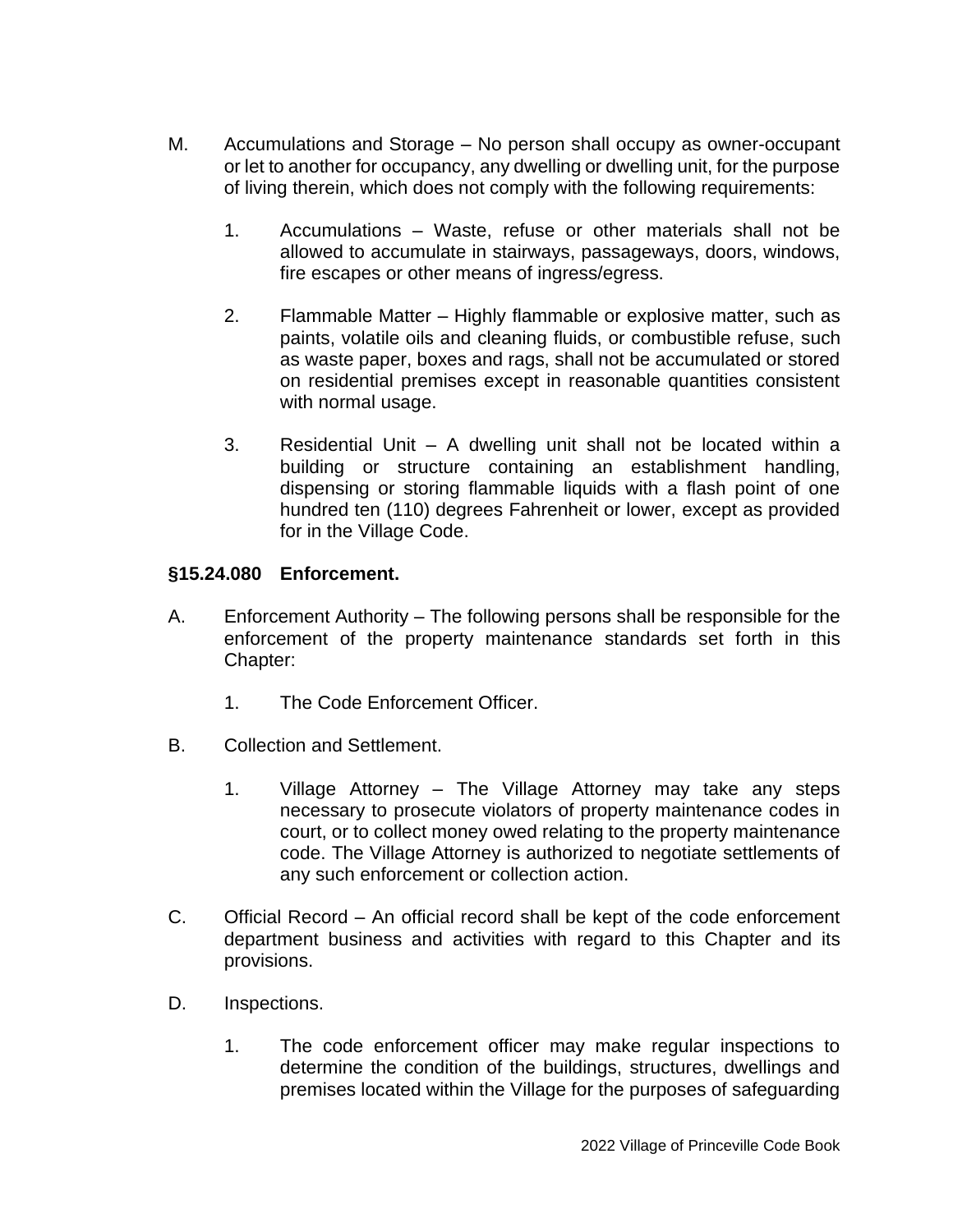M. Accumulations and Storage – No person shall occupy as owner-occupant or let to another for occupancy, any dwelling or dwelling unit, for the purpose of living therein, which does not comply with the following requirements:

   1. Accumulations – Waste, refuse or other materials shall not be allowed to accumulate in stairways, passageways, doors, windows, fire escapes or other means of ingress/egress.

   2. Flammable Matter – Highly flammable or explosive matter, such as paints, volatile oils and cleaning fluids, or combustible refuse, such as waste paper, boxes and rags, shall not be accumulated or stored on residential premises except in reasonable quantities consistent with normal usage.

   3. Residential Unit – A dwelling unit shall not be located within a building or structure containing an establishment handling, dispensing or storing flammable liquids with a flash point of one hundred ten (110) degrees Fahrenheit or lower, except as provided for in the Village Code.

### §15.24.080 Enforcement.

A. Enforcement Authority – The following persons shall be responsible for the enforcement of the property maintenance standards set forth in this Chapter:

   1. The Code Enforcement Officer.

B. Collection and Settlement.

   1. Village Attorney – The Village Attorney may take any steps necessary to prosecute violators of property maintenance codes in court, or to collect money owed relating to the property maintenance code. The Village Attorney is authorized to negotiate settlements of any such enforcement or collection action.

C. Official Record – An official record shall be kept of the code enforcement department business and activities with regard to this Chapter and its provisions.

D. Inspections.

   1. The code enforcement officer may make regular inspections to determine the condition of the buildings, structures, dwellings and premises located within the Village for the purposes of safeguarding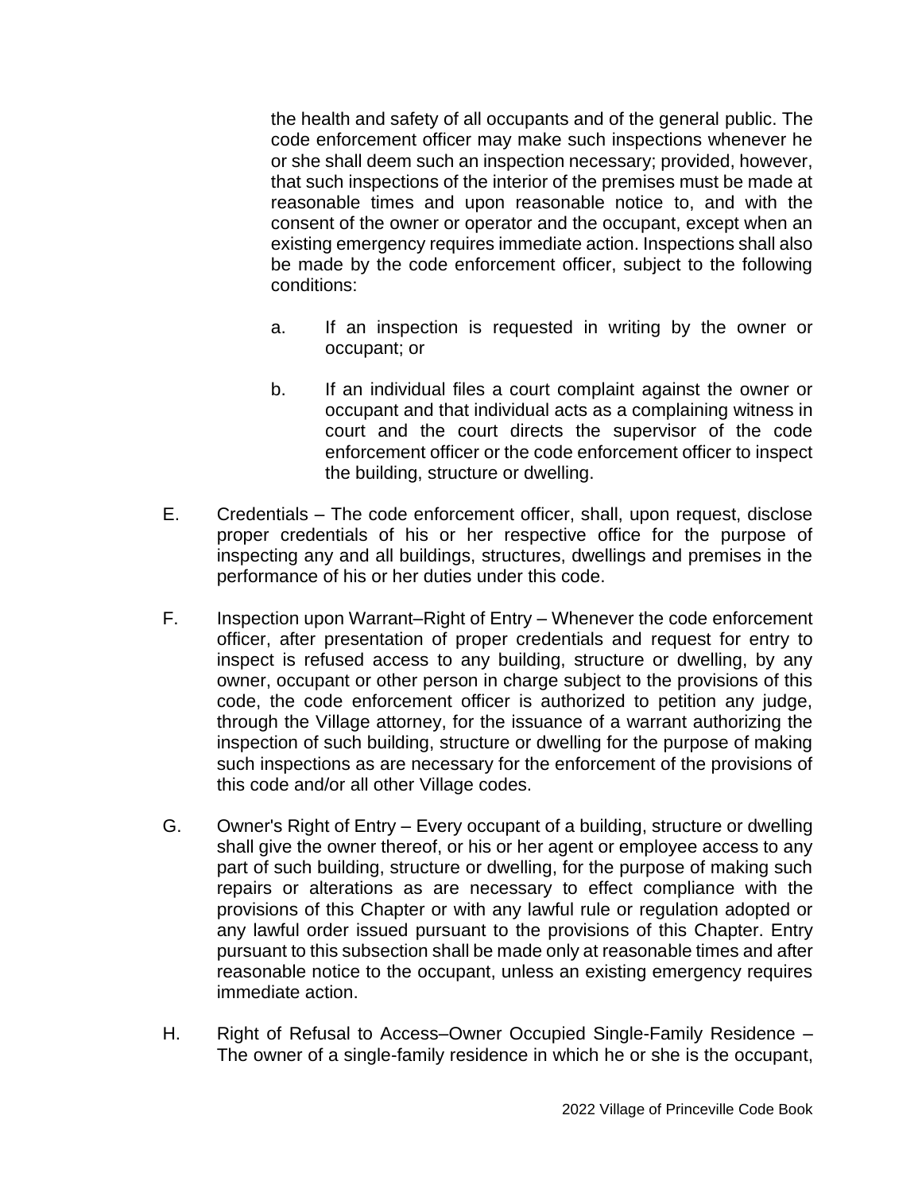the health and safety of all occupants and of the general public. The code enforcement officer may make such inspections whenever he or she shall deem such an inspection necessary; provided, however, that such inspections of the interior of the premises must be made at reasonable times and upon reasonable notice to, and with the consent of the owner or operator and the occupant, except when an existing emergency requires immediate action. Inspections shall also be made by the code enforcement officer, subject to the following conditions:

a. If an inspection is requested in writing by the owner or occupant; or

b. If an individual files a court complaint against the owner or occupant and that individual acts as a complaining witness in court and the court directs the supervisor of the code enforcement officer or the code enforcement officer to inspect the building, structure or dwelling.

E. Credentials – The code enforcement officer, shall, upon request, disclose proper credentials of his or her respective office for the purpose of inspecting any and all buildings, structures, dwellings and premises in the performance of his or her duties under this code.

F. Inspection upon Warrant–Right of Entry – Whenever the code enforcement officer, after presentation of proper credentials and request for entry to inspect is refused access to any building, structure or dwelling, by any owner, occupant or other person in charge subject to the provisions of this code, the code enforcement officer is authorized to petition any judge, through the Village attorney, for the issuance of a warrant authorizing the inspection of such building, structure or dwelling for the purpose of making such inspections as are necessary for the enforcement of the provisions of this code and/or all other Village codes.

G. Owner's Right of Entry – Every occupant of a building, structure or dwelling shall give the owner thereof, or his or her agent or employee access to any part of such building, structure or dwelling, for the purpose of making such repairs or alterations as are necessary to effect compliance with the provisions of this Chapter or with any lawful rule or regulation adopted or any lawful order issued pursuant to the provisions of this Chapter. Entry pursuant to this subsection shall be made only at reasonable times and after reasonable notice to the occupant, unless an existing emergency requires immediate action.

H. Right of Refusal to Access–Owner Occupied Single-Family Residence – The owner of a single-family residence in which he or she is the occupant,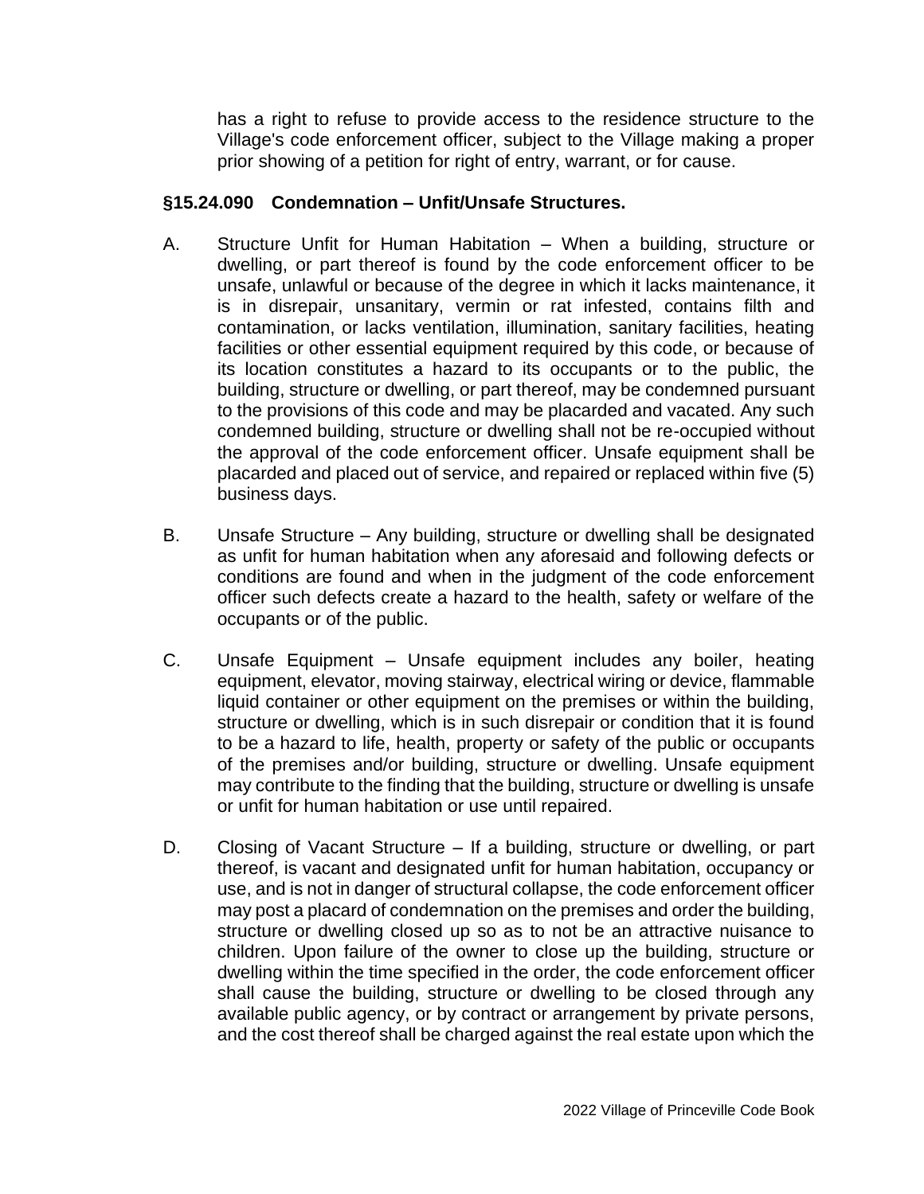has a right to refuse to provide access to the residence structure to the Village's code enforcement officer, subject to the Village making a proper prior showing of a petition for right of entry, warrant, or for cause.

### §15.24.090 Condemnation – Unfit/Unsafe Structures.

A. Structure Unfit for Human Habitation – When a building, structure or dwelling, or part thereof is found by the code enforcement officer to be unsafe, unlawful or because of the degree in which it lacks maintenance, it is in disrepair, unsanitary, vermin or rat infested, contains filth and contamination, or lacks ventilation, illumination, sanitary facilities, heating facilities or other essential equipment required by this code, or because of its location constitutes a hazard to its occupants or to the public, the building, structure or dwelling, or part thereof, may be condemned pursuant to the provisions of this code and may be placarded and vacated. Any such condemned building, structure or dwelling shall not be re-occupied without the approval of the code enforcement officer. Unsafe equipment shall be placarded and placed out of service, and repaired or replaced within five (5) business days.

B. Unsafe Structure – Any building, structure or dwelling shall be designated as unfit for human habitation when any aforesaid and following defects or conditions are found and when in the judgment of the code enforcement officer such defects create a hazard to the health, safety or welfare of the occupants or of the public.

C. Unsafe Equipment – Unsafe equipment includes any boiler, heating equipment, elevator, moving stairway, electrical wiring or device, flammable liquid container or other equipment on the premises or within the building, structure or dwelling, which is in such disrepair or condition that it is found to be a hazard to life, health, property or safety of the public or occupants of the premises and/or building, structure or dwelling. Unsafe equipment may contribute to the finding that the building, structure or dwelling is unsafe or unfit for human habitation or use until repaired.

D. Closing of Vacant Structure – If a building, structure or dwelling, or part thereof, is vacant and designated unfit for human habitation, occupancy or use, and is not in danger of structural collapse, the code enforcement officer may post a placard of condemnation on the premises and order the building, structure or dwelling closed up so as to not be an attractive nuisance to children. Upon failure of the owner to close up the building, structure or dwelling within the time specified in the order, the code enforcement officer shall cause the building, structure or dwelling to be closed through any available public agency, or by contract or arrangement by private persons, and the cost thereof shall be charged against the real estate upon which the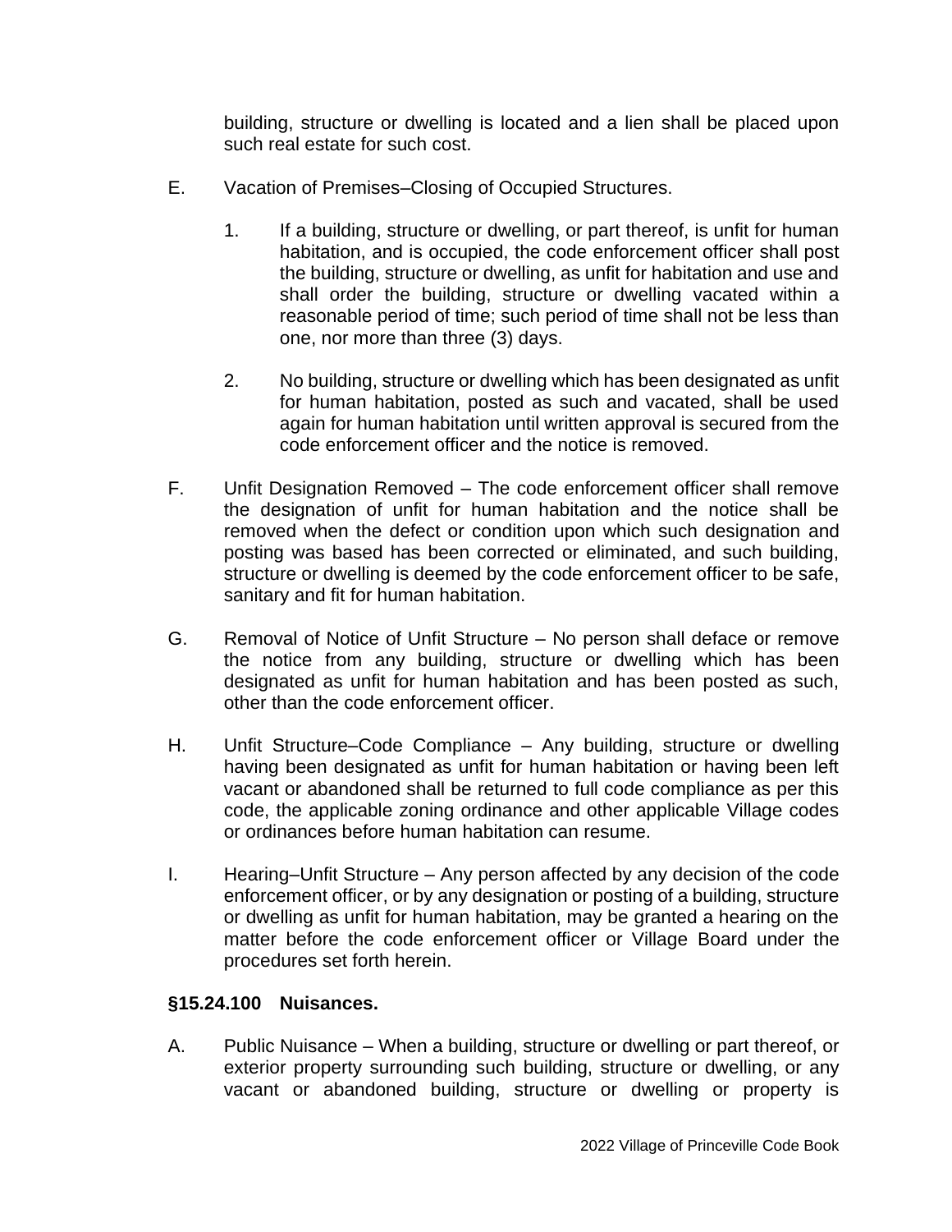building, structure or dwelling is located and a lien shall be placed upon such real estate for such cost.

E. Vacation of Premises–Closing of Occupied Structures.

   1. If a building, structure or dwelling, or part thereof, is unfit for human habitation, and is occupied, the code enforcement officer shall post the building, structure or dwelling, as unfit for habitation and use and shall order the building, structure or dwelling vacated within a reasonable period of time; such period of time shall not be less than one, nor more than three (3) days.

   2. No building, structure or dwelling which has been designated as unfit for human habitation, posted as such and vacated, shall be used again for human habitation until written approval is secured from the code enforcement officer and the notice is removed.

F. Unfit Designation Removed – The code enforcement officer shall remove the designation of unfit for human habitation and the notice shall be removed when the defect or condition upon which such designation and posting was based has been corrected or eliminated, and such building, structure or dwelling is deemed by the code enforcement officer to be safe, sanitary and fit for human habitation.

G. Removal of Notice of Unfit Structure – No person shall deface or remove the notice from any building, structure or dwelling which has been designated as unfit for human habitation and has been posted as such, other than the code enforcement officer.

H. Unfit Structure–Code Compliance – Any building, structure or dwelling having been designated as unfit for human habitation or having been left vacant or abandoned shall be returned to full code compliance as per this code, the applicable zoning ordinance and other applicable Village codes or ordinances before human habitation can resume.

I. Hearing–Unfit Structure – Any person affected by any decision of the code enforcement officer, or by any designation or posting of a building, structure or dwelling as unfit for human habitation, may be granted a hearing on the matter before the code enforcement officer or Village Board under the procedures set forth herein.

### §15.24.100 Nuisances.

A. Public Nuisance – When a building, structure or dwelling or part thereof, or exterior property surrounding such building, structure or dwelling, or any vacant or abandoned building, structure or dwelling or property is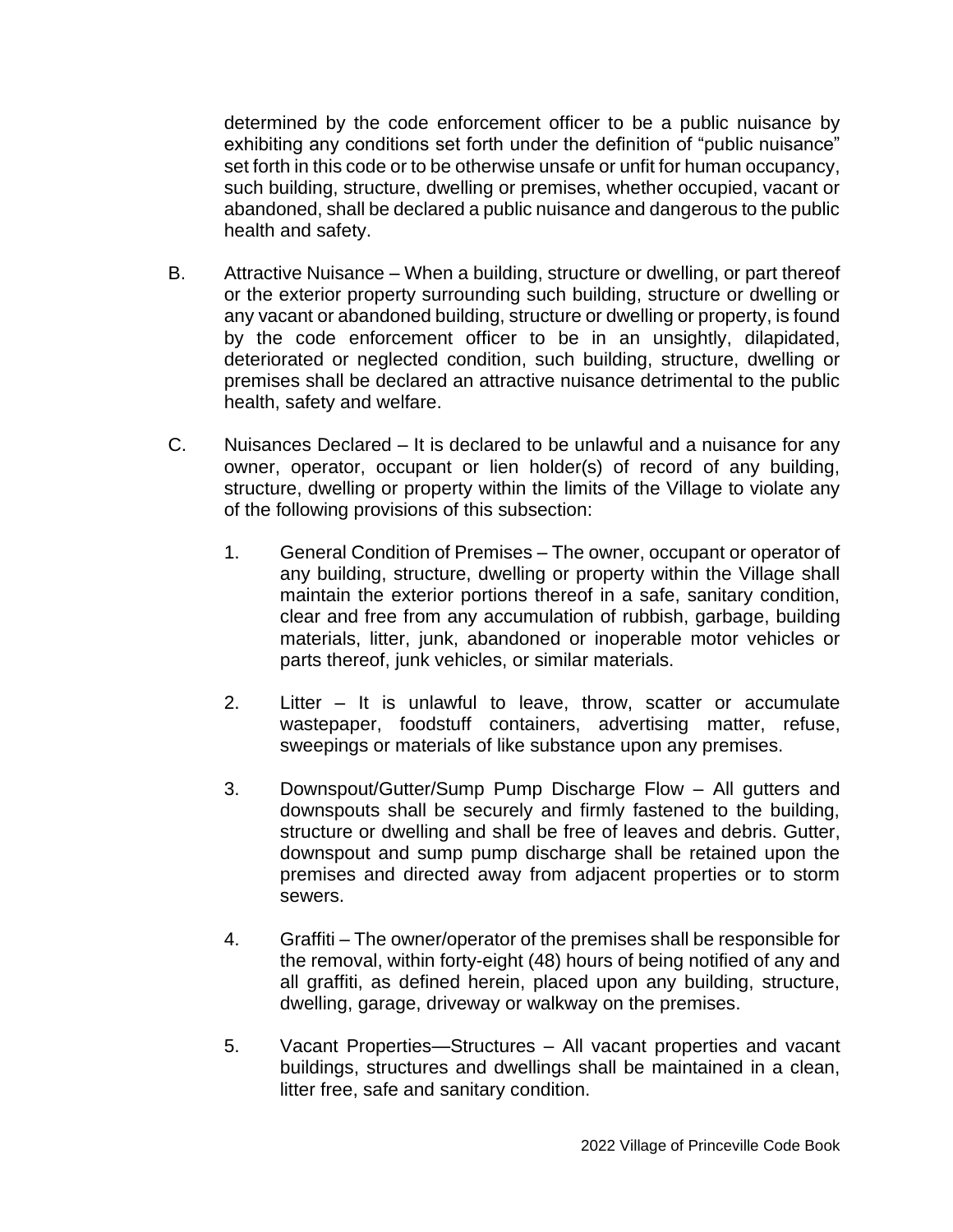determined by the code enforcement officer to be a public nuisance by exhibiting any conditions set forth under the definition of "public nuisance" set forth in this code or to be otherwise unsafe or unfit for human occupancy, such building, structure, dwelling or premises, whether occupied, vacant or abandoned, shall be declared a public nuisance and dangerous to the public health and safety.

B. Attractive Nuisance – When a building, structure or dwelling, or part thereof or the exterior property surrounding such building, structure or dwelling or any vacant or abandoned building, structure or dwelling or property, is found by the code enforcement officer to be in an unsightly, dilapidated, deteriorated or neglected condition, such building, structure, dwelling or premises shall be declared an attractive nuisance detrimental to the public health, safety and welfare.

C. Nuisances Declared – It is declared to be unlawful and a nuisance for any owner, operator, occupant or lien holder(s) of record of any building, structure, dwelling or property within the limits of the Village to violate any of the following provisions of this subsection:

1. General Condition of Premises – The owner, occupant or operator of any building, structure, dwelling or property within the Village shall maintain the exterior portions thereof in a safe, sanitary condition, clear and free from any accumulation of rubbish, garbage, building materials, litter, junk, abandoned or inoperable motor vehicles or parts thereof, junk vehicles, or similar materials.

2. Litter – It is unlawful to leave, throw, scatter or accumulate wastepaper, foodstuff containers, advertising matter, refuse, sweepings or materials of like substance upon any premises.

3. Downspout/Gutter/Sump Pump Discharge Flow – All gutters and downspouts shall be securely and firmly fastened to the building, structure or dwelling and shall be free of leaves and debris. Gutter, downspout and sump pump discharge shall be retained upon the premises and directed away from adjacent properties or to storm sewers.

4. Graffiti – The owner/operator of the premises shall be responsible for the removal, within forty-eight (48) hours of being notified of any and all graffiti, as defined herein, placed upon any building, structure, dwelling, garage, driveway or walkway on the premises.

5. Vacant Properties—Structures – All vacant properties and vacant buildings, structures and dwellings shall be maintained in a clean, litter free, safe and sanitary condition.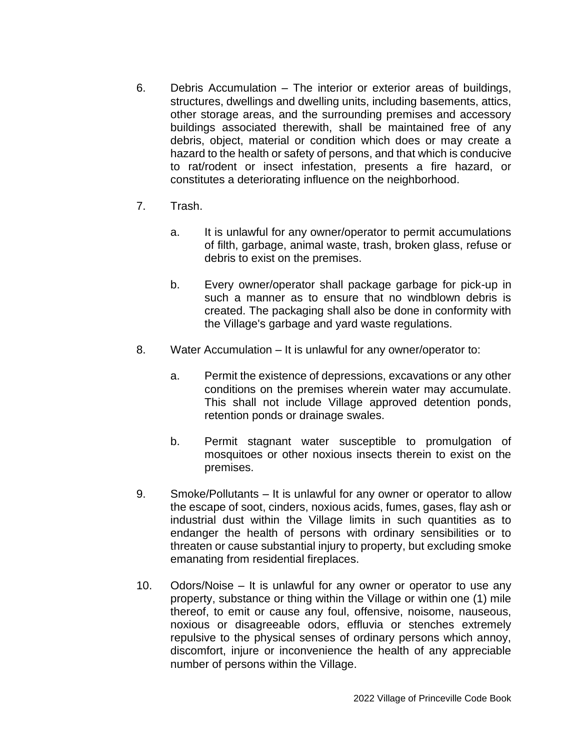6. Debris Accumulation – The interior or exterior areas of buildings, structures, dwellings and dwelling units, including basements, attics, other storage areas, and the surrounding premises and accessory buildings associated therewith, shall be maintained free of any debris, object, material or condition which does or may create a hazard to the health or safety of persons, and that which is conducive to rat/rodent or insect infestation, presents a fire hazard, or constitutes a deteriorating influence on the neighborhood.

7. Trash.

   a. It is unlawful for any owner/operator to permit accumulations of filth, garbage, animal waste, trash, broken glass, refuse or debris to exist on the premises.

   b. Every owner/operator shall package garbage for pick-up in such a manner as to ensure that no windblown debris is created. The packaging shall also be done in conformity with the Village's garbage and yard waste regulations.

8. Water Accumulation – It is unlawful for any owner/operator to:

   a. Permit the existence of depressions, excavations or any other conditions on the premises wherein water may accumulate. This shall not include Village approved detention ponds, retention ponds or drainage swales.

   b. Permit stagnant water susceptible to promulgation of mosquitoes or other noxious insects therein to exist on the premises.

9. Smoke/Pollutants – It is unlawful for any owner or operator to allow the escape of soot, cinders, noxious acids, fumes, gases, flay ash or industrial dust within the Village limits in such quantities as to endanger the health of persons with ordinary sensibilities or to threaten or cause substantial injury to property, but excluding smoke emanating from residential fireplaces.

10. Odors/Noise – It is unlawful for any owner or operator to use any property, substance or thing within the Village or within one (1) mile thereof, to emit or cause any foul, offensive, noisome, nauseous, noxious or disagreeable odors, effluvia or stenches extremely repulsive to the physical senses of ordinary persons which annoy, discomfort, injure or inconvenience the health of any appreciable number of persons within the Village.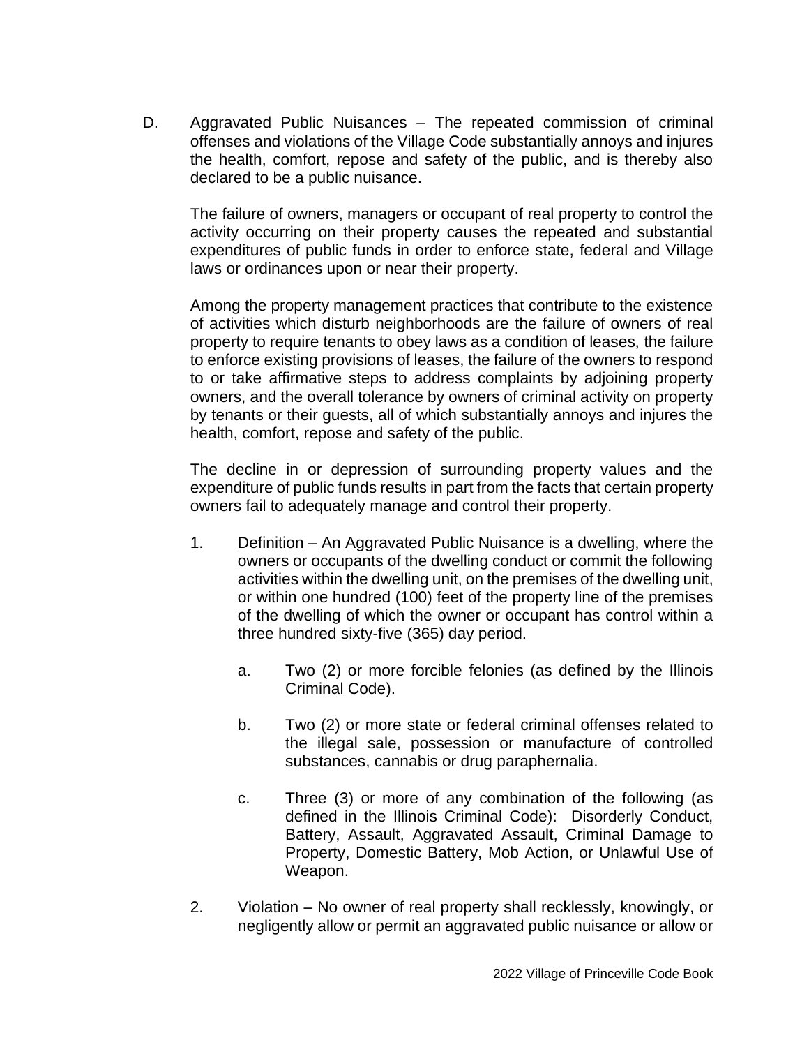D. Aggravated Public Nuisances – The repeated commission of criminal offenses and violations of the Village Code substantially annoys and injures the health, comfort, repose and safety of the public, and is thereby also declared to be a public nuisance.

The failure of owners, managers or occupant of real property to control the activity occurring on their property causes the repeated and substantial expenditures of public funds in order to enforce state, federal and Village laws or ordinances upon or near their property.

Among the property management practices that contribute to the existence of activities which disturb neighborhoods are the failure of owners of real property to require tenants to obey laws as a condition of leases, the failure to enforce existing provisions of leases, the failure of the owners to respond to or take affirmative steps to address complaints by adjoining property owners, and the overall tolerance by owners of criminal activity on property by tenants or their guests, all of which substantially annoys and injures the health, comfort, repose and safety of the public.

The decline in or depression of surrounding property values and the expenditure of public funds results in part from the facts that certain property owners fail to adequately manage and control their property.

1. Definition – An Aggravated Public Nuisance is a dwelling, where the owners or occupants of the dwelling conduct or commit the following activities within the dwelling unit, on the premises of the dwelling unit, or within one hundred (100) feet of the property line of the premises of the dwelling of which the owner or occupant has control within a three hundred sixty-five (365) day period.

   a. Two (2) or more forcible felonies (as defined by the Illinois Criminal Code).

   b. Two (2) or more state or federal criminal offenses related to the illegal sale, possession or manufacture of controlled substances, cannabis or drug paraphernalia.

   c. Three (3) or more of any combination of the following (as defined in the Illinois Criminal Code): Disorderly Conduct, Battery, Assault, Aggravated Assault, Criminal Damage to Property, Domestic Battery, Mob Action, or Unlawful Use of Weapon.

2. Violation – No owner of real property shall recklessly, knowingly, or negligently allow or permit an aggravated public nuisance or allow or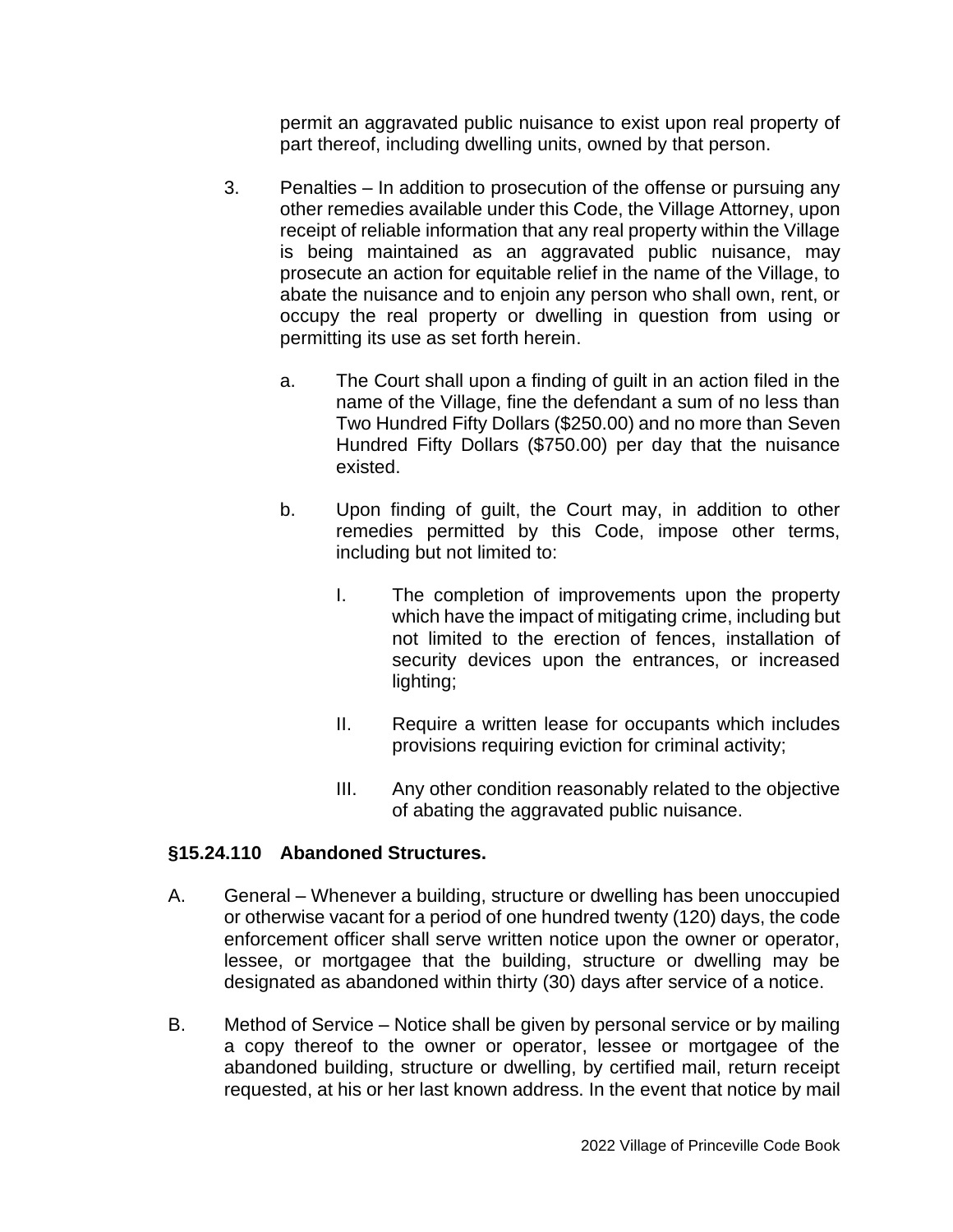permit an aggravated public nuisance to exist upon real property of part thereof, including dwelling units, owned by that person.

3. Penalties – In addition to prosecution of the offense or pursuing any other remedies available under this Code, the Village Attorney, upon receipt of reliable information that any real property within the Village is being maintained as an aggravated public nuisance, may prosecute an action for equitable relief in the name of the Village, to abate the nuisance and to enjoin any person who shall own, rent, or occupy the real property or dwelling in question from using or permitting its use as set forth herein.

   a. The Court shall upon a finding of guilt in an action filed in the name of the Village, fine the defendant a sum of no less than Two Hundred Fifty Dollars ($250.00) and no more than Seven Hundred Fifty Dollars ($750.00) per day that the nuisance existed.

   b. Upon finding of guilt, the Court may, in addition to other remedies permitted by this Code, impose other terms, including but not limited to:

      I. The completion of improvements upon the property which have the impact of mitigating crime, including but not limited to the erection of fences, installation of security devices upon the entrances, or increased lighting;

      II. Require a written lease for occupants which includes provisions requiring eviction for criminal activity;

      III. Any other condition reasonably related to the objective of abating the aggravated public nuisance.

**§15.24.110 Abandoned Structures.**

A. General – Whenever a building, structure or dwelling has been unoccupied or otherwise vacant for a period of one hundred twenty (120) days, the code enforcement officer shall serve written notice upon the owner or operator, lessee, or mortgagee that the building, structure or dwelling may be designated as abandoned within thirty (30) days after service of a notice.

B. Method of Service – Notice shall be given by personal service or by mailing a copy thereof to the owner or operator, lessee or mortgagee of the abandoned building, structure or dwelling, by certified mail, return receipt requested, at his or her last known address. In the event that notice by mail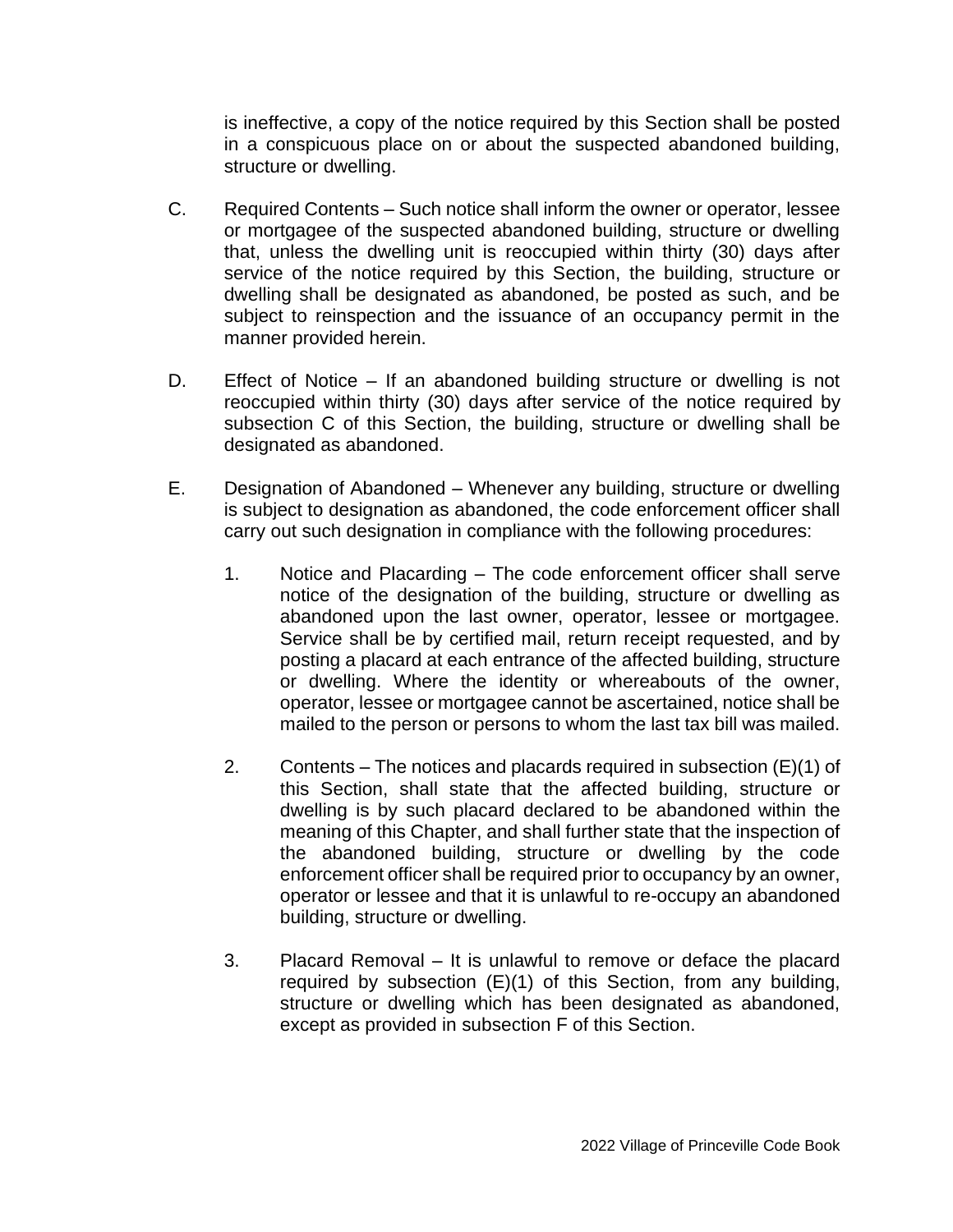is ineffective, a copy of the notice required by this Section shall be posted in a conspicuous place on or about the suspected abandoned building, structure or dwelling.

C. Required Contents – Such notice shall inform the owner or operator, lessee or mortgagee of the suspected abandoned building, structure or dwelling that, unless the dwelling unit is reoccupied within thirty (30) days after service of the notice required by this Section, the building, structure or dwelling shall be designated as abandoned, be posted as such, and be subject to reinspection and the issuance of an occupancy permit in the manner provided herein.

D. Effect of Notice – If an abandoned building structure or dwelling is not reoccupied within thirty (30) days after service of the notice required by subsection C of this Section, the building, structure or dwelling shall be designated as abandoned.

E. Designation of Abandoned – Whenever any building, structure or dwelling is subject to designation as abandoned, the code enforcement officer shall carry out such designation in compliance with the following procedures:

   1. Notice and Placarding – The code enforcement officer shall serve notice of the designation of the building, structure or dwelling as abandoned upon the last owner, operator, lessee or mortgagee. Service shall be by certified mail, return receipt requested, and by posting a placard at each entrance of the affected building, structure or dwelling. Where the identity or whereabouts of the owner, operator, lessee or mortgagee cannot be ascertained, notice shall be mailed to the person or persons to whom the last tax bill was mailed.

   2. Contents – The notices and placards required in subsection (E)(1) of this Section, shall state that the affected building, structure or dwelling is by such placard declared to be abandoned within the meaning of this Chapter, and shall further state that the inspection of the abandoned building, structure or dwelling by the code enforcement officer shall be required prior to occupancy by an owner, operator or lessee and that it is unlawful to re-occupy an abandoned building, structure or dwelling.

   3. Placard Removal – It is unlawful to remove or deface the placard required by subsection (E)(1) of this Section, from any building, structure or dwelling which has been designated as abandoned, except as provided in subsection F of this Section.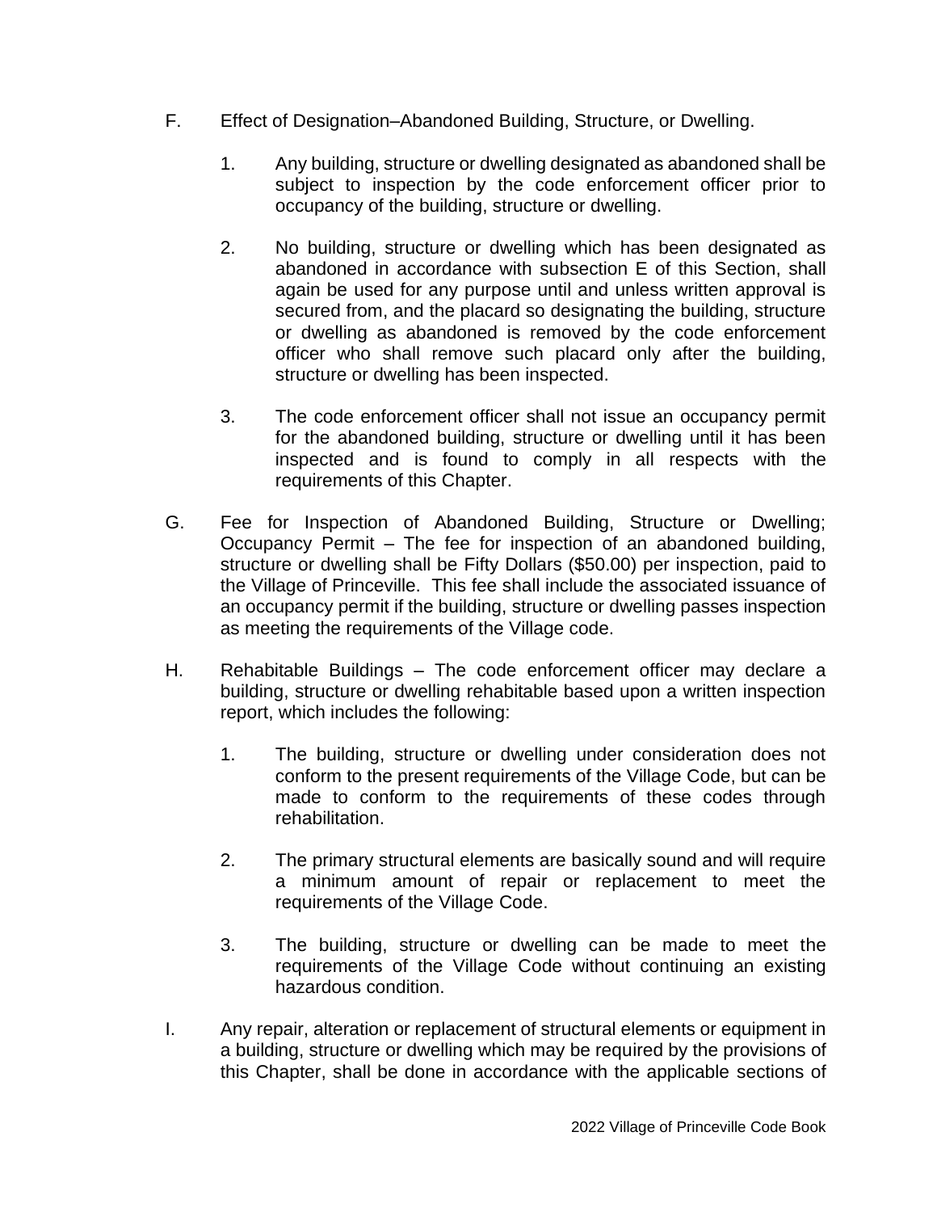F. Effect of Designation–Abandoned Building, Structure, or Dwelling.

1. Any building, structure or dwelling designated as abandoned shall be subject to inspection by the code enforcement officer prior to occupancy of the building, structure or dwelling.

2. No building, structure or dwelling which has been designated as abandoned in accordance with subsection E of this Section, shall again be used for any purpose until and unless written approval is secured from, and the placard so designating the building, structure or dwelling as abandoned is removed by the code enforcement officer who shall remove such placard only after the building, structure or dwelling has been inspected.

3. The code enforcement officer shall not issue an occupancy permit for the abandoned building, structure or dwelling until it has been inspected and is found to comply in all respects with the requirements of this Chapter.

G. Fee for Inspection of Abandoned Building, Structure or Dwelling; Occupancy Permit – The fee for inspection of an abandoned building, structure or dwelling shall be Fifty Dollars ($50.00) per inspection, paid to the Village of Princeville. This fee shall include the associated issuance of an occupancy permit if the building, structure or dwelling passes inspection as meeting the requirements of the Village code.

H. Rehabitable Buildings – The code enforcement officer may declare a building, structure or dwelling rehabitable based upon a written inspection report, which includes the following:

1. The building, structure or dwelling under consideration does not conform to the present requirements of the Village Code, but can be made to conform to the requirements of these codes through rehabilitation.

2. The primary structural elements are basically sound and will require a minimum amount of repair or replacement to meet the requirements of the Village Code.

3. The building, structure or dwelling can be made to meet the requirements of the Village Code without continuing an existing hazardous condition.

I. Any repair, alteration or replacement of structural elements or equipment in a building, structure or dwelling which may be required by the provisions of this Chapter, shall be done in accordance with the applicable sections of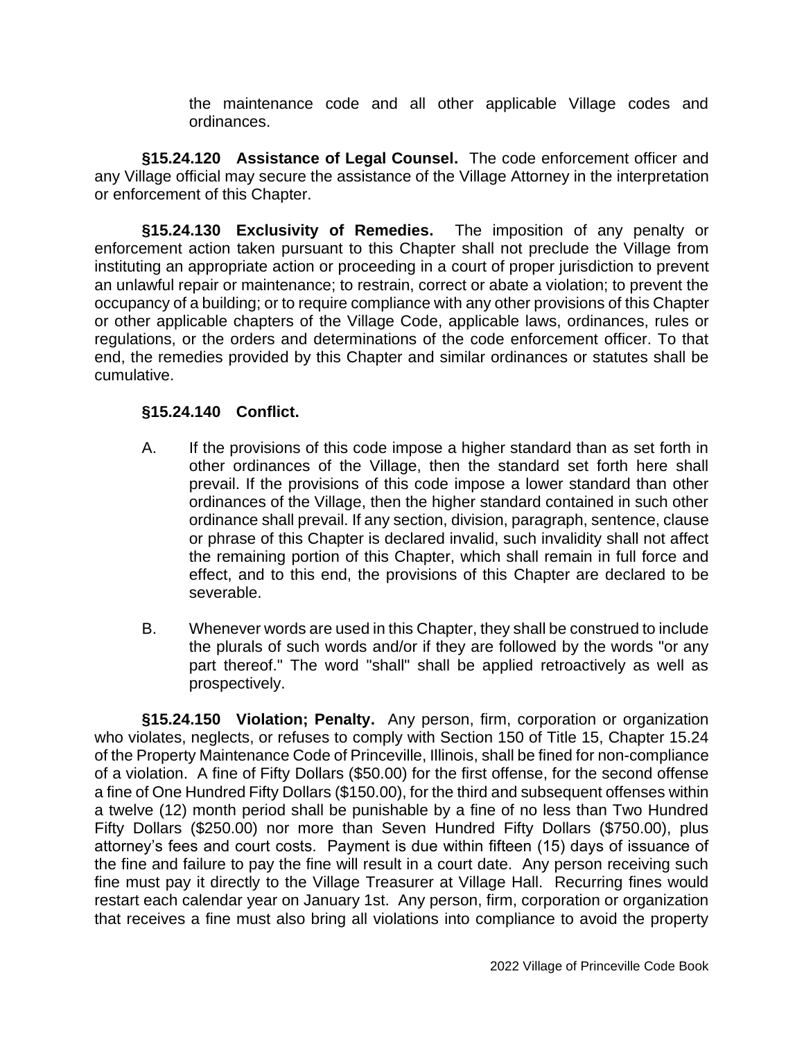the maintenance code and all other applicable Village codes and ordinances.

**§15.24.120 Assistance of Legal Counsel.** The code enforcement officer and any Village official may secure the assistance of the Village Attorney in the interpretation or enforcement of this Chapter.

**§15.24.130 Exclusivity of Remedies.** The imposition of any penalty or enforcement action taken pursuant to this Chapter shall not preclude the Village from instituting an appropriate action or proceeding in a court of proper jurisdiction to prevent an unlawful repair or maintenance; to restrain, correct or abate a violation; to prevent the occupancy of a building; or to require compliance with any other provisions of this Chapter or other applicable chapters of the Village Code, applicable laws, ordinances, rules or regulations, or the orders and determinations of the code enforcement officer. To that end, the remedies provided by this Chapter and similar ordinances or statutes shall be cumulative.

**§15.24.140 Conflict.**

A. If the provisions of this code impose a higher standard than as set forth in other ordinances of the Village, then the standard set forth here shall prevail. If the provisions of this code impose a lower standard than other ordinances of the Village, then the higher standard contained in such other ordinance shall prevail. If any section, division, paragraph, sentence, clause or phrase of this Chapter is declared invalid, such invalidity shall not affect the remaining portion of this Chapter, which shall remain in full force and effect, and to this end, the provisions of this Chapter are declared to be severable.

B. Whenever words are used in this Chapter, they shall be construed to include the plurals of such words and/or if they are followed by the words "or any part thereof." The word "shall" shall be applied retroactively as well as prospectively.

**§15.24.150 Violation; Penalty.** Any person, firm, corporation or organization who violates, neglects, or refuses to comply with Section 150 of Title 15, Chapter 15.24 of the Property Maintenance Code of Princeville, Illinois, shall be fined for non-compliance of a violation. A fine of Fifty Dollars ($50.00) for the first offense, for the second offense a fine of One Hundred Fifty Dollars ($150.00), for the third and subsequent offenses within a twelve (12) month period shall be punishable by a fine of no less than Two Hundred Fifty Dollars ($250.00) nor more than Seven Hundred Fifty Dollars ($750.00), plus attorney's fees and court costs. Payment is due within fifteen (15) days of issuance of the fine and failure to pay the fine will result in a court date. Any person receiving such fine must pay it directly to the Village Treasurer at Village Hall. Recurring fines would restart each calendar year on January 1st. Any person, firm, corporation or organization that receives a fine must also bring all violations into compliance to avoid the property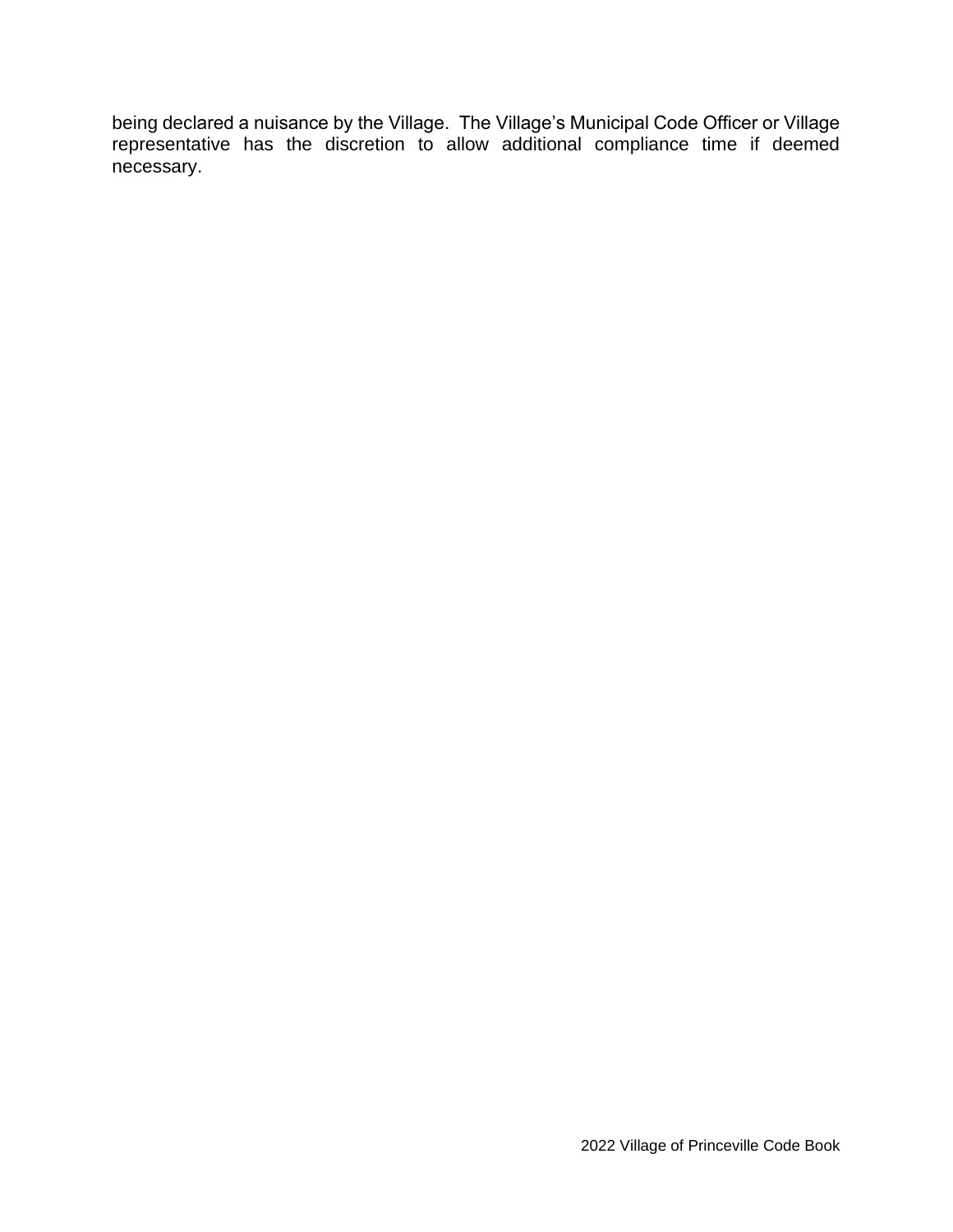being declared a nuisance by the Village. The Village's Municipal Code Officer or Village representative has the discretion to allow additional compliance time if deemed necessary.